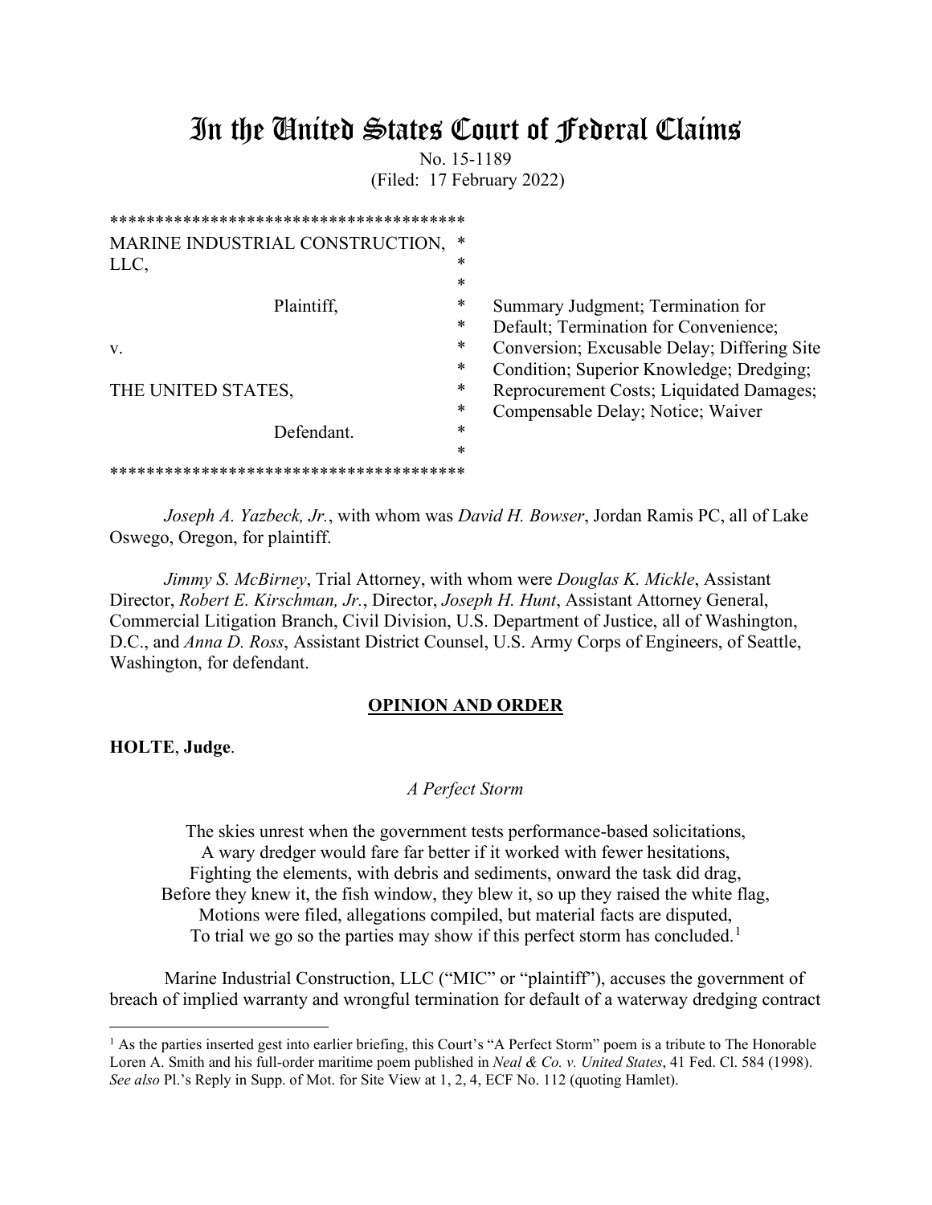# In the United States Court of Federal Claims

No. 15-1189
(Filed: 17 February 2022)

```
***************************************
MARINE INDUSTRIAL CONSTRUCTION,  *
LLC,                             *
                                 *
            Plaintiff,           *
                                 *
v.                               *
                                 *
THE UNITED STATES,               *
                                 *
            Defendant.           *
                                 *
***************************************
```

Summary Judgment; Termination for Default; Termination for Convenience; Conversion; Excusable Delay; Differing Site Condition; Superior Knowledge; Dredging; Reprocurement Costs; Liquidated Damages; Compensable Delay; Notice; Waiver

*Joseph A. Yazbeck, Jr.*, with whom was *David H. Bowser*, Jordan Ramis PC, all of Lake Oswego, Oregon, for plaintiff.

*Jimmy S. McBirney*, Trial Attorney, with whom were *Douglas K. Mickle*, Assistant Director, *Robert E. Kirschman, Jr.*, Director, *Joseph H. Hunt*, Assistant Attorney General, Commercial Litigation Branch, Civil Division, U.S. Department of Justice, all of Washington, D.C., and *Anna D. Ross*, Assistant District Counsel, U.S. Army Corps of Engineers, of Seattle, Washington, for defendant.

## OPINION AND ORDER

**HOLTE**, **Judge**.

*A Perfect Storm*

The skies unrest when the government tests performance-based solicitations,
A wary dredger would fare far better if it worked with fewer hesitations,
Fighting the elements, with debris and sediments, onward the task did drag,
Before they knew it, the fish window, they blew it, so up they raised the white flag,
Motions were filed, allegations compiled, but material facts are disputed,
To trial we go so the parties may show if this perfect storm has concluded.[1]

Marine Industrial Construction, LLC ("MIC" or "plaintiff"), accuses the government of breach of implied warranty and wrongful termination for default of a waterway dredging contract

[1] As the parties inserted gest into earlier briefing, this Court's "A Perfect Storm" poem is a tribute to The Honorable Loren A. Smith and his full-order maritime poem published in *Neal & Co. v. United States*, 41 Fed. Cl. 584 (1998). *See also* Pl.'s Reply in Supp. of Mot. for Site View at 1, 2, 4, ECF No. 112 (quoting Hamlet).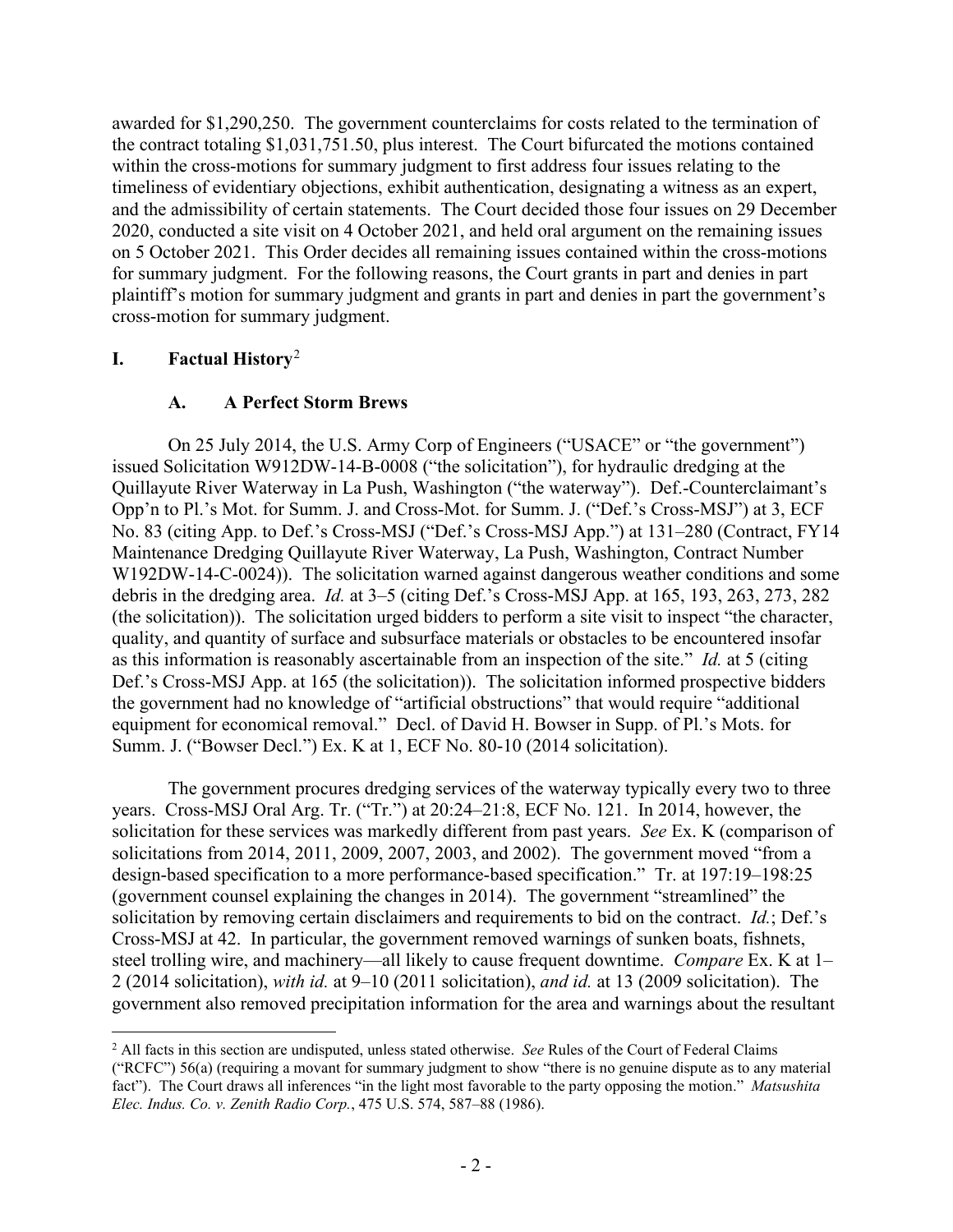awarded for $1,290,250. The government counterclaims for costs related to the termination of the contract totaling $1,031,751.50, plus interest. The Court bifurcated the motions contained within the cross-motions for summary judgment to first address four issues relating to the timeliness of evidentiary objections, exhibit authentication, designating a witness as an expert, and the admissibility of certain statements. The Court decided those four issues on 29 December 2020, conducted a site visit on 4 October 2021, and held oral argument on the remaining issues on 5 October 2021. This Order decides all remaining issues contained within the cross-motions for summary judgment. For the following reasons, the Court grants in part and denies in part plaintiff's motion for summary judgment and grants in part and denies in part the government's cross-motion for summary judgment.

## I. Factual History[2]

### A. A Perfect Storm Brews

On 25 July 2014, the U.S. Army Corp of Engineers ("USACE" or "the government") issued Solicitation W912DW-14-B-0008 ("the solicitation"), for hydraulic dredging at the Quillayute River Waterway in La Push, Washington ("the waterway"). Def.-Counterclaimant's Opp'n to Pl.'s Mot. for Summ. J. and Cross-Mot. for Summ. J. ("Def.'s Cross-MSJ") at 3, ECF No. 83 (citing App. to Def.'s Cross-MSJ ("Def.'s Cross-MSJ App.") at 131–280 (Contract, FY14 Maintenance Dredging Quillayute River Waterway, La Push, Washington, Contract Number W192DW-14-C-0024)). The solicitation warned against dangerous weather conditions and some debris in the dredging area. *Id.* at 3–5 (citing Def.'s Cross-MSJ App. at 165, 193, 263, 273, 282 (the solicitation)). The solicitation urged bidders to perform a site visit to inspect "the character, quality, and quantity of surface and subsurface materials or obstacles to be encountered insofar as this information is reasonably ascertainable from an inspection of the site." *Id.* at 5 (citing Def.'s Cross-MSJ App. at 165 (the solicitation)). The solicitation informed prospective bidders the government had no knowledge of "artificial obstructions" that would require "additional equipment for economical removal." Decl. of David H. Bowser in Supp. of Pl.'s Mots. for Summ. J. ("Bowser Decl.") Ex. K at 1, ECF No. 80-10 (2014 solicitation).

The government procures dredging services of the waterway typically every two to three years. Cross-MSJ Oral Arg. Tr. ("Tr.") at 20:24–21:8, ECF No. 121. In 2014, however, the solicitation for these services was markedly different from past years. *See* Ex. K (comparison of solicitations from 2014, 2011, 2009, 2007, 2003, and 2002). The government moved "from a design-based specification to a more performance-based specification." Tr. at 197:19–198:25 (government counsel explaining the changes in 2014). The government "streamlined" the solicitation by removing certain disclaimers and requirements to bid on the contract. *Id.*; Def.'s Cross-MSJ at 42. In particular, the government removed warnings of sunken boats, fishnets, steel trolling wire, and machinery—all likely to cause frequent downtime. *Compare* Ex. K at 1–2 (2014 solicitation), *with id.* at 9–10 (2011 solicitation), *and id.* at 13 (2009 solicitation). The government also removed precipitation information for the area and warnings about the resultant

---

[2] All facts in this section are undisputed, unless stated otherwise. *See* Rules of the Court of Federal Claims ("RCFC") 56(a) (requiring a movant for summary judgment to show "there is no genuine dispute as to any material fact"). The Court draws all inferences "in the light most favorable to the party opposing the motion." *Matsushita Elec. Indus. Co. v. Zenith Radio Corp.*, 475 U.S. 574, 587–88 (1986).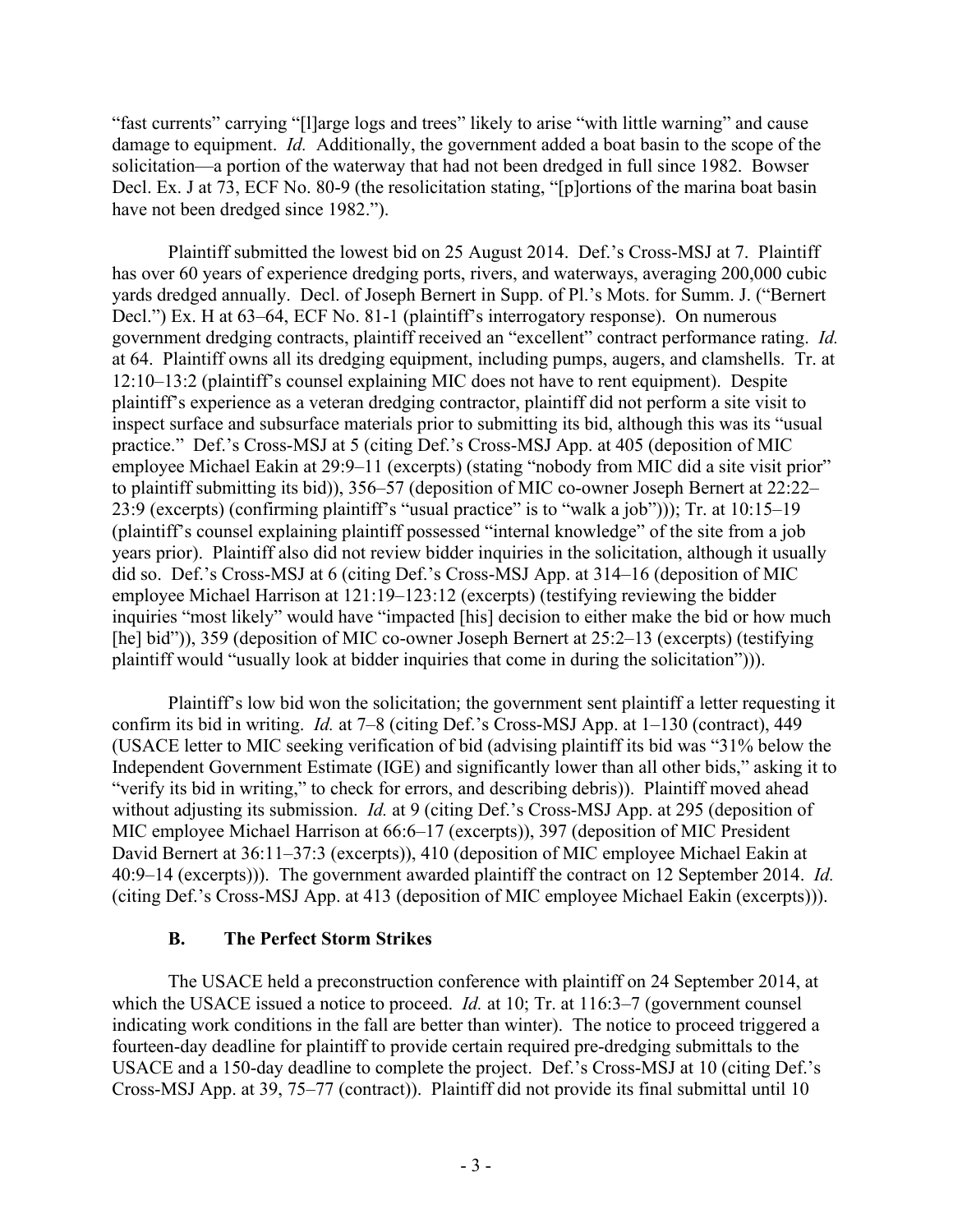"fast currents" carrying "[l]arge logs and trees" likely to arise "with little warning" and cause damage to equipment. *Id.* Additionally, the government added a boat basin to the scope of the solicitation—a portion of the waterway that had not been dredged in full since 1982. Bowser Decl. Ex. J at 73, ECF No. 80-9 (the resolicitation stating, "[p]ortions of the marina boat basin have not been dredged since 1982.").

Plaintiff submitted the lowest bid on 25 August 2014. Def.'s Cross-MSJ at 7. Plaintiff has over 60 years of experience dredging ports, rivers, and waterways, averaging 200,000 cubic yards dredged annually. Decl. of Joseph Bernert in Supp. of Pl.'s Mots. for Summ. J. ("Bernert Decl.") Ex. H at 63–64, ECF No. 81-1 (plaintiff's interrogatory response). On numerous government dredging contracts, plaintiff received an "excellent" contract performance rating. *Id.* at 64. Plaintiff owns all its dredging equipment, including pumps, augers, and clamshells. Tr. at 12:10–13:2 (plaintiff's counsel explaining MIC does not have to rent equipment). Despite plaintiff's experience as a veteran dredging contractor, plaintiff did not perform a site visit to inspect surface and subsurface materials prior to submitting its bid, although this was its "usual practice." Def.'s Cross-MSJ at 5 (citing Def.'s Cross-MSJ App. at 405 (deposition of MIC employee Michael Eakin at 29:9–11 (excerpts) (stating "nobody from MIC did a site visit prior" to plaintiff submitting its bid)), 356–57 (deposition of MIC co-owner Joseph Bernert at 22:22–23:9 (excerpts) (confirming plaintiff's "usual practice" is to "walk a job"))); Tr. at 10:15–19 (plaintiff's counsel explaining plaintiff possessed "internal knowledge" of the site from a job years prior). Plaintiff also did not review bidder inquiries in the solicitation, although it usually did so. Def.'s Cross-MSJ at 6 (citing Def.'s Cross-MSJ App. at 314–16 (deposition of MIC employee Michael Harrison at 121:19–123:12 (excerpts) (testifying reviewing the bidder inquiries "most likely" would have "impacted [his] decision to either make the bid or how much [he] bid")), 359 (deposition of MIC co-owner Joseph Bernert at 25:2–13 (excerpts) (testifying plaintiff would "usually look at bidder inquiries that come in during the solicitation"))).

Plaintiff's low bid won the solicitation; the government sent plaintiff a letter requesting it confirm its bid in writing. *Id.* at 7–8 (citing Def.'s Cross-MSJ App. at 1–130 (contract), 449 (USACE letter to MIC seeking verification of bid (advising plaintiff its bid was "31% below the Independent Government Estimate (IGE) and significantly lower than all other bids," asking it to "verify its bid in writing," to check for errors, and describing debris)). Plaintiff moved ahead without adjusting its submission. *Id.* at 9 (citing Def.'s Cross-MSJ App. at 295 (deposition of MIC employee Michael Harrison at 66:6–17 (excerpts)), 397 (deposition of MIC President David Bernert at 36:11–37:3 (excerpts)), 410 (deposition of MIC employee Michael Eakin at 40:9–14 (excerpts))). The government awarded plaintiff the contract on 12 September 2014. *Id.* (citing Def.'s Cross-MSJ App. at 413 (deposition of MIC employee Michael Eakin (excerpts))).

### B. The Perfect Storm Strikes

The USACE held a preconstruction conference with plaintiff on 24 September 2014, at which the USACE issued a notice to proceed. *Id.* at 10; Tr. at 116:3–7 (government counsel indicating work conditions in the fall are better than winter). The notice to proceed triggered a fourteen-day deadline for plaintiff to provide certain required pre-dredging submittals to the USACE and a 150-day deadline to complete the project. Def.'s Cross-MSJ at 10 (citing Def.'s Cross-MSJ App. at 39, 75–77 (contract)). Plaintiff did not provide its final submittal until 10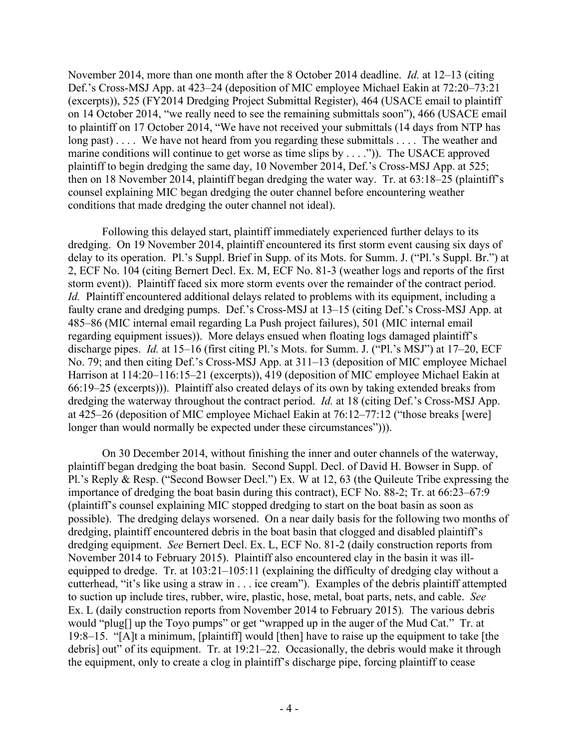November 2014, more than one month after the 8 October 2014 deadline. *Id.* at 12–13 (citing Def.'s Cross-MSJ App. at 423–24 (deposition of MIC employee Michael Eakin at 72:20–73:21 (excerpts)), 525 (FY2014 Dredging Project Submittal Register), 464 (USACE email to plaintiff on 14 October 2014, "we really need to see the remaining submittals soon"), 466 (USACE email to plaintiff on 17 October 2014, "We have not received your submittals (14 days from NTP has long past) . . . . We have not heard from you regarding these submittals . . . . The weather and marine conditions will continue to get worse as time slips by . . . .")). The USACE approved plaintiff to begin dredging the same day, 10 November 2014, Def.'s Cross-MSJ App. at 525; then on 18 November 2014, plaintiff began dredging the water way. Tr. at 63:18–25 (plaintiff's counsel explaining MIC began dredging the outer channel before encountering weather conditions that made dredging the outer channel not ideal).

Following this delayed start, plaintiff immediately experienced further delays to its dredging. On 19 November 2014, plaintiff encountered its first storm event causing six days of delay to its operation. Pl.'s Suppl. Brief in Supp. of its Mots. for Summ. J. ("Pl.'s Suppl. Br.") at 2, ECF No. 104 (citing Bernert Decl. Ex. M, ECF No. 81-3 (weather logs and reports of the first storm event)). Plaintiff faced six more storm events over the remainder of the contract period. *Id.* Plaintiff encountered additional delays related to problems with its equipment, including a faulty crane and dredging pumps. Def.'s Cross-MSJ at 13–15 (citing Def.'s Cross-MSJ App. at 485–86 (MIC internal email regarding La Push project failures), 501 (MIC internal email regarding equipment issues)). More delays ensued when floating logs damaged plaintiff's discharge pipes. *Id.* at 15–16 (first citing Pl.'s Mots. for Summ. J. ("Pl.'s MSJ") at 17–20, ECF No. 79; and then citing Def.'s Cross-MSJ App. at 311–13 (deposition of MIC employee Michael Harrison at 114:20–116:15–21 (excerpts)), 419 (deposition of MIC employee Michael Eakin at 66:19–25 (excerpts))). Plaintiff also created delays of its own by taking extended breaks from dredging the waterway throughout the contract period. *Id.* at 18 (citing Def.'s Cross-MSJ App. at 425–26 (deposition of MIC employee Michael Eakin at 76:12–77:12 ("those breaks [were] longer than would normally be expected under these circumstances"))).

On 30 December 2014, without finishing the inner and outer channels of the waterway, plaintiff began dredging the boat basin. Second Suppl. Decl. of David H. Bowser in Supp. of Pl.'s Reply & Resp. ("Second Bowser Decl.") Ex. W at 12, 63 (the Quileute Tribe expressing the importance of dredging the boat basin during this contract), ECF No. 88-2; Tr. at 66:23–67:9 (plaintiff's counsel explaining MIC stopped dredging to start on the boat basin as soon as possible). The dredging delays worsened. On a near daily basis for the following two months of dredging, plaintiff encountered debris in the boat basin that clogged and disabled plaintiff's dredging equipment. *See* Bernert Decl. Ex. L, ECF No. 81-2 (daily construction reports from November 2014 to February 2015). Plaintiff also encountered clay in the basin it was ill-equipped to dredge. Tr. at 103:21–105:11 (explaining the difficulty of dredging clay without a cutterhead, "it's like using a straw in . . . ice cream"). Examples of the debris plaintiff attempted to suction up include tires, rubber, wire, plastic, hose, metal, boat parts, nets, and cable. *See* Ex. L (daily construction reports from November 2014 to February 2015)*.* The various debris would "plug[] up the Toyo pumps" or get "wrapped up in the auger of the Mud Cat." Tr. at 19:8–15. "[A]t a minimum, [plaintiff] would [then] have to raise up the equipment to take [the debris] out" of its equipment. Tr. at 19:21–22. Occasionally, the debris would make it through the equipment, only to create a clog in plaintiff's discharge pipe, forcing plaintiff to cease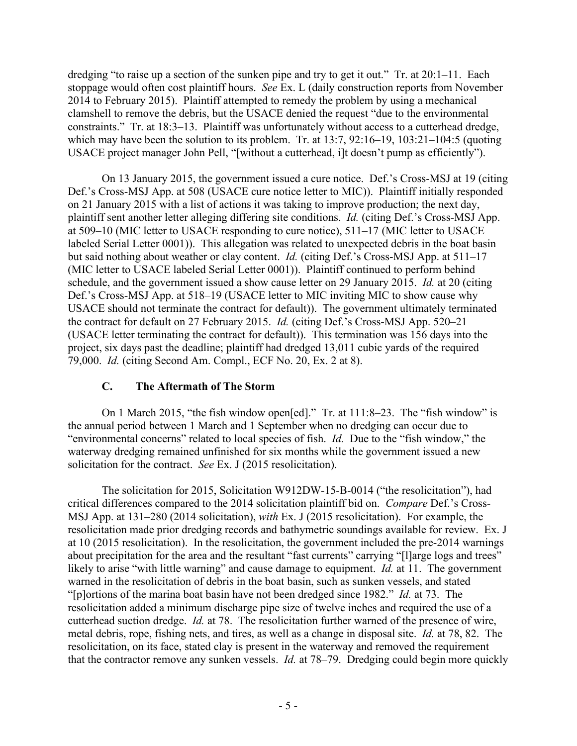dredging "to raise up a section of the sunken pipe and try to get it out." Tr. at 20:1–11. Each stoppage would often cost plaintiff hours. *See* Ex. L (daily construction reports from November 2014 to February 2015). Plaintiff attempted to remedy the problem by using a mechanical clamshell to remove the debris, but the USACE denied the request "due to the environmental constraints." Tr. at 18:3–13. Plaintiff was unfortunately without access to a cutterhead dredge, which may have been the solution to its problem. Tr. at 13:7, 92:16–19, 103:21–104:5 (quoting USACE project manager John Pell, "[without a cutterhead, i]t doesn't pump as efficiently").

On 13 January 2015, the government issued a cure notice. Def.'s Cross-MSJ at 19 (citing Def.'s Cross-MSJ App. at 508 (USACE cure notice letter to MIC)). Plaintiff initially responded on 21 January 2015 with a list of actions it was taking to improve production; the next day, plaintiff sent another letter alleging differing site conditions. *Id.* (citing Def.'s Cross-MSJ App. at 509–10 (MIC letter to USACE responding to cure notice), 511–17 (MIC letter to USACE labeled Serial Letter 0001)). This allegation was related to unexpected debris in the boat basin but said nothing about weather or clay content. *Id.* (citing Def.'s Cross-MSJ App. at 511–17 (MIC letter to USACE labeled Serial Letter 0001)). Plaintiff continued to perform behind schedule, and the government issued a show cause letter on 29 January 2015. *Id.* at 20 (citing Def.'s Cross-MSJ App. at 518–19 (USACE letter to MIC inviting MIC to show cause why USACE should not terminate the contract for default)). The government ultimately terminated the contract for default on 27 February 2015. *Id.* (citing Def.'s Cross-MSJ App. 520–21 (USACE letter terminating the contract for default)). This termination was 156 days into the project, six days past the deadline; plaintiff had dredged 13,011 cubic yards of the required 79,000. *Id.* (citing Second Am. Compl., ECF No. 20, Ex. 2 at 8).

### C. The Aftermath of The Storm

On 1 March 2015, "the fish window open[ed]." Tr. at 111:8–23. The "fish window" is the annual period between 1 March and 1 September when no dredging can occur due to "environmental concerns" related to local species of fish. *Id.* Due to the "fish window," the waterway dredging remained unfinished for six months while the government issued a new solicitation for the contract. *See* Ex. J (2015 resolicitation).

The solicitation for 2015, Solicitation W912DW-15-B-0014 ("the resolicitation"), had critical differences compared to the 2014 solicitation plaintiff bid on. *Compare* Def.'s Cross-MSJ App. at 131–280 (2014 solicitation), *with* Ex. J (2015 resolicitation). For example, the resolicitation made prior dredging records and bathymetric soundings available for review. Ex. J at 10 (2015 resolicitation). In the resolicitation, the government included the pre-2014 warnings about precipitation for the area and the resultant "fast currents" carrying "[l]arge logs and trees" likely to arise "with little warning" and cause damage to equipment. *Id.* at 11. The government warned in the resolicitation of debris in the boat basin, such as sunken vessels, and stated "[p]ortions of the marina boat basin have not been dredged since 1982." *Id.* at 73. The resolicitation added a minimum discharge pipe size of twelve inches and required the use of a cutterhead suction dredge. *Id.* at 78. The resolicitation further warned of the presence of wire, metal debris, rope, fishing nets, and tires, as well as a change in disposal site. *Id.* at 78, 82. The resolicitation, on its face, stated clay is present in the waterway and removed the requirement that the contractor remove any sunken vessels. *Id.* at 78–79. Dredging could begin more quickly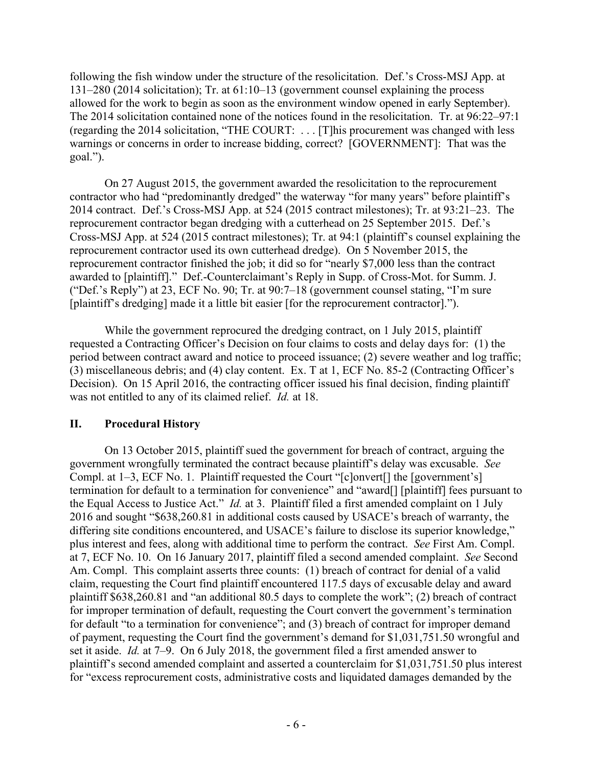following the fish window under the structure of the resolicitation. Def.'s Cross-MSJ App. at 131–280 (2014 solicitation); Tr. at 61:10–13 (government counsel explaining the process allowed for the work to begin as soon as the environment window opened in early September). The 2014 solicitation contained none of the notices found in the resolicitation. Tr. at 96:22–97:1 (regarding the 2014 solicitation, "THE COURT: . . . [T]his procurement was changed with less warnings or concerns in order to increase bidding, correct? [GOVERNMENT]: That was the goal.").

On 27 August 2015, the government awarded the resolicitation to the reprocurement contractor who had "predominantly dredged" the waterway "for many years" before plaintiff's 2014 contract. Def.'s Cross-MSJ App. at 524 (2015 contract milestones); Tr. at 93:21–23. The reprocurement contractor began dredging with a cutterhead on 25 September 2015. Def.'s Cross-MSJ App. at 524 (2015 contract milestones); Tr. at 94:1 (plaintiff's counsel explaining the reprocurement contractor used its own cutterhead dredge). On 5 November 2015, the reprocurement contractor finished the job; it did so for "nearly $7,000 less than the contract awarded to [plaintiff]." Def.-Counterclaimant's Reply in Supp. of Cross-Mot. for Summ. J. ("Def.'s Reply") at 23, ECF No. 90; Tr. at 90:7–18 (government counsel stating, "I'm sure [plaintiff's dredging] made it a little bit easier [for the reprocurement contractor].").

While the government reprocured the dredging contract, on 1 July 2015, plaintiff requested a Contracting Officer's Decision on four claims to costs and delay days for: (1) the period between contract award and notice to proceed issuance; (2) severe weather and log traffic; (3) miscellaneous debris; and (4) clay content. Ex. T at 1, ECF No. 85-2 (Contracting Officer's Decision). On 15 April 2016, the contracting officer issued his final decision, finding plaintiff was not entitled to any of its claimed relief. *Id.* at 18.

## II. Procedural History

On 13 October 2015, plaintiff sued the government for breach of contract, arguing the government wrongfully terminated the contract because plaintiff's delay was excusable. *See* Compl. at 1–3, ECF No. 1. Plaintiff requested the Court "[c]onvert[] the [government's] termination for default to a termination for convenience" and "award[] [plaintiff] fees pursuant to the Equal Access to Justice Act." *Id.* at 3. Plaintiff filed a first amended complaint on 1 July 2016 and sought "$638,260.81 in additional costs caused by USACE's breach of warranty, the differing site conditions encountered, and USACE's failure to disclose its superior knowledge," plus interest and fees, along with additional time to perform the contract. *See* First Am. Compl. at 7, ECF No. 10. On 16 January 2017, plaintiff filed a second amended complaint. *See* Second Am. Compl. This complaint asserts three counts: (1) breach of contract for denial of a valid claim, requesting the Court find plaintiff encountered 117.5 days of excusable delay and award plaintiff $638,260.81 and "an additional 80.5 days to complete the work"; (2) breach of contract for improper termination of default, requesting the Court convert the government's termination for default "to a termination for convenience"; and (3) breach of contract for improper demand of payment, requesting the Court find the government's demand for $1,031,751.50 wrongful and set it aside. *Id.* at 7–9. On 6 July 2018, the government filed a first amended answer to plaintiff's second amended complaint and asserted a counterclaim for $1,031,751.50 plus interest for "excess reprocurement costs, administrative costs and liquidated damages demanded by the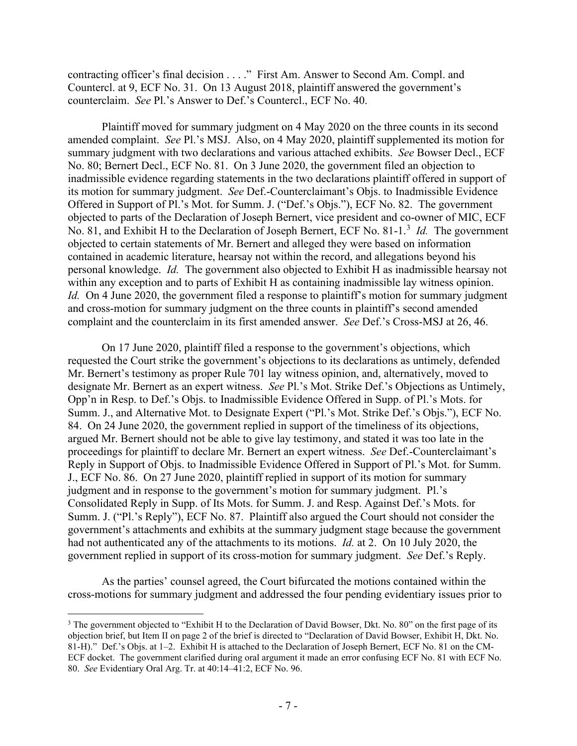contracting officer's final decision . . . ." First Am. Answer to Second Am. Compl. and Countercl. at 9, ECF No. 31. On 13 August 2018, plaintiff answered the government's counterclaim. *See* Pl.'s Answer to Def.'s Countercl., ECF No. 40.

Plaintiff moved for summary judgment on 4 May 2020 on the three counts in its second amended complaint. *See* Pl.'s MSJ. Also, on 4 May 2020, plaintiff supplemented its motion for summary judgment with two declarations and various attached exhibits. *See* Bowser Decl., ECF No. 80; Bernert Decl., ECF No. 81. On 3 June 2020, the government filed an objection to inadmissible evidence regarding statements in the two declarations plaintiff offered in support of its motion for summary judgment. *See* Def.-Counterclaimant's Objs. to Inadmissible Evidence Offered in Support of Pl.'s Mot. for Summ. J. ("Def.'s Objs."), ECF No. 82. The government objected to parts of the Declaration of Joseph Bernert, vice president and co-owner of MIC, ECF No. 81, and Exhibit H to the Declaration of Joseph Bernert, ECF No. 81-1.[3] *Id.* The government objected to certain statements of Mr. Bernert and alleged they were based on information contained in academic literature, hearsay not within the record, and allegations beyond his personal knowledge. *Id.* The government also objected to Exhibit H as inadmissible hearsay not within any exception and to parts of Exhibit H as containing inadmissible lay witness opinion. *Id.* On 4 June 2020, the government filed a response to plaintiff's motion for summary judgment and cross-motion for summary judgment on the three counts in plaintiff's second amended complaint and the counterclaim in its first amended answer. *See* Def.'s Cross-MSJ at 26, 46.

On 17 June 2020, plaintiff filed a response to the government's objections, which requested the Court strike the government's objections to its declarations as untimely, defended Mr. Bernert's testimony as proper Rule 701 lay witness opinion, and, alternatively, moved to designate Mr. Bernert as an expert witness. *See* Pl.'s Mot. Strike Def.'s Objections as Untimely, Opp'n in Resp. to Def.'s Objs. to Inadmissible Evidence Offered in Supp. of Pl.'s Mots. for Summ. J., and Alternative Mot. to Designate Expert ("Pl.'s Mot. Strike Def.'s Objs."), ECF No. 84. On 24 June 2020, the government replied in support of the timeliness of its objections, argued Mr. Bernert should not be able to give lay testimony, and stated it was too late in the proceedings for plaintiff to declare Mr. Bernert an expert witness. *See* Def.-Counterclaimant's Reply in Support of Objs. to Inadmissible Evidence Offered in Support of Pl.'s Mot. for Summ. J., ECF No. 86. On 27 June 2020, plaintiff replied in support of its motion for summary judgment and in response to the government's motion for summary judgment. Pl.'s Consolidated Reply in Supp. of Its Mots. for Summ. J. and Resp. Against Def.'s Mots. for Summ. J. ("Pl.'s Reply"), ECF No. 87. Plaintiff also argued the Court should not consider the government's attachments and exhibits at the summary judgment stage because the government had not authenticated any of the attachments to its motions. *Id.* at 2. On 10 July 2020, the government replied in support of its cross-motion for summary judgment. *See* Def.'s Reply.

As the parties' counsel agreed, the Court bifurcated the motions contained within the cross-motions for summary judgment and addressed the four pending evidentiary issues prior to

[3] The government objected to "Exhibit H to the Declaration of David Bowser, Dkt. No. 80" on the first page of its objection brief, but Item II on page 2 of the brief is directed to "Declaration of David Bowser, Exhibit H, Dkt. No. 81-H)." Def.'s Objs. at 1–2. Exhibit H is attached to the Declaration of Joseph Bernert, ECF No. 81 on the CM-ECF docket. The government clarified during oral argument it made an error confusing ECF No. 81 with ECF No. 80. *See* Evidentiary Oral Arg. Tr. at 40:14–41:2, ECF No. 96.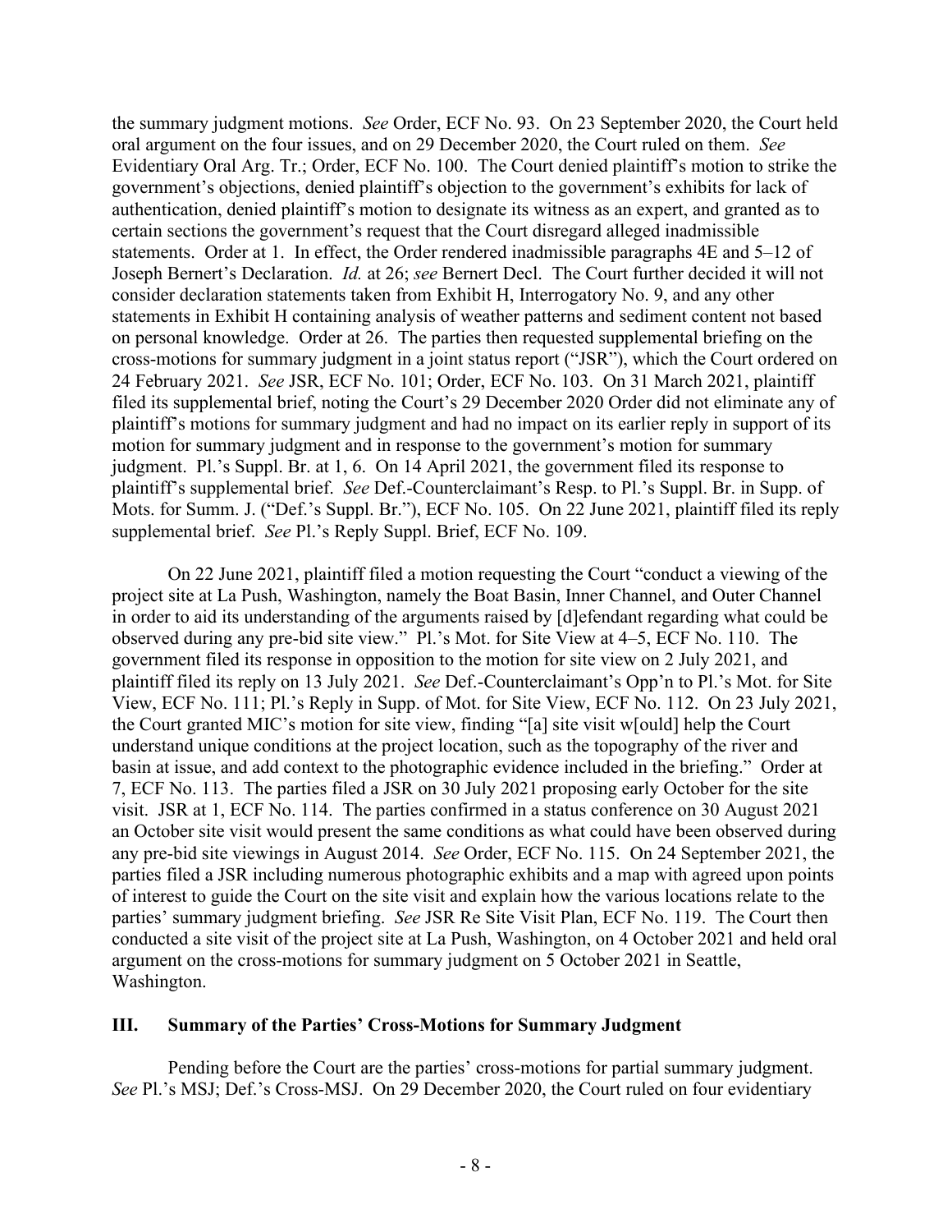the summary judgment motions. *See* Order, ECF No. 93. On 23 September 2020, the Court held oral argument on the four issues, and on 29 December 2020, the Court ruled on them. *See* Evidentiary Oral Arg. Tr.; Order, ECF No. 100. The Court denied plaintiff's motion to strike the government's objections, denied plaintiff's objection to the government's exhibits for lack of authentication, denied plaintiff's motion to designate its witness as an expert, and granted as to certain sections the government's request that the Court disregard alleged inadmissible statements. Order at 1. In effect, the Order rendered inadmissible paragraphs 4E and 5–12 of Joseph Bernert's Declaration. *Id.* at 26; *see* Bernert Decl. The Court further decided it will not consider declaration statements taken from Exhibit H, Interrogatory No. 9, and any other statements in Exhibit H containing analysis of weather patterns and sediment content not based on personal knowledge. Order at 26. The parties then requested supplemental briefing on the cross-motions for summary judgment in a joint status report ("JSR"), which the Court ordered on 24 February 2021. *See* JSR, ECF No. 101; Order, ECF No. 103. On 31 March 2021, plaintiff filed its supplemental brief, noting the Court's 29 December 2020 Order did not eliminate any of plaintiff's motions for summary judgment and had no impact on its earlier reply in support of its motion for summary judgment and in response to the government's motion for summary judgment. Pl.'s Suppl. Br. at 1, 6. On 14 April 2021, the government filed its response to plaintiff's supplemental brief. *See* Def.-Counterclaimant's Resp. to Pl.'s Suppl. Br. in Supp. of Mots. for Summ. J. ("Def.'s Suppl. Br."), ECF No. 105. On 22 June 2021, plaintiff filed its reply supplemental brief. *See* Pl.'s Reply Suppl. Brief, ECF No. 109.

On 22 June 2021, plaintiff filed a motion requesting the Court "conduct a viewing of the project site at La Push, Washington, namely the Boat Basin, Inner Channel, and Outer Channel in order to aid its understanding of the arguments raised by [d]efendant regarding what could be observed during any pre-bid site view." Pl.'s Mot. for Site View at 4–5, ECF No. 110. The government filed its response in opposition to the motion for site view on 2 July 2021, and plaintiff filed its reply on 13 July 2021. *See* Def.-Counterclaimant's Opp'n to Pl.'s Mot. for Site View, ECF No. 111; Pl.'s Reply in Supp. of Mot. for Site View, ECF No. 112. On 23 July 2021, the Court granted MIC's motion for site view, finding "[a] site visit w[ould] help the Court understand unique conditions at the project location, such as the topography of the river and basin at issue, and add context to the photographic evidence included in the briefing." Order at 7, ECF No. 113. The parties filed a JSR on 30 July 2021 proposing early October for the site visit. JSR at 1, ECF No. 114. The parties confirmed in a status conference on 30 August 2021 an October site visit would present the same conditions as what could have been observed during any pre-bid site viewings in August 2014. *See* Order, ECF No. 115. On 24 September 2021, the parties filed a JSR including numerous photographic exhibits and a map with agreed upon points of interest to guide the Court on the site visit and explain how the various locations relate to the parties' summary judgment briefing. *See* JSR Re Site Visit Plan, ECF No. 119. The Court then conducted a site visit of the project site at La Push, Washington, on 4 October 2021 and held oral argument on the cross-motions for summary judgment on 5 October 2021 in Seattle, Washington.

## III. Summary of the Parties' Cross-Motions for Summary Judgment

Pending before the Court are the parties' cross-motions for partial summary judgment. *See* Pl.'s MSJ; Def.'s Cross-MSJ. On 29 December 2020, the Court ruled on four evidentiary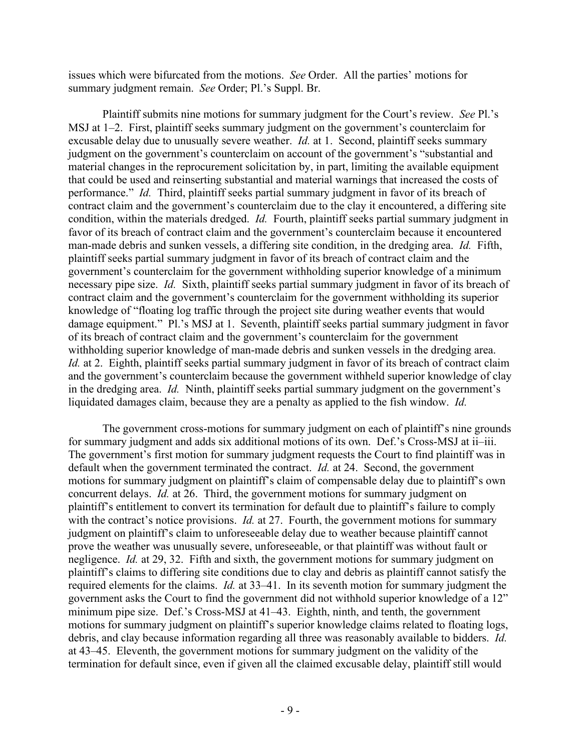issues which were bifurcated from the motions. *See* Order. All the parties' motions for summary judgment remain. *See* Order; Pl.'s Suppl. Br.

Plaintiff submits nine motions for summary judgment for the Court's review. *See* Pl.'s MSJ at 1–2. First, plaintiff seeks summary judgment on the government's counterclaim for excusable delay due to unusually severe weather. *Id.* at 1. Second, plaintiff seeks summary judgment on the government's counterclaim on account of the government's "substantial and material changes in the reprocurement solicitation by, in part, limiting the available equipment that could be used and reinserting substantial and material warnings that increased the costs of performance." *Id.* Third, plaintiff seeks partial summary judgment in favor of its breach of contract claim and the government's counterclaim due to the clay it encountered, a differing site condition, within the materials dredged. *Id.* Fourth, plaintiff seeks partial summary judgment in favor of its breach of contract claim and the government's counterclaim because it encountered man-made debris and sunken vessels, a differing site condition, in the dredging area. *Id.* Fifth, plaintiff seeks partial summary judgment in favor of its breach of contract claim and the government's counterclaim for the government withholding superior knowledge of a minimum necessary pipe size. *Id.* Sixth, plaintiff seeks partial summary judgment in favor of its breach of contract claim and the government's counterclaim for the government withholding its superior knowledge of "floating log traffic through the project site during weather events that would damage equipment." Pl.'s MSJ at 1. Seventh, plaintiff seeks partial summary judgment in favor of its breach of contract claim and the government's counterclaim for the government withholding superior knowledge of man-made debris and sunken vessels in the dredging area. *Id.* at 2. Eighth, plaintiff seeks partial summary judgment in favor of its breach of contract claim and the government's counterclaim because the government withheld superior knowledge of clay in the dredging area. *Id.* Ninth, plaintiff seeks partial summary judgment on the government's liquidated damages claim, because they are a penalty as applied to the fish window. *Id.*

The government cross-motions for summary judgment on each of plaintiff's nine grounds for summary judgment and adds six additional motions of its own. Def.'s Cross-MSJ at ii–iii. The government's first motion for summary judgment requests the Court to find plaintiff was in default when the government terminated the contract. *Id.* at 24. Second, the government motions for summary judgment on plaintiff's claim of compensable delay due to plaintiff's own concurrent delays. *Id.* at 26. Third, the government motions for summary judgment on plaintiff's entitlement to convert its termination for default due to plaintiff's failure to comply with the contract's notice provisions. *Id.* at 27. Fourth, the government motions for summary judgment on plaintiff's claim to unforeseeable delay due to weather because plaintiff cannot prove the weather was unusually severe, unforeseeable, or that plaintiff was without fault or negligence. *Id.* at 29, 32. Fifth and sixth, the government motions for summary judgment on plaintiff's claims to differing site conditions due to clay and debris as plaintiff cannot satisfy the required elements for the claims. *Id.* at 33–41. In its seventh motion for summary judgment the government asks the Court to find the government did not withhold superior knowledge of a 12" minimum pipe size. Def.'s Cross-MSJ at 41–43. Eighth, ninth, and tenth, the government motions for summary judgment on plaintiff's superior knowledge claims related to floating logs, debris, and clay because information regarding all three was reasonably available to bidders. *Id.* at 43–45. Eleventh, the government motions for summary judgment on the validity of the termination for default since, even if given all the claimed excusable delay, plaintiff still would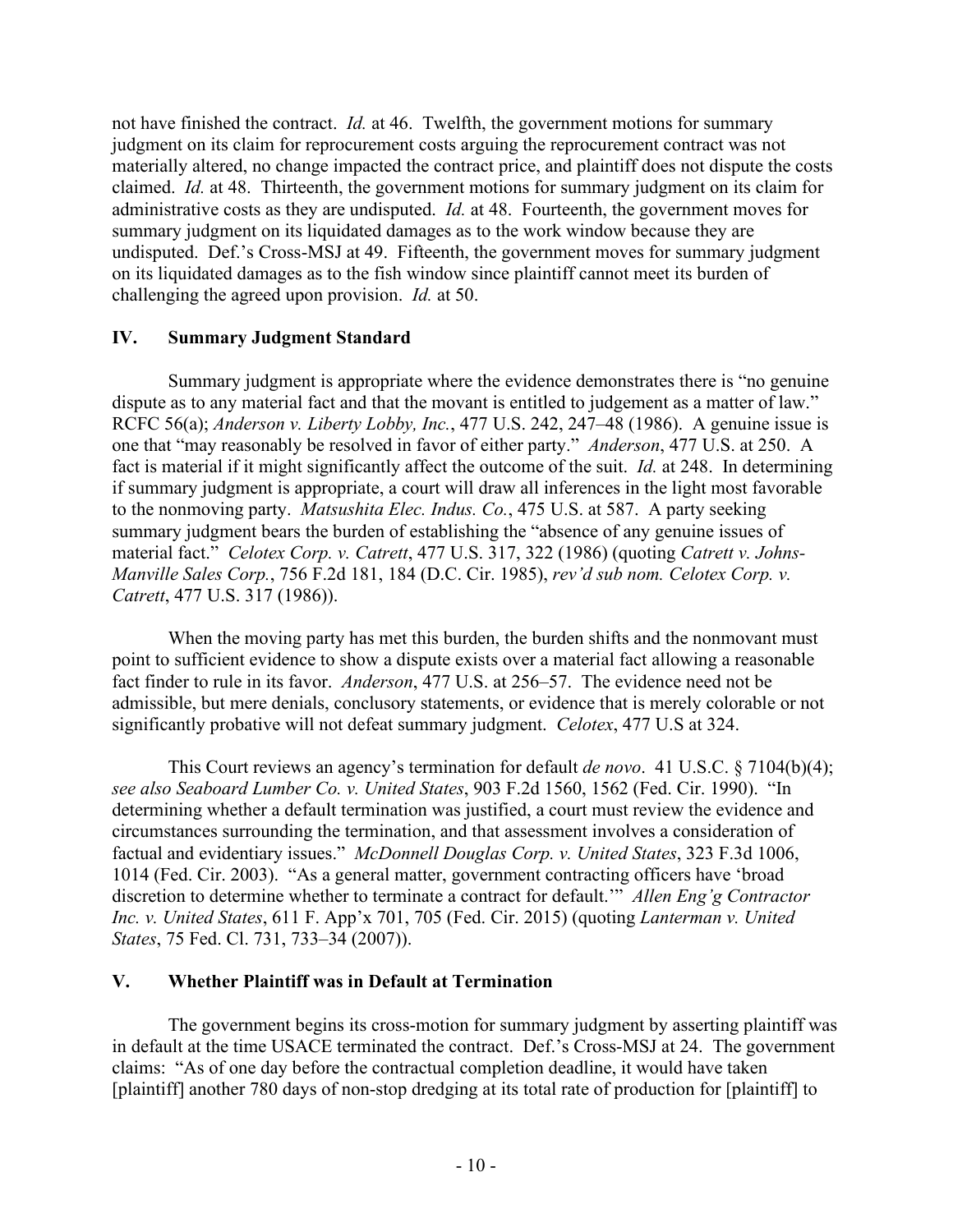not have finished the contract. *Id.* at 46. Twelfth, the government motions for summary judgment on its claim for reprocurement costs arguing the reprocurement contract was not materially altered, no change impacted the contract price, and plaintiff does not dispute the costs claimed. *Id.* at 48. Thirteenth, the government motions for summary judgment on its claim for administrative costs as they are undisputed. *Id.* at 48. Fourteenth, the government moves for summary judgment on its liquidated damages as to the work window because they are undisputed. Def.'s Cross-MSJ at 49. Fifteenth, the government moves for summary judgment on its liquidated damages as to the fish window since plaintiff cannot meet its burden of challenging the agreed upon provision. *Id.* at 50.

## IV. Summary Judgment Standard

Summary judgment is appropriate where the evidence demonstrates there is "no genuine dispute as to any material fact and that the movant is entitled to judgement as a matter of law." RCFC 56(a); *Anderson v. Liberty Lobby, Inc.*, 477 U.S. 242, 247–48 (1986). A genuine issue is one that "may reasonably be resolved in favor of either party." *Anderson*, 477 U.S. at 250. A fact is material if it might significantly affect the outcome of the suit. *Id.* at 248. In determining if summary judgment is appropriate, a court will draw all inferences in the light most favorable to the nonmoving party. *Matsushita Elec. Indus. Co.*, 475 U.S. at 587. A party seeking summary judgment bears the burden of establishing the "absence of any genuine issues of material fact." *Celotex Corp. v. Catrett*, 477 U.S. 317, 322 (1986) (quoting *Catrett v. Johns-Manville Sales Corp.*, 756 F.2d 181, 184 (D.C. Cir. 1985), *rev'd sub nom. Celotex Corp. v. Catrett*, 477 U.S. 317 (1986)).

When the moving party has met this burden, the burden shifts and the nonmovant must point to sufficient evidence to show a dispute exists over a material fact allowing a reasonable fact finder to rule in its favor. *Anderson*, 477 U.S. at 256–57. The evidence need not be admissible, but mere denials, conclusory statements, or evidence that is merely colorable or not significantly probative will not defeat summary judgment. *Celotex*, 477 U.S at 324.

This Court reviews an agency's termination for default *de novo*. 41 U.S.C. § 7104(b)(4); *see also Seaboard Lumber Co. v. United States*, 903 F.2d 1560, 1562 (Fed. Cir. 1990). "In determining whether a default termination was justified, a court must review the evidence and circumstances surrounding the termination, and that assessment involves a consideration of factual and evidentiary issues." *McDonnell Douglas Corp. v. United States*, 323 F.3d 1006, 1014 (Fed. Cir. 2003). "As a general matter, government contracting officers have 'broad discretion to determine whether to terminate a contract for default.'" *Allen Eng'g Contractor Inc. v. United States*, 611 F. App'x 701, 705 (Fed. Cir. 2015) (quoting *Lanterman v. United States*, 75 Fed. Cl. 731, 733–34 (2007)).

## V. Whether Plaintiff was in Default at Termination

The government begins its cross-motion for summary judgment by asserting plaintiff was in default at the time USACE terminated the contract. Def.'s Cross-MSJ at 24. The government claims: "As of one day before the contractual completion deadline, it would have taken [plaintiff] another 780 days of non-stop dredging at its total rate of production for [plaintiff] to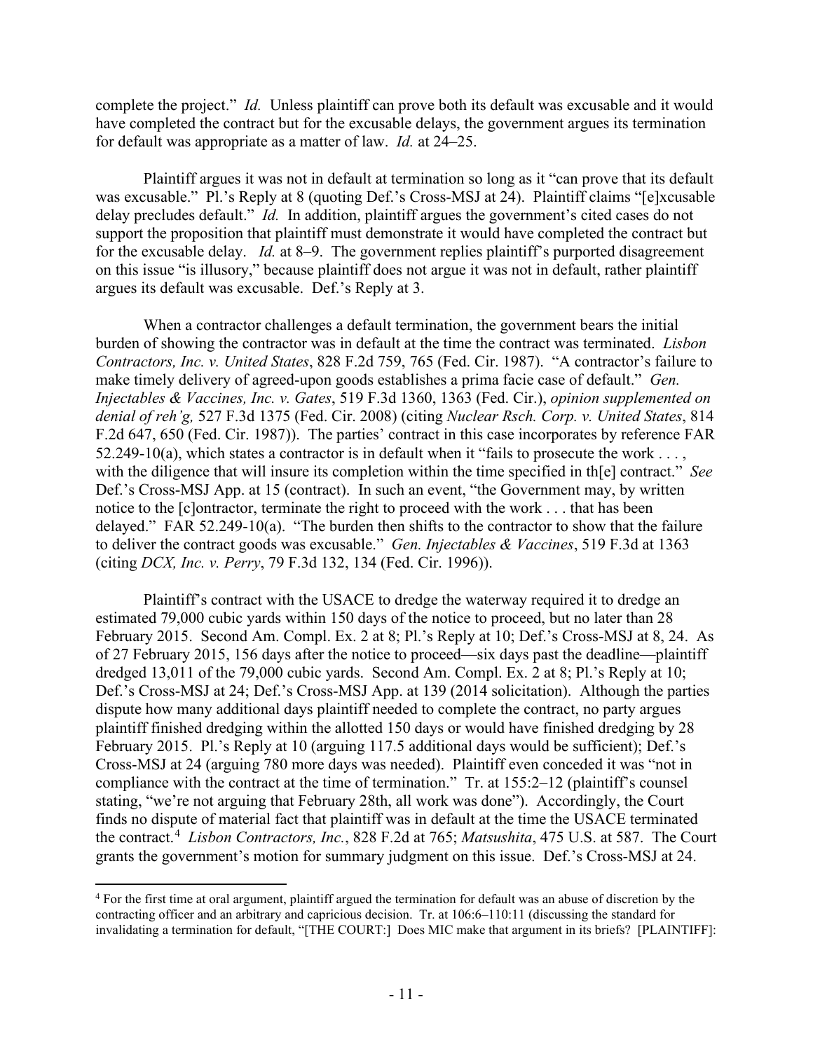complete the project." *Id.* Unless plaintiff can prove both its default was excusable and it would have completed the contract but for the excusable delays, the government argues its termination for default was appropriate as a matter of law. *Id.* at 24–25.

Plaintiff argues it was not in default at termination so long as it "can prove that its default was excusable." Pl.'s Reply at 8 (quoting Def.'s Cross-MSJ at 24). Plaintiff claims "[e]xcusable delay precludes default." *Id.* In addition, plaintiff argues the government's cited cases do not support the proposition that plaintiff must demonstrate it would have completed the contract but for the excusable delay. *Id.* at 8–9. The government replies plaintiff's purported disagreement on this issue "is illusory," because plaintiff does not argue it was not in default, rather plaintiff argues its default was excusable. Def.'s Reply at 3.

When a contractor challenges a default termination, the government bears the initial burden of showing the contractor was in default at the time the contract was terminated. *Lisbon Contractors, Inc. v. United States*, 828 F.2d 759, 765 (Fed. Cir. 1987). "A contractor's failure to make timely delivery of agreed-upon goods establishes a prima facie case of default." *Gen. Injectables & Vaccines, Inc. v. Gates*, 519 F.3d 1360, 1363 (Fed. Cir.), *opinion supplemented on denial of reh'g,* 527 F.3d 1375 (Fed. Cir. 2008) (citing *Nuclear Rsch. Corp. v. United States*, 814 F.2d 647, 650 (Fed. Cir. 1987)). The parties' contract in this case incorporates by reference FAR 52.249-10(a), which states a contractor is in default when it "fails to prosecute the work . . . , with the diligence that will insure its completion within the time specified in th[e] contract." *See* Def.'s Cross-MSJ App. at 15 (contract). In such an event, "the Government may, by written notice to the [c]ontractor, terminate the right to proceed with the work . . . that has been delayed." FAR 52.249-10(a). "The burden then shifts to the contractor to show that the failure to deliver the contract goods was excusable." *Gen. Injectables & Vaccines*, 519 F.3d at 1363 (citing *DCX, Inc. v. Perry*, 79 F.3d 132, 134 (Fed. Cir. 1996)).

Plaintiff's contract with the USACE to dredge the waterway required it to dredge an estimated 79,000 cubic yards within 150 days of the notice to proceed, but no later than 28 February 2015. Second Am. Compl. Ex. 2 at 8; Pl.'s Reply at 10; Def.'s Cross-MSJ at 8, 24. As of 27 February 2015, 156 days after the notice to proceed—six days past the deadline—plaintiff dredged 13,011 of the 79,000 cubic yards. Second Am. Compl. Ex. 2 at 8; Pl.'s Reply at 10; Def.'s Cross-MSJ at 24; Def.'s Cross-MSJ App. at 139 (2014 solicitation). Although the parties dispute how many additional days plaintiff needed to complete the contract, no party argues plaintiff finished dredging within the allotted 150 days or would have finished dredging by 28 February 2015. Pl.'s Reply at 10 (arguing 117.5 additional days would be sufficient); Def.'s Cross-MSJ at 24 (arguing 780 more days was needed). Plaintiff even conceded it was "not in compliance with the contract at the time of termination." Tr. at 155:2–12 (plaintiff's counsel stating, "we're not arguing that February 28th, all work was done"). Accordingly, the Court finds no dispute of material fact that plaintiff was in default at the time the USACE terminated the contract.[4] *Lisbon Contractors, Inc.*, 828 F.2d at 765; *Matsushita*, 475 U.S. at 587. The Court grants the government's motion for summary judgment on this issue. Def.'s Cross-MSJ at 24.

[4] For the first time at oral argument, plaintiff argued the termination for default was an abuse of discretion by the contracting officer and an arbitrary and capricious decision. Tr. at 106:6–110:11 (discussing the standard for invalidating a termination for default, "[THE COURT:] Does MIC make that argument in its briefs? [PLAINTIFF]: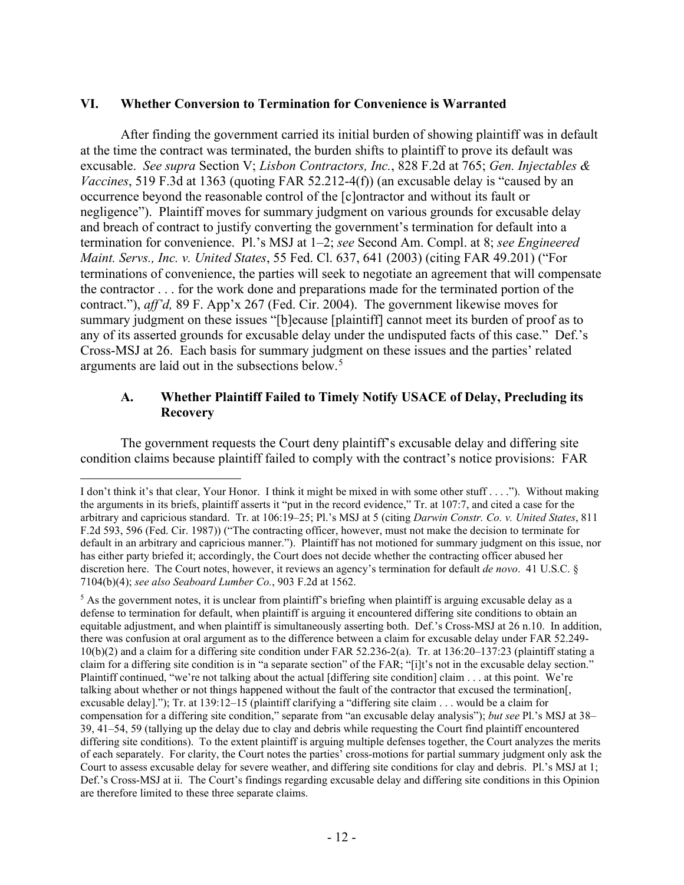## VI. Whether Conversion to Termination for Convenience is Warranted

After finding the government carried its initial burden of showing plaintiff was in default at the time the contract was terminated, the burden shifts to plaintiff to prove its default was excusable. *See supra* Section V; *Lisbon Contractors, Inc.*, 828 F.2d at 765; *Gen. Injectables & Vaccines*, 519 F.3d at 1363 (quoting FAR 52.212-4(f)) (an excusable delay is "caused by an occurrence beyond the reasonable control of the [c]ontractor and without its fault or negligence"). Plaintiff moves for summary judgment on various grounds for excusable delay and breach of contract to justify converting the government's termination for default into a termination for convenience. Pl.'s MSJ at 1–2; *see* Second Am. Compl. at 8; *see Engineered Maint. Servs., Inc. v. United States*, 55 Fed. Cl. 637, 641 (2003) (citing FAR 49.201) ("For terminations of convenience, the parties will seek to negotiate an agreement that will compensate the contractor . . . for the work done and preparations made for the terminated portion of the contract."), *aff'd,* 89 F. App'x 267 (Fed. Cir. 2004). The government likewise moves for summary judgment on these issues "[b]ecause [plaintiff] cannot meet its burden of proof as to any of its asserted grounds for excusable delay under the undisputed facts of this case." Def.'s Cross-MSJ at 26. Each basis for summary judgment on these issues and the parties' related arguments are laid out in the subsections below.[5]

### A. Whether Plaintiff Failed to Timely Notify USACE of Delay, Precluding its Recovery

The government requests the Court deny plaintiff's excusable delay and differing site condition claims because plaintiff failed to comply with the contract's notice provisions: FAR

---

I don't think it's that clear, Your Honor. I think it might be mixed in with some other stuff . . . ."). Without making the arguments in its briefs, plaintiff asserts it "put in the record evidence," Tr. at 107:7, and cited a case for the arbitrary and capricious standard. Tr. at 106:19–25; Pl.'s MSJ at 5 (citing *Darwin Constr. Co. v. United States*, 811 F.2d 593, 596 (Fed. Cir. 1987)) ("The contracting officer, however, must not make the decision to terminate for default in an arbitrary and capricious manner."). Plaintiff has not motioned for summary judgment on this issue, nor has either party briefed it; accordingly, the Court does not decide whether the contracting officer abused her discretion here. The Court notes, however, it reviews an agency's termination for default *de novo*. 41 U.S.C. § 7104(b)(4); *see also Seaboard Lumber Co.*, 903 F.2d at 1562.

[5] As the government notes, it is unclear from plaintiff's briefing when plaintiff is arguing excusable delay as a defense to termination for default, when plaintiff is arguing it encountered differing site conditions to obtain an equitable adjustment, and when plaintiff is simultaneously asserting both. Def.'s Cross-MSJ at 26 n.10. In addition, there was confusion at oral argument as to the difference between a claim for excusable delay under FAR 52.249-10(b)(2) and a claim for a differing site condition under FAR 52.236-2(a). Tr. at 136:20–137:23 (plaintiff stating a claim for a differing site condition is in "a separate section" of the FAR; "[i]t's not in the excusable delay section." Plaintiff continued, "we're not talking about the actual [differing site condition] claim . . . at this point. We're talking about whether or not things happened without the fault of the contractor that excused the termination[, excusable delay]."); Tr. at 139:12–15 (plaintiff clarifying a "differing site claim . . . would be a claim for compensation for a differing site condition," separate from "an excusable delay analysis"); *but see* Pl.'s MSJ at 38–39, 41–54, 59 (tallying up the delay due to clay and debris while requesting the Court find plaintiff encountered differing site conditions). To the extent plaintiff is arguing multiple defenses together, the Court analyzes the merits of each separately. For clarity, the Court notes the parties' cross-motions for partial summary judgment only ask the Court to assess excusable delay for severe weather, and differing site conditions for clay and debris. Pl.'s MSJ at 1; Def.'s Cross-MSJ at ii. The Court's findings regarding excusable delay and differing site conditions in this Opinion are therefore limited to these three separate claims.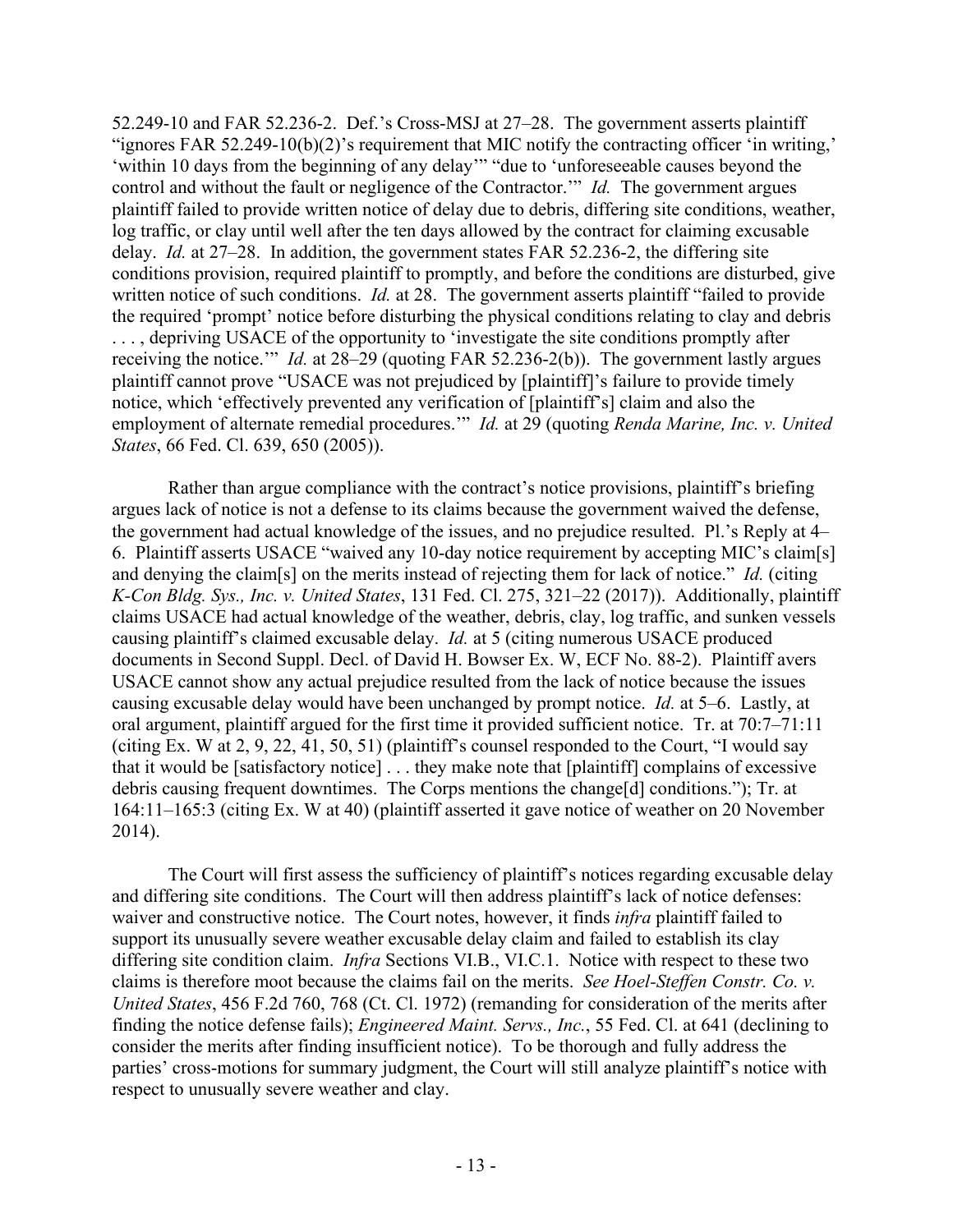52.249-10 and FAR 52.236-2. Def.'s Cross-MSJ at 27–28. The government asserts plaintiff "ignores FAR 52.249-10(b)(2)'s requirement that MIC notify the contracting officer 'in writing,' 'within 10 days from the beginning of any delay'" "due to 'unforeseeable causes beyond the control and without the fault or negligence of the Contractor.'" *Id.* The government argues plaintiff failed to provide written notice of delay due to debris, differing site conditions, weather, log traffic, or clay until well after the ten days allowed by the contract for claiming excusable delay. *Id.* at 27–28. In addition, the government states FAR 52.236-2, the differing site conditions provision, required plaintiff to promptly, and before the conditions are disturbed, give written notice of such conditions. *Id.* at 28. The government asserts plaintiff "failed to provide the required 'prompt' notice before disturbing the physical conditions relating to clay and debris . . . , depriving USACE of the opportunity to 'investigate the site conditions promptly after receiving the notice.'" *Id.* at 28–29 (quoting FAR 52.236-2(b)). The government lastly argues plaintiff cannot prove "USACE was not prejudiced by [plaintiff]'s failure to provide timely notice, which 'effectively prevented any verification of [plaintiff's] claim and also the employment of alternate remedial procedures.'" *Id.* at 29 (quoting *Renda Marine, Inc. v. United States*, 66 Fed. Cl. 639, 650 (2005)).

Rather than argue compliance with the contract's notice provisions, plaintiff's briefing argues lack of notice is not a defense to its claims because the government waived the defense, the government had actual knowledge of the issues, and no prejudice resulted. Pl.'s Reply at 4–6. Plaintiff asserts USACE "waived any 10-day notice requirement by accepting MIC's claim[s] and denying the claim[s] on the merits instead of rejecting them for lack of notice." *Id.* (citing *K-Con Bldg. Sys., Inc. v. United States*, 131 Fed. Cl. 275, 321–22 (2017)). Additionally, plaintiff claims USACE had actual knowledge of the weather, debris, clay, log traffic, and sunken vessels causing plaintiff's claimed excusable delay. *Id.* at 5 (citing numerous USACE produced documents in Second Suppl. Decl. of David H. Bowser Ex. W, ECF No. 88-2). Plaintiff avers USACE cannot show any actual prejudice resulted from the lack of notice because the issues causing excusable delay would have been unchanged by prompt notice. *Id.* at 5–6. Lastly, at oral argument, plaintiff argued for the first time it provided sufficient notice. Tr. at 70:7–71:11 (citing Ex. W at 2, 9, 22, 41, 50, 51) (plaintiff's counsel responded to the Court, "I would say that it would be [satisfactory notice] . . . they make note that [plaintiff] complains of excessive debris causing frequent downtimes. The Corps mentions the change[d] conditions."); Tr. at 164:11–165:3 (citing Ex. W at 40) (plaintiff asserted it gave notice of weather on 20 November 2014).

The Court will first assess the sufficiency of plaintiff's notices regarding excusable delay and differing site conditions. The Court will then address plaintiff's lack of notice defenses: waiver and constructive notice. The Court notes, however, it finds *infra* plaintiff failed to support its unusually severe weather excusable delay claim and failed to establish its clay differing site condition claim. *Infra* Sections VI.B., VI.C.1. Notice with respect to these two claims is therefore moot because the claims fail on the merits. *See Hoel-Steffen Constr. Co. v. United States*, 456 F.2d 760, 768 (Ct. Cl. 1972) (remanding for consideration of the merits after finding the notice defense fails); *Engineered Maint. Servs., Inc.*, 55 Fed. Cl. at 641 (declining to consider the merits after finding insufficient notice). To be thorough and fully address the parties' cross-motions for summary judgment, the Court will still analyze plaintiff's notice with respect to unusually severe weather and clay.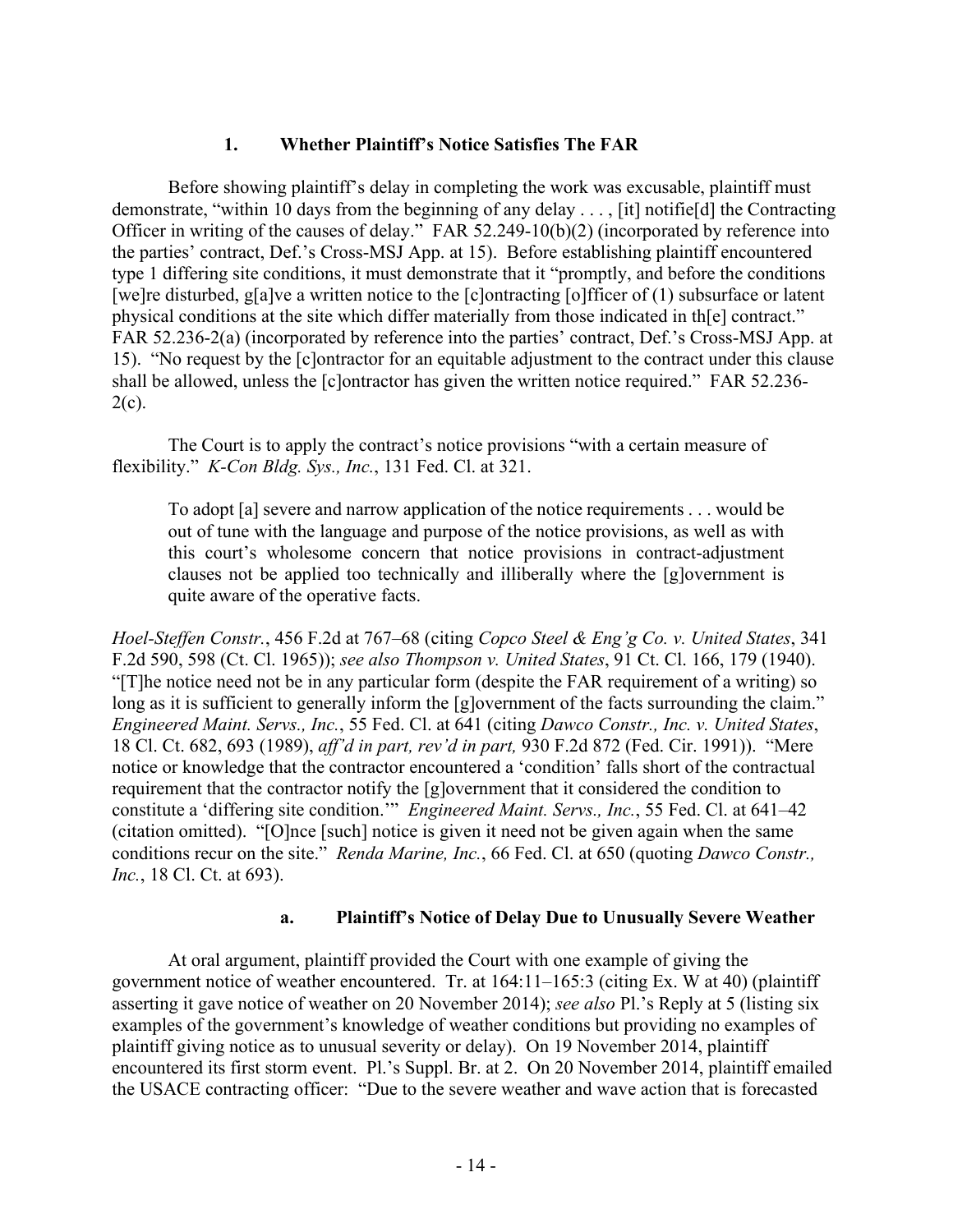### 1. Whether Plaintiff's Notice Satisfies The FAR

Before showing plaintiff's delay in completing the work was excusable, plaintiff must demonstrate, "within 10 days from the beginning of any delay . . . , [it] notifie[d] the Contracting Officer in writing of the causes of delay." FAR 52.249-10(b)(2) (incorporated by reference into the parties' contract, Def.'s Cross-MSJ App. at 15). Before establishing plaintiff encountered type 1 differing site conditions, it must demonstrate that it "promptly, and before the conditions [we]re disturbed, g[a]ve a written notice to the [c]ontracting [o]fficer of (1) subsurface or latent physical conditions at the site which differ materially from those indicated in th[e] contract." FAR 52.236-2(a) (incorporated by reference into the parties' contract, Def.'s Cross-MSJ App. at 15). "No request by the [c]ontractor for an equitable adjustment to the contract under this clause shall be allowed, unless the [c]ontractor has given the written notice required." FAR 52.236-2(c).

The Court is to apply the contract's notice provisions "with a certain measure of flexibility." *K-Con Bldg. Sys., Inc.*, 131 Fed. Cl. at 321.

> To adopt [a] severe and narrow application of the notice requirements . . . would be out of tune with the language and purpose of the notice provisions, as well as with this court's wholesome concern that notice provisions in contract-adjustment clauses not be applied too technically and illiberally where the [g]overnment is quite aware of the operative facts.

*Hoel-Steffen Constr.*, 456 F.2d at 767–68 (citing *Copco Steel & Eng'g Co. v. United States*, 341 F.2d 590, 598 (Ct. Cl. 1965)); *see also Thompson v. United States*, 91 Ct. Cl. 166, 179 (1940). "[T]he notice need not be in any particular form (despite the FAR requirement of a writing) so long as it is sufficient to generally inform the [g]overnment of the facts surrounding the claim." *Engineered Maint. Servs., Inc.*, 55 Fed. Cl. at 641 (citing *Dawco Constr., Inc. v. United States*, 18 Cl. Ct. 682, 693 (1989), *aff'd in part, rev'd in part,* 930 F.2d 872 (Fed. Cir. 1991)). "Mere notice or knowledge that the contractor encountered a 'condition' falls short of the contractual requirement that the contractor notify the [g]overnment that it considered the condition to constitute a 'differing site condition.'" *Engineered Maint. Servs., Inc.*, 55 Fed. Cl. at 641–42 (citation omitted). "[O]nce [such] notice is given it need not be given again when the same conditions recur on the site." *Renda Marine, Inc.*, 66 Fed. Cl. at 650 (quoting *Dawco Constr., Inc.*, 18 Cl. Ct. at 693).

#### a. Plaintiff's Notice of Delay Due to Unusually Severe Weather

At oral argument, plaintiff provided the Court with one example of giving the government notice of weather encountered. Tr. at 164:11–165:3 (citing Ex. W at 40) (plaintiff asserting it gave notice of weather on 20 November 2014); *see also* Pl.'s Reply at 5 (listing six examples of the government's knowledge of weather conditions but providing no examples of plaintiff giving notice as to unusual severity or delay). On 19 November 2014, plaintiff encountered its first storm event. Pl.'s Suppl. Br. at 2. On 20 November 2014, plaintiff emailed the USACE contracting officer: "Due to the severe weather and wave action that is forecasted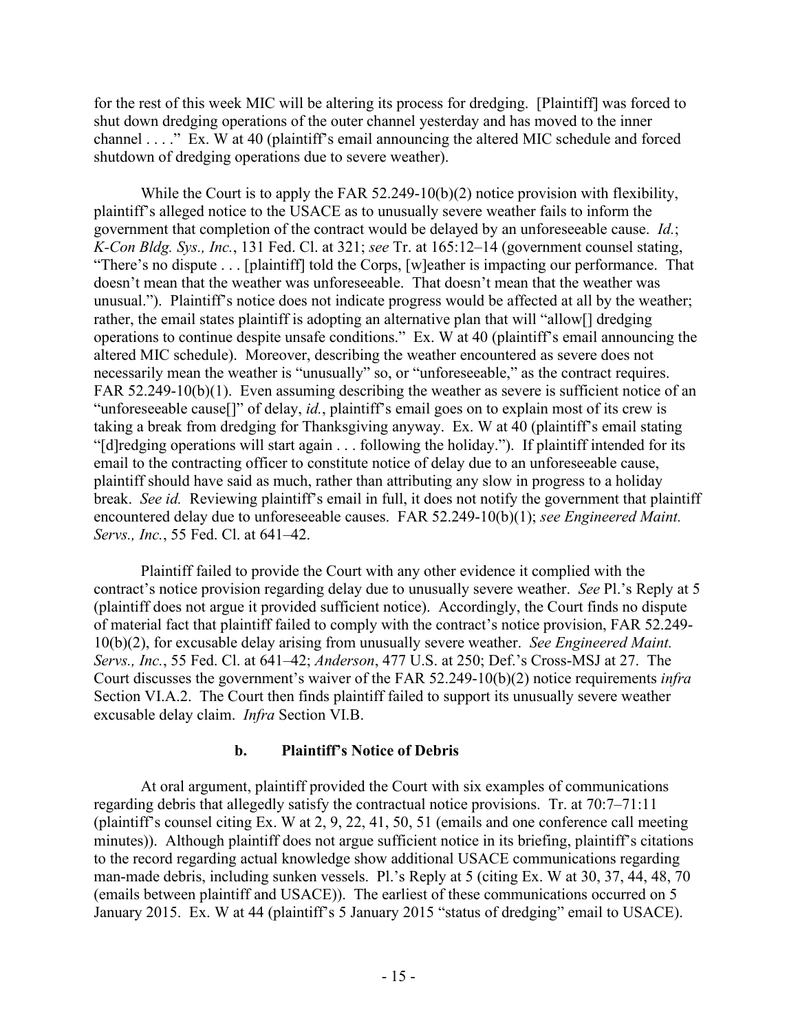for the rest of this week MIC will be altering its process for dredging. [Plaintiff] was forced to shut down dredging operations of the outer channel yesterday and has moved to the inner channel . . . ." Ex. W at 40 (plaintiff's email announcing the altered MIC schedule and forced shutdown of dredging operations due to severe weather).

While the Court is to apply the FAR 52.249-10(b)(2) notice provision with flexibility, plaintiff's alleged notice to the USACE as to unusually severe weather fails to inform the government that completion of the contract would be delayed by an unforeseeable cause. *Id.*; *K-Con Bldg. Sys., Inc.*, 131 Fed. Cl. at 321; *see* Tr. at 165:12–14 (government counsel stating, "There's no dispute . . . [plaintiff] told the Corps, [w]eather is impacting our performance. That doesn't mean that the weather was unforeseeable. That doesn't mean that the weather was unusual."). Plaintiff's notice does not indicate progress would be affected at all by the weather; rather, the email states plaintiff is adopting an alternative plan that will "allow[] dredging operations to continue despite unsafe conditions." Ex. W at 40 (plaintiff's email announcing the altered MIC schedule). Moreover, describing the weather encountered as severe does not necessarily mean the weather is "unusually" so, or "unforeseeable," as the contract requires. FAR 52.249-10(b)(1). Even assuming describing the weather as severe is sufficient notice of an "unforeseeable cause[]" of delay, *id.*, plaintiff's email goes on to explain most of its crew is taking a break from dredging for Thanksgiving anyway. Ex. W at 40 (plaintiff's email stating "[d]redging operations will start again . . . following the holiday."). If plaintiff intended for its email to the contracting officer to constitute notice of delay due to an unforeseeable cause, plaintiff should have said as much, rather than attributing any slow in progress to a holiday break. *See id.* Reviewing plaintiff's email in full, it does not notify the government that plaintiff encountered delay due to unforeseeable causes. FAR 52.249-10(b)(1); *see Engineered Maint. Servs., Inc.*, 55 Fed. Cl. at 641–42.

Plaintiff failed to provide the Court with any other evidence it complied with the contract's notice provision regarding delay due to unusually severe weather. *See* Pl.'s Reply at 5 (plaintiff does not argue it provided sufficient notice). Accordingly, the Court finds no dispute of material fact that plaintiff failed to comply with the contract's notice provision, FAR 52.249-10(b)(2), for excusable delay arising from unusually severe weather. *See Engineered Maint. Servs., Inc.*, 55 Fed. Cl. at 641–42; *Anderson*, 477 U.S. at 250; Def.'s Cross-MSJ at 27. The Court discusses the government's waiver of the FAR 52.249-10(b)(2) notice requirements *infra* Section VI.A.2. The Court then finds plaintiff failed to support its unusually severe weather excusable delay claim. *Infra* Section VI.B.

#### b. Plaintiff's Notice of Debris

At oral argument, plaintiff provided the Court with six examples of communications regarding debris that allegedly satisfy the contractual notice provisions. Tr. at 70:7–71:11 (plaintiff's counsel citing Ex. W at 2, 9, 22, 41, 50, 51 (emails and one conference call meeting minutes)). Although plaintiff does not argue sufficient notice in its briefing, plaintiff's citations to the record regarding actual knowledge show additional USACE communications regarding man-made debris, including sunken vessels. Pl.'s Reply at 5 (citing Ex. W at 30, 37, 44, 48, 70 (emails between plaintiff and USACE)). The earliest of these communications occurred on 5 January 2015. Ex. W at 44 (plaintiff's 5 January 2015 "status of dredging" email to USACE).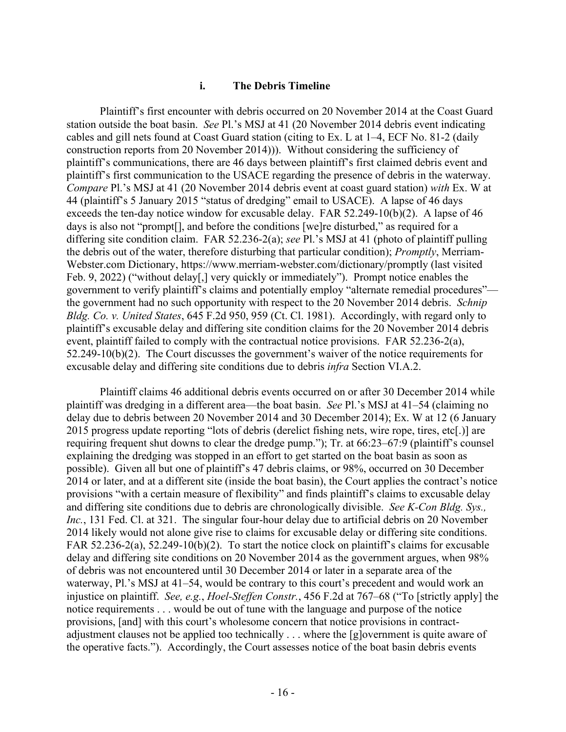#### i. The Debris Timeline

Plaintiff's first encounter with debris occurred on 20 November 2014 at the Coast Guard station outside the boat basin. *See* Pl.'s MSJ at 41 (20 November 2014 debris event indicating cables and gill nets found at Coast Guard station (citing to Ex. L at 1–4, ECF No. 81-2 (daily construction reports from 20 November 2014))). Without considering the sufficiency of plaintiff's communications, there are 46 days between plaintiff's first claimed debris event and plaintiff's first communication to the USACE regarding the presence of debris in the waterway. *Compare* Pl.'s MSJ at 41 (20 November 2014 debris event at coast guard station) *with* Ex. W at 44 (plaintiff's 5 January 2015 "status of dredging" email to USACE). A lapse of 46 days exceeds the ten-day notice window for excusable delay. FAR 52.249-10(b)(2). A lapse of 46 days is also not "prompt[], and before the conditions [we]re disturbed," as required for a differing site condition claim. FAR 52.236-2(a); *see* Pl.'s MSJ at 41 (photo of plaintiff pulling the debris out of the water, therefore disturbing that particular condition); *Promptly*, Merriam-Webster.com Dictionary, https://www.merriam-webster.com/dictionary/promptly (last visited Feb. 9, 2022) ("without delay[,] very quickly or immediately"). Prompt notice enables the government to verify plaintiff's claims and potentially employ "alternate remedial procedures"—the government had no such opportunity with respect to the 20 November 2014 debris. *Schnip Bldg. Co. v. United States*, 645 F.2d 950, 959 (Ct. Cl. 1981). Accordingly, with regard only to plaintiff's excusable delay and differing site condition claims for the 20 November 2014 debris event, plaintiff failed to comply with the contractual notice provisions. FAR 52.236-2(a), 52.249-10(b)(2). The Court discusses the government's waiver of the notice requirements for excusable delay and differing site conditions due to debris *infra* Section VI.A.2.

Plaintiff claims 46 additional debris events occurred on or after 30 December 2014 while plaintiff was dredging in a different area—the boat basin. *See* Pl.'s MSJ at 41–54 (claiming no delay due to debris between 20 November 2014 and 30 December 2014); Ex. W at 12 (6 January 2015 progress update reporting "lots of debris (derelict fishing nets, wire rope, tires, etc[.)] are requiring frequent shut downs to clear the dredge pump."); Tr. at 66:23–67:9 (plaintiff's counsel explaining the dredging was stopped in an effort to get started on the boat basin as soon as possible). Given all but one of plaintiff's 47 debris claims, or 98%, occurred on 30 December 2014 or later, and at a different site (inside the boat basin), the Court applies the contract's notice provisions "with a certain measure of flexibility" and finds plaintiff's claims to excusable delay and differing site conditions due to debris are chronologically divisible. *See K-Con Bldg. Sys., Inc.*, 131 Fed. Cl. at 321. The singular four-hour delay due to artificial debris on 20 November 2014 likely would not alone give rise to claims for excusable delay or differing site conditions. FAR 52.236-2(a), 52.249-10(b)(2). To start the notice clock on plaintiff's claims for excusable delay and differing site conditions on 20 November 2014 as the government argues, when 98% of debris was not encountered until 30 December 2014 or later in a separate area of the waterway, Pl.'s MSJ at 41–54, would be contrary to this court's precedent and would work an injustice on plaintiff. *See, e.g.*, *Hoel-Steffen Constr.*, 456 F.2d at 767–68 ("To [strictly apply] the notice requirements . . . would be out of tune with the language and purpose of the notice provisions, [and] with this court's wholesome concern that notice provisions in contract-adjustment clauses not be applied too technically . . . where the [g]overnment is quite aware of the operative facts."). Accordingly, the Court assesses notice of the boat basin debris events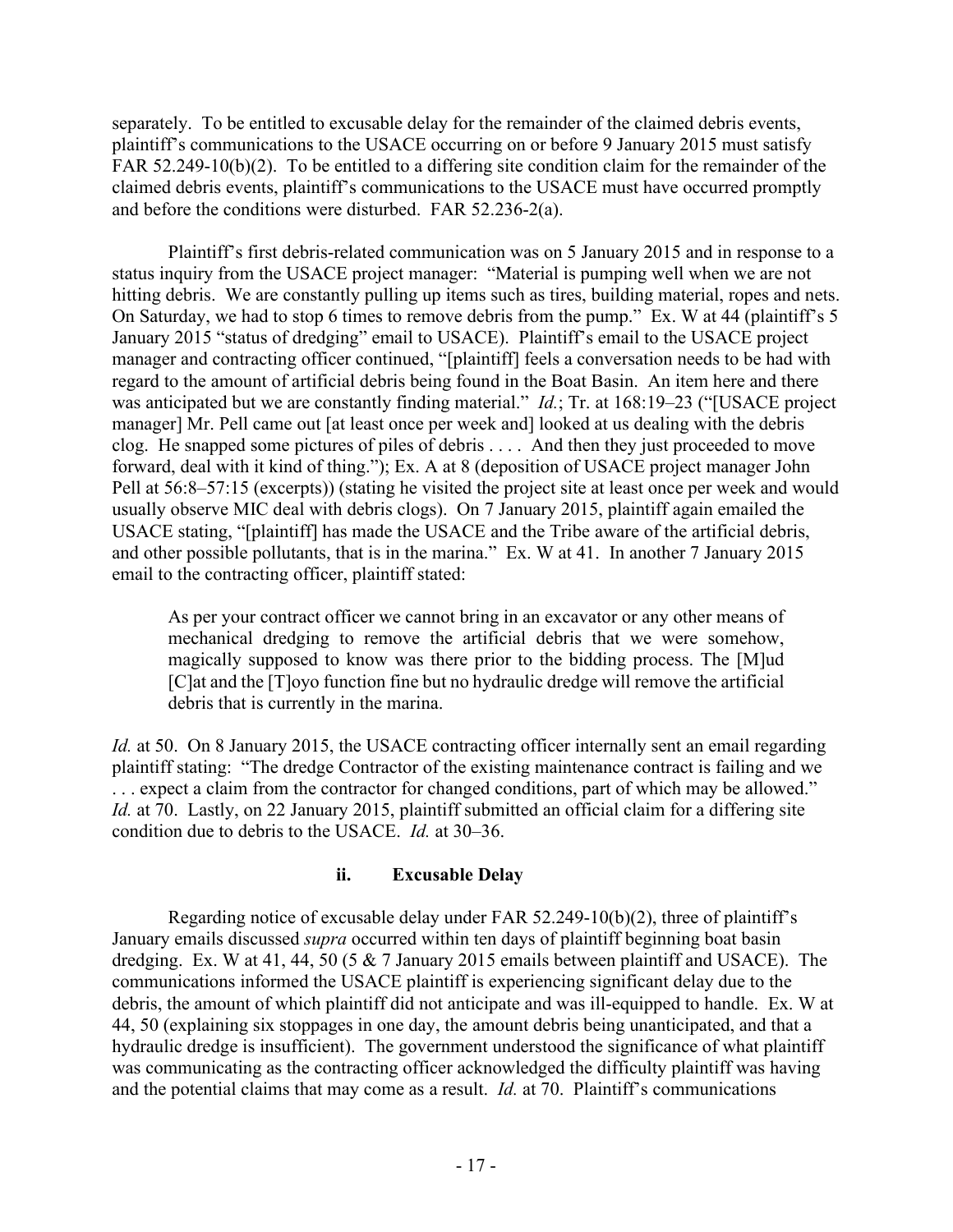separately. To be entitled to excusable delay for the remainder of the claimed debris events, plaintiff's communications to the USACE occurring on or before 9 January 2015 must satisfy FAR 52.249-10(b)(2). To be entitled to a differing site condition claim for the remainder of the claimed debris events, plaintiff's communications to the USACE must have occurred promptly and before the conditions were disturbed. FAR 52.236-2(a).

Plaintiff's first debris-related communication was on 5 January 2015 and in response to a status inquiry from the USACE project manager: "Material is pumping well when we are not hitting debris. We are constantly pulling up items such as tires, building material, ropes and nets. On Saturday, we had to stop 6 times to remove debris from the pump." Ex. W at 44 (plaintiff's 5 January 2015 "status of dredging" email to USACE). Plaintiff's email to the USACE project manager and contracting officer continued, "[plaintiff] feels a conversation needs to be had with regard to the amount of artificial debris being found in the Boat Basin. An item here and there was anticipated but we are constantly finding material." *Id.*; Tr. at 168:19–23 ("[USACE project manager] Mr. Pell came out [at least once per week and] looked at us dealing with the debris clog. He snapped some pictures of piles of debris . . . . And then they just proceeded to move forward, deal with it kind of thing."); Ex. A at 8 (deposition of USACE project manager John Pell at 56:8–57:15 (excerpts)) (stating he visited the project site at least once per week and would usually observe MIC deal with debris clogs). On 7 January 2015, plaintiff again emailed the USACE stating, "[plaintiff] has made the USACE and the Tribe aware of the artificial debris, and other possible pollutants, that is in the marina." Ex. W at 41. In another 7 January 2015 email to the contracting officer, plaintiff stated:

> As per your contract officer we cannot bring in an excavator or any other means of mechanical dredging to remove the artificial debris that we were somehow, magically supposed to know was there prior to the bidding process. The [M]ud [C]at and the [T]oyo function fine but no hydraulic dredge will remove the artificial debris that is currently in the marina.

*Id.* at 50. On 8 January 2015, the USACE contracting officer internally sent an email regarding plaintiff stating: "The dredge Contractor of the existing maintenance contract is failing and we . . . expect a claim from the contractor for changed conditions, part of which may be allowed." *Id.* at 70. Lastly, on 22 January 2015, plaintiff submitted an official claim for a differing site condition due to debris to the USACE. *Id.* at 30–36.

#### ii. Excusable Delay

Regarding notice of excusable delay under FAR 52.249-10(b)(2), three of plaintiff's January emails discussed *supra* occurred within ten days of plaintiff beginning boat basin dredging. Ex. W at 41, 44, 50 (5 & 7 January 2015 emails between plaintiff and USACE). The communications informed the USACE plaintiff is experiencing significant delay due to the debris, the amount of which plaintiff did not anticipate and was ill-equipped to handle. Ex. W at 44, 50 (explaining six stoppages in one day, the amount debris being unanticipated, and that a hydraulic dredge is insufficient). The government understood the significance of what plaintiff was communicating as the contracting officer acknowledged the difficulty plaintiff was having and the potential claims that may come as a result. *Id.* at 70. Plaintiff's communications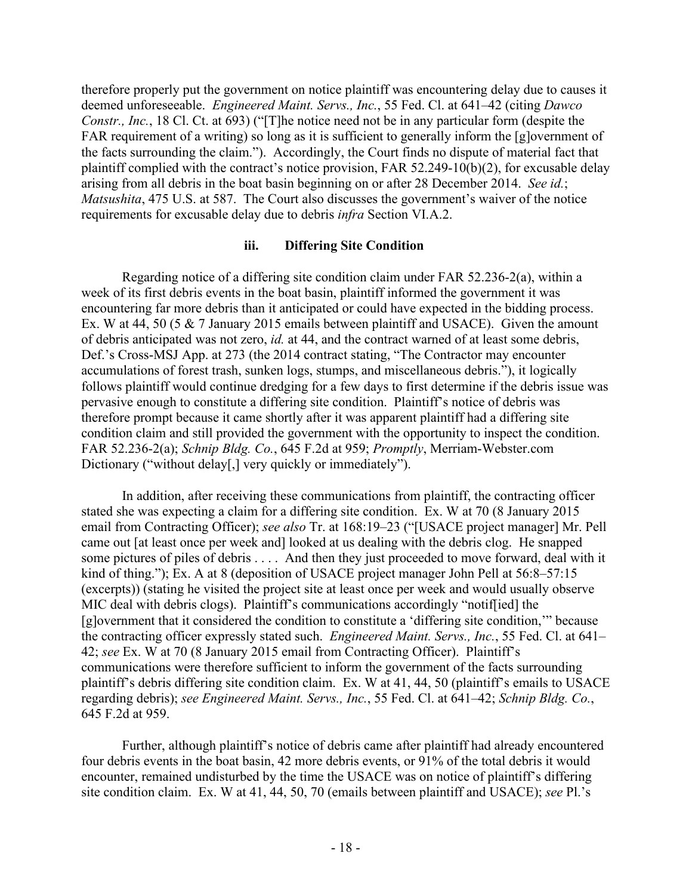therefore properly put the government on notice plaintiff was encountering delay due to causes it deemed unforeseeable. *Engineered Maint. Servs., Inc.*, 55 Fed. Cl. at 641–42 (citing *Dawco Constr., Inc.*, 18 Cl. Ct. at 693) ("[T]he notice need not be in any particular form (despite the FAR requirement of a writing) so long as it is sufficient to generally inform the [g]overnment of the facts surrounding the claim."). Accordingly, the Court finds no dispute of material fact that plaintiff complied with the contract's notice provision, FAR 52.249-10(b)(2), for excusable delay arising from all debris in the boat basin beginning on or after 28 December 2014. *See id.*; *Matsushita*, 475 U.S. at 587. The Court also discusses the government's waiver of the notice requirements for excusable delay due to debris *infra* Section VI.A.2.

### iii. Differing Site Condition

Regarding notice of a differing site condition claim under FAR 52.236-2(a), within a week of its first debris events in the boat basin, plaintiff informed the government it was encountering far more debris than it anticipated or could have expected in the bidding process. Ex. W at 44, 50 (5 & 7 January 2015 emails between plaintiff and USACE). Given the amount of debris anticipated was not zero, *id.* at 44, and the contract warned of at least some debris, Def.'s Cross-MSJ App. at 273 (the 2014 contract stating, "The Contractor may encounter accumulations of forest trash, sunken logs, stumps, and miscellaneous debris."), it logically follows plaintiff would continue dredging for a few days to first determine if the debris issue was pervasive enough to constitute a differing site condition. Plaintiff's notice of debris was therefore prompt because it came shortly after it was apparent plaintiff had a differing site condition claim and still provided the government with the opportunity to inspect the condition. FAR 52.236-2(a); *Schnip Bldg. Co.*, 645 F.2d at 959; *Promptly*, Merriam-Webster.com Dictionary ("without delay[,] very quickly or immediately").

In addition, after receiving these communications from plaintiff, the contracting officer stated she was expecting a claim for a differing site condition. Ex. W at 70 (8 January 2015 email from Contracting Officer); *see also* Tr. at 168:19–23 ("[USACE project manager] Mr. Pell came out [at least once per week and] looked at us dealing with the debris clog. He snapped some pictures of piles of debris . . . . And then they just proceeded to move forward, deal with it kind of thing."); Ex. A at 8 (deposition of USACE project manager John Pell at 56:8–57:15 (excerpts)) (stating he visited the project site at least once per week and would usually observe MIC deal with debris clogs). Plaintiff's communications accordingly "notif[ied] the [g]overnment that it considered the condition to constitute a 'differing site condition,'" because the contracting officer expressly stated such. *Engineered Maint. Servs., Inc.*, 55 Fed. Cl. at 641–42; *see* Ex. W at 70 (8 January 2015 email from Contracting Officer). Plaintiff's communications were therefore sufficient to inform the government of the facts surrounding plaintiff's debris differing site condition claim. Ex. W at 41, 44, 50 (plaintiff's emails to USACE regarding debris); *see Engineered Maint. Servs., Inc.*, 55 Fed. Cl. at 641–42; *Schnip Bldg. Co.*, 645 F.2d at 959.

Further, although plaintiff's notice of debris came after plaintiff had already encountered four debris events in the boat basin, 42 more debris events, or 91% of the total debris it would encounter, remained undisturbed by the time the USACE was on notice of plaintiff's differing site condition claim. Ex. W at 41, 44, 50, 70 (emails between plaintiff and USACE); *see* Pl.'s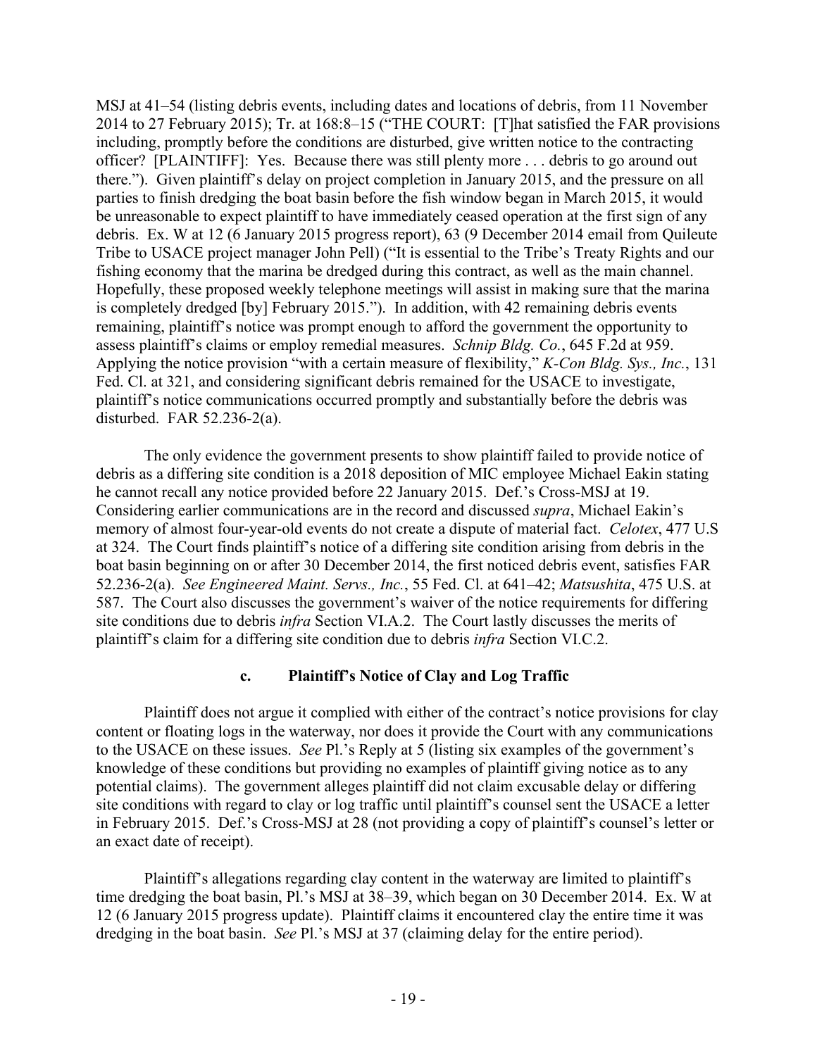MSJ at 41–54 (listing debris events, including dates and locations of debris, from 11 November 2014 to 27 February 2015); Tr. at 168:8–15 ("THE COURT: [T]hat satisfied the FAR provisions including, promptly before the conditions are disturbed, give written notice to the contracting officer? [PLAINTIFF]: Yes. Because there was still plenty more . . . debris to go around out there."). Given plaintiff's delay on project completion in January 2015, and the pressure on all parties to finish dredging the boat basin before the fish window began in March 2015, it would be unreasonable to expect plaintiff to have immediately ceased operation at the first sign of any debris. Ex. W at 12 (6 January 2015 progress report), 63 (9 December 2014 email from Quileute Tribe to USACE project manager John Pell) ("It is essential to the Tribe's Treaty Rights and our fishing economy that the marina be dredged during this contract, as well as the main channel. Hopefully, these proposed weekly telephone meetings will assist in making sure that the marina is completely dredged [by] February 2015."). In addition, with 42 remaining debris events remaining, plaintiff's notice was prompt enough to afford the government the opportunity to assess plaintiff's claims or employ remedial measures. *Schnip Bldg. Co.*, 645 F.2d at 959. Applying the notice provision "with a certain measure of flexibility," *K-Con Bldg. Sys., Inc.*, 131 Fed. Cl. at 321, and considering significant debris remained for the USACE to investigate, plaintiff's notice communications occurred promptly and substantially before the debris was disturbed. FAR 52.236-2(a).

The only evidence the government presents to show plaintiff failed to provide notice of debris as a differing site condition is a 2018 deposition of MIC employee Michael Eakin stating he cannot recall any notice provided before 22 January 2015. Def.'s Cross-MSJ at 19. Considering earlier communications are in the record and discussed *supra*, Michael Eakin's memory of almost four-year-old events do not create a dispute of material fact. *Celotex*, 477 U.S at 324. The Court finds plaintiff's notice of a differing site condition arising from debris in the boat basin beginning on or after 30 December 2014, the first noticed debris event, satisfies FAR 52.236-2(a). *See Engineered Maint. Servs., Inc.*, 55 Fed. Cl. at 641–42; *Matsushita*, 475 U.S. at 587. The Court also discusses the government's waiver of the notice requirements for differing site conditions due to debris *infra* Section VI.A.2. The Court lastly discusses the merits of plaintiff's claim for a differing site condition due to debris *infra* Section VI.C.2.

#### c. Plaintiff's Notice of Clay and Log Traffic

Plaintiff does not argue it complied with either of the contract's notice provisions for clay content or floating logs in the waterway, nor does it provide the Court with any communications to the USACE on these issues. *See* Pl.'s Reply at 5 (listing six examples of the government's knowledge of these conditions but providing no examples of plaintiff giving notice as to any potential claims). The government alleges plaintiff did not claim excusable delay or differing site conditions with regard to clay or log traffic until plaintiff's counsel sent the USACE a letter in February 2015. Def.'s Cross-MSJ at 28 (not providing a copy of plaintiff's counsel's letter or an exact date of receipt).

Plaintiff's allegations regarding clay content in the waterway are limited to plaintiff's time dredging the boat basin, Pl.'s MSJ at 38–39, which began on 30 December 2014. Ex. W at 12 (6 January 2015 progress update). Plaintiff claims it encountered clay the entire time it was dredging in the boat basin. *See* Pl.'s MSJ at 37 (claiming delay for the entire period).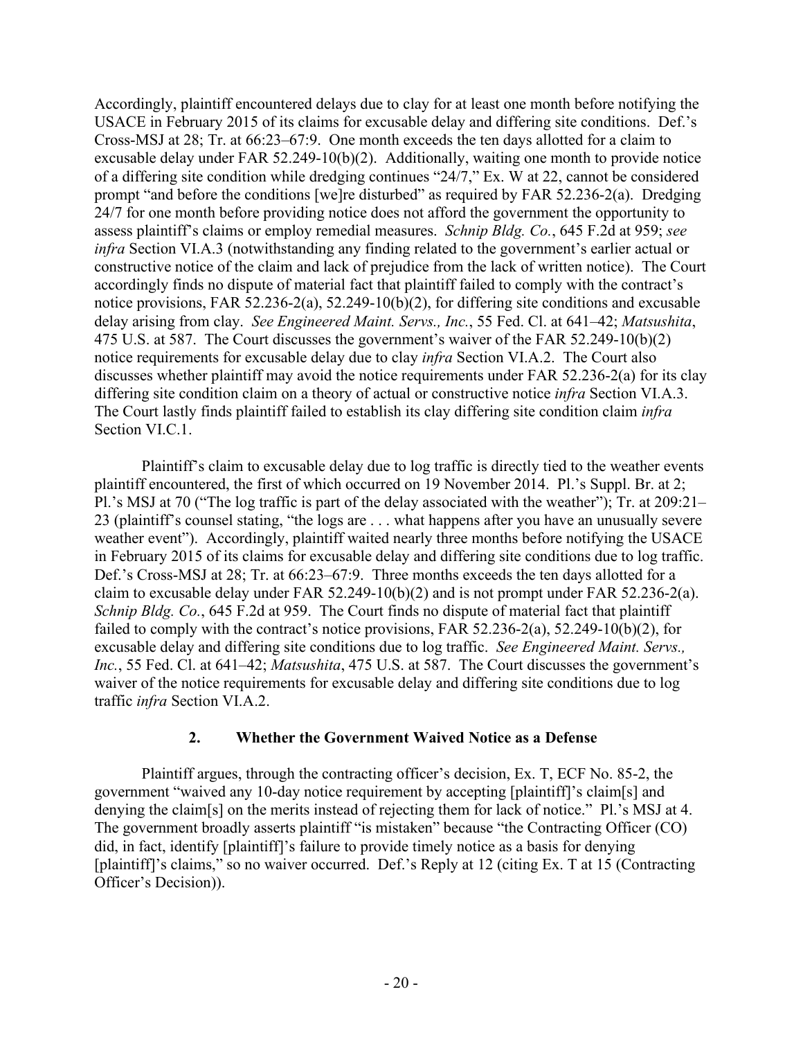Accordingly, plaintiff encountered delays due to clay for at least one month before notifying the USACE in February 2015 of its claims for excusable delay and differing site conditions. Def.'s Cross-MSJ at 28; Tr. at 66:23–67:9. One month exceeds the ten days allotted for a claim to excusable delay under FAR 52.249-10(b)(2). Additionally, waiting one month to provide notice of a differing site condition while dredging continues "24/7," Ex. W at 22, cannot be considered prompt "and before the conditions [we]re disturbed" as required by FAR 52.236-2(a). Dredging 24/7 for one month before providing notice does not afford the government the opportunity to assess plaintiff's claims or employ remedial measures. *Schnip Bldg. Co.*, 645 F.2d at 959; *see infra* Section VI.A.3 (notwithstanding any finding related to the government's earlier actual or constructive notice of the claim and lack of prejudice from the lack of written notice). The Court accordingly finds no dispute of material fact that plaintiff failed to comply with the contract's notice provisions, FAR 52.236-2(a), 52.249-10(b)(2), for differing site conditions and excusable delay arising from clay. *See Engineered Maint. Servs., Inc.*, 55 Fed. Cl. at 641–42; *Matsushita*, 475 U.S. at 587. The Court discusses the government's waiver of the FAR 52.249-10(b)(2) notice requirements for excusable delay due to clay *infra* Section VI.A.2. The Court also discusses whether plaintiff may avoid the notice requirements under FAR 52.236-2(a) for its clay differing site condition claim on a theory of actual or constructive notice *infra* Section VI.A.3. The Court lastly finds plaintiff failed to establish its clay differing site condition claim *infra* Section VI.C.1.

Plaintiff's claim to excusable delay due to log traffic is directly tied to the weather events plaintiff encountered, the first of which occurred on 19 November 2014. Pl.'s Suppl. Br. at 2; Pl.'s MSJ at 70 ("The log traffic is part of the delay associated with the weather"); Tr. at 209:21–23 (plaintiff's counsel stating, "the logs are . . . what happens after you have an unusually severe weather event"). Accordingly, plaintiff waited nearly three months before notifying the USACE in February 2015 of its claims for excusable delay and differing site conditions due to log traffic. Def.'s Cross-MSJ at 28; Tr. at 66:23–67:9. Three months exceeds the ten days allotted for a claim to excusable delay under FAR 52.249-10(b)(2) and is not prompt under FAR 52.236-2(a). *Schnip Bldg. Co.*, 645 F.2d at 959. The Court finds no dispute of material fact that plaintiff failed to comply with the contract's notice provisions, FAR 52.236-2(a), 52.249-10(b)(2), for excusable delay and differing site conditions due to log traffic. *See Engineered Maint. Servs., Inc.*, 55 Fed. Cl. at 641–42; *Matsushita*, 475 U.S. at 587. The Court discusses the government's waiver of the notice requirements for excusable delay and differing site conditions due to log traffic *infra* Section VI.A.2.

### 2. Whether the Government Waived Notice as a Defense

Plaintiff argues, through the contracting officer's decision, Ex. T, ECF No. 85-2, the government "waived any 10-day notice requirement by accepting [plaintiff]'s claim[s] and denying the claim[s] on the merits instead of rejecting them for lack of notice." Pl.'s MSJ at 4. The government broadly asserts plaintiff "is mistaken" because "the Contracting Officer (CO) did, in fact, identify [plaintiff]'s failure to provide timely notice as a basis for denying [plaintiff]'s claims," so no waiver occurred. Def.'s Reply at 12 (citing Ex. T at 15 (Contracting Officer's Decision)).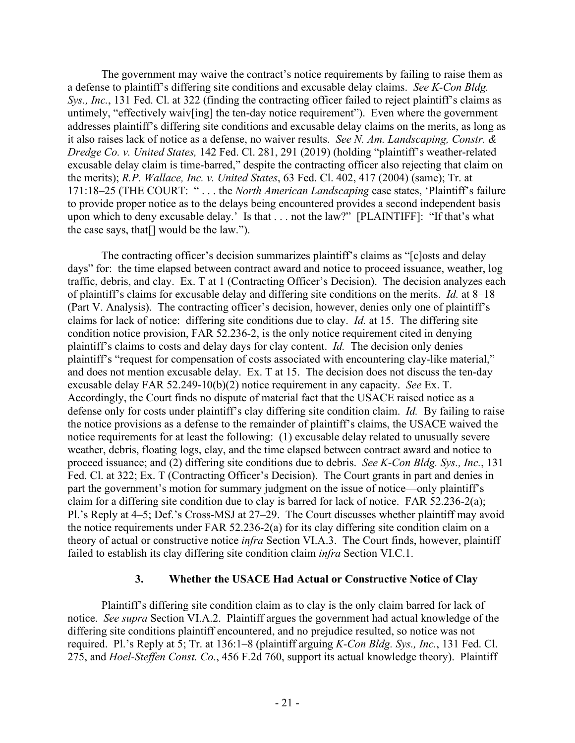The government may waive the contract's notice requirements by failing to raise them as a defense to plaintiff's differing site conditions and excusable delay claims. *See K-Con Bldg. Sys., Inc.*, 131 Fed. Cl. at 322 (finding the contracting officer failed to reject plaintiff's claims as untimely, "effectively waiv[ing] the ten-day notice requirement"). Even where the government addresses plaintiff's differing site conditions and excusable delay claims on the merits, as long as it also raises lack of notice as a defense, no waiver results. *See N. Am. Landscaping, Constr. & Dredge Co. v. United States,* 142 Fed. Cl. 281, 291 (2019) (holding "plaintiff's weather-related excusable delay claim is time-barred," despite the contracting officer also rejecting that claim on the merits); *R.P. Wallace, Inc. v. United States*, 63 Fed. Cl. 402, 417 (2004) (same); Tr. at 171:18–25 (THE COURT: " . . . the *North American Landscaping* case states, 'Plaintiff's failure to provide proper notice as to the delays being encountered provides a second independent basis upon which to deny excusable delay.' Is that . . . not the law?" [PLAINTIFF]: "If that's what the case says, that[] would be the law.").

The contracting officer's decision summarizes plaintiff's claims as "[c]osts and delay days" for: the time elapsed between contract award and notice to proceed issuance, weather, log traffic, debris, and clay. Ex. T at 1 (Contracting Officer's Decision). The decision analyzes each of plaintiff's claims for excusable delay and differing site conditions on the merits. *Id.* at 8–18 (Part V. Analysis). The contracting officer's decision, however, denies only one of plaintiff's claims for lack of notice: differing site conditions due to clay. *Id.* at 15. The differing site condition notice provision, FAR 52.236-2, is the only notice requirement cited in denying plaintiff's claims to costs and delay days for clay content. *Id.* The decision only denies plaintiff's "request for compensation of costs associated with encountering clay-like material," and does not mention excusable delay. Ex. T at 15. The decision does not discuss the ten-day excusable delay FAR 52.249-10(b)(2) notice requirement in any capacity. *See* Ex. T. Accordingly, the Court finds no dispute of material fact that the USACE raised notice as a defense only for costs under plaintiff's clay differing site condition claim. *Id.* By failing to raise the notice provisions as a defense to the remainder of plaintiff's claims, the USACE waived the notice requirements for at least the following: (1) excusable delay related to unusually severe weather, debris, floating logs, clay, and the time elapsed between contract award and notice to proceed issuance; and (2) differing site conditions due to debris. *See K-Con Bldg. Sys., Inc.*, 131 Fed. Cl. at 322; Ex. T (Contracting Officer's Decision). The Court grants in part and denies in part the government's motion for summary judgment on the issue of notice—only plaintiff's claim for a differing site condition due to clay is barred for lack of notice. FAR 52.236-2(a); Pl.'s Reply at 4–5; Def.'s Cross-MSJ at 27–29. The Court discusses whether plaintiff may avoid the notice requirements under FAR 52.236-2(a) for its clay differing site condition claim on a theory of actual or constructive notice *infra* Section VI.A.3. The Court finds, however, plaintiff failed to establish its clay differing site condition claim *infra* Section VI.C.1.

### 3. Whether the USACE Had Actual or Constructive Notice of Clay

Plaintiff's differing site condition claim as to clay is the only claim barred for lack of notice. *See supra* Section VI.A.2. Plaintiff argues the government had actual knowledge of the differing site conditions plaintiff encountered, and no prejudice resulted, so notice was not required. Pl.'s Reply at 5; Tr. at 136:1–8 (plaintiff arguing *K-Con Bldg. Sys., Inc.*, 131 Fed. Cl. 275, and *Hoel-Steffen Const. Co.*, 456 F.2d 760, support its actual knowledge theory). Plaintiff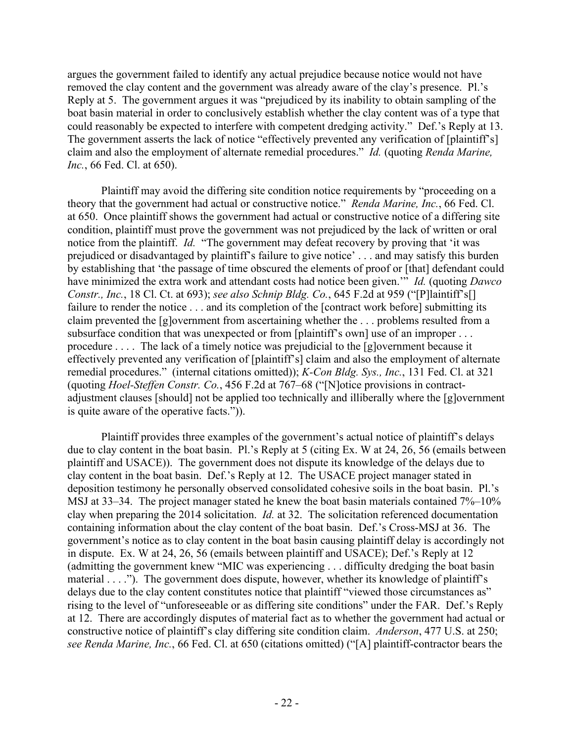argues the government failed to identify any actual prejudice because notice would not have removed the clay content and the government was already aware of the clay's presence. Pl.'s Reply at 5. The government argues it was "prejudiced by its inability to obtain sampling of the boat basin material in order to conclusively establish whether the clay content was of a type that could reasonably be expected to interfere with competent dredging activity." Def.'s Reply at 13. The government asserts the lack of notice "effectively prevented any verification of [plaintiff's] claim and also the employment of alternate remedial procedures." *Id.* (quoting *Renda Marine, Inc.*, 66 Fed. Cl. at 650).

Plaintiff may avoid the differing site condition notice requirements by "proceeding on a theory that the government had actual or constructive notice." *Renda Marine, Inc.*, 66 Fed. Cl. at 650. Once plaintiff shows the government had actual or constructive notice of a differing site condition, plaintiff must prove the government was not prejudiced by the lack of written or oral notice from the plaintiff. *Id.* "The government may defeat recovery by proving that 'it was prejudiced or disadvantaged by plaintiff's failure to give notice' . . . and may satisfy this burden by establishing that 'the passage of time obscured the elements of proof or [that] defendant could have minimized the extra work and attendant costs had notice been given.'" *Id.* (quoting *Dawco Constr., Inc.*, 18 Cl. Ct. at 693); *see also Schnip Bldg. Co.*, 645 F.2d at 959 ("[P]laintiff's[] failure to render the notice . . . and its completion of the [contract work before] submitting its claim prevented the [g]overnment from ascertaining whether the . . . problems resulted from a subsurface condition that was unexpected or from [plaintiff's own] use of an improper . . . procedure . . . . The lack of a timely notice was prejudicial to the [g]overnment because it effectively prevented any verification of [plaintiff's] claim and also the employment of alternate remedial procedures." (internal citations omitted)); *K-Con Bldg. Sys., Inc.*, 131 Fed. Cl. at 321 (quoting *Hoel-Steffen Constr. Co.*, 456 F.2d at 767–68 ("[N]otice provisions in contract-adjustment clauses [should] not be applied too technically and illiberally where the [g]overnment is quite aware of the operative facts.")).

Plaintiff provides three examples of the government's actual notice of plaintiff's delays due to clay content in the boat basin. Pl.'s Reply at 5 (citing Ex. W at 24, 26, 56 (emails between plaintiff and USACE)). The government does not dispute its knowledge of the delays due to clay content in the boat basin. Def.'s Reply at 12. The USACE project manager stated in deposition testimony he personally observed consolidated cohesive soils in the boat basin. Pl.'s MSJ at 33–34. The project manager stated he knew the boat basin materials contained 7%–10% clay when preparing the 2014 solicitation. *Id.* at 32. The solicitation referenced documentation containing information about the clay content of the boat basin. Def.'s Cross-MSJ at 36. The government's notice as to clay content in the boat basin causing plaintiff delay is accordingly not in dispute. Ex. W at 24, 26, 56 (emails between plaintiff and USACE); Def.'s Reply at 12 (admitting the government knew "MIC was experiencing . . . difficulty dredging the boat basin material . . . ."). The government does dispute, however, whether its knowledge of plaintiff's delays due to the clay content constitutes notice that plaintiff "viewed those circumstances as" rising to the level of "unforeseeable or as differing site conditions" under the FAR. Def.'s Reply at 12. There are accordingly disputes of material fact as to whether the government had actual or constructive notice of plaintiff's clay differing site condition claim. *Anderson*, 477 U.S. at 250; *see Renda Marine, Inc.*, 66 Fed. Cl. at 650 (citations omitted) ("[A] plaintiff-contractor bears the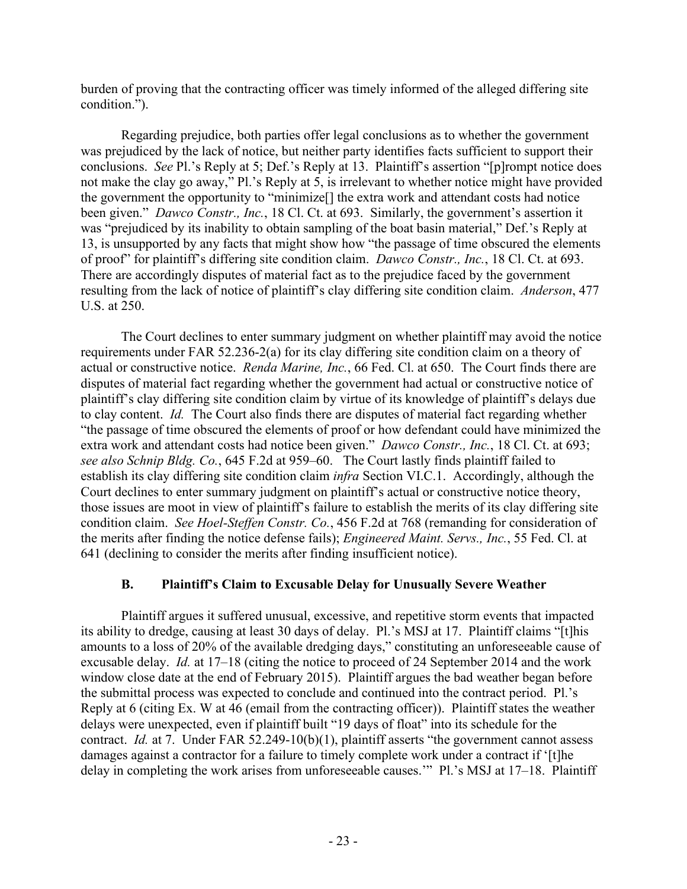burden of proving that the contracting officer was timely informed of the alleged differing site condition.").

Regarding prejudice, both parties offer legal conclusions as to whether the government was prejudiced by the lack of notice, but neither party identifies facts sufficient to support their conclusions. *See* Pl.'s Reply at 5; Def.'s Reply at 13. Plaintiff's assertion "[p]rompt notice does not make the clay go away," Pl.'s Reply at 5, is irrelevant to whether notice might have provided the government the opportunity to "minimize[] the extra work and attendant costs had notice been given." *Dawco Constr., Inc.*, 18 Cl. Ct. at 693. Similarly, the government's assertion it was "prejudiced by its inability to obtain sampling of the boat basin material," Def.'s Reply at 13, is unsupported by any facts that might show how "the passage of time obscured the elements of proof" for plaintiff's differing site condition claim. *Dawco Constr., Inc.*, 18 Cl. Ct. at 693. There are accordingly disputes of material fact as to the prejudice faced by the government resulting from the lack of notice of plaintiff's clay differing site condition claim. *Anderson*, 477 U.S. at 250.

The Court declines to enter summary judgment on whether plaintiff may avoid the notice requirements under FAR 52.236-2(a) for its clay differing site condition claim on a theory of actual or constructive notice. *Renda Marine, Inc.*, 66 Fed. Cl. at 650. The Court finds there are disputes of material fact regarding whether the government had actual or constructive notice of plaintiff's clay differing site condition claim by virtue of its knowledge of plaintiff's delays due to clay content. *Id.* The Court also finds there are disputes of material fact regarding whether "the passage of time obscured the elements of proof or how defendant could have minimized the extra work and attendant costs had notice been given." *Dawco Constr., Inc.*, 18 Cl. Ct. at 693; *see also Schnip Bldg. Co.*, 645 F.2d at 959–60. The Court lastly finds plaintiff failed to establish its clay differing site condition claim *infra* Section VI.C.1. Accordingly, although the Court declines to enter summary judgment on plaintiff's actual or constructive notice theory, those issues are moot in view of plaintiff's failure to establish the merits of its clay differing site condition claim. *See Hoel-Steffen Constr. Co.*, 456 F.2d at 768 (remanding for consideration of the merits after finding the notice defense fails); *Engineered Maint. Servs., Inc.*, 55 Fed. Cl. at 641 (declining to consider the merits after finding insufficient notice).

### B. Plaintiff's Claim to Excusable Delay for Unusually Severe Weather

Plaintiff argues it suffered unusual, excessive, and repetitive storm events that impacted its ability to dredge, causing at least 30 days of delay. Pl.'s MSJ at 17. Plaintiff claims "[t]his amounts to a loss of 20% of the available dredging days," constituting an unforeseeable cause of excusable delay. *Id.* at 17–18 (citing the notice to proceed of 24 September 2014 and the work window close date at the end of February 2015). Plaintiff argues the bad weather began before the submittal process was expected to conclude and continued into the contract period. Pl.'s Reply at 6 (citing Ex. W at 46 (email from the contracting officer)). Plaintiff states the weather delays were unexpected, even if plaintiff built "19 days of float" into its schedule for the contract. *Id.* at 7. Under FAR 52.249-10(b)(1), plaintiff asserts "the government cannot assess damages against a contractor for a failure to timely complete work under a contract if '[t]he delay in completing the work arises from unforeseeable causes.'" Pl.'s MSJ at 17–18. Plaintiff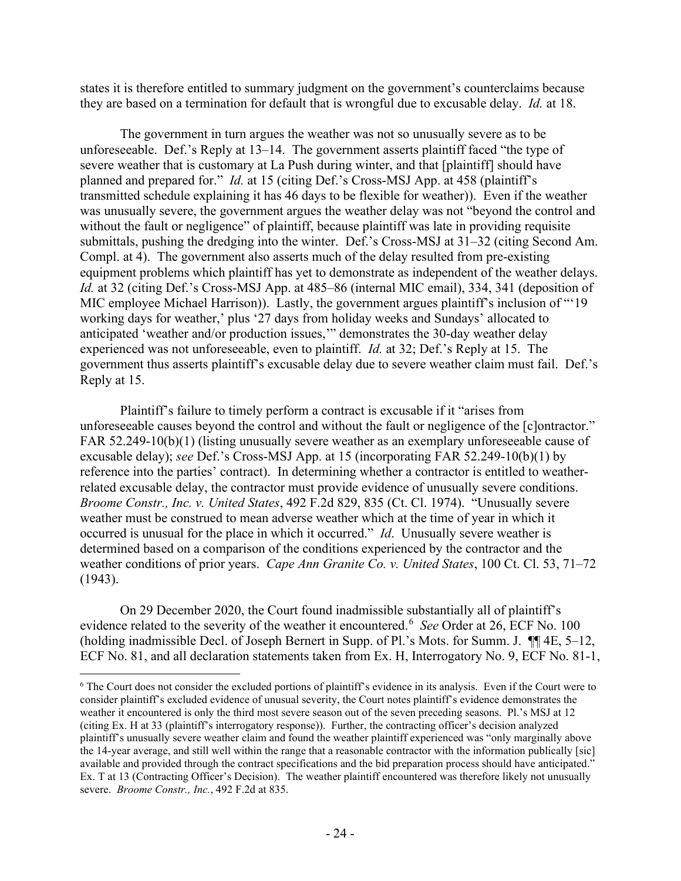states it is therefore entitled to summary judgment on the government's counterclaims because they are based on a termination for default that is wrongful due to excusable delay. *Id.* at 18.

The government in turn argues the weather was not so unusually severe as to be unforeseeable. Def.'s Reply at 13–14. The government asserts plaintiff faced "the type of severe weather that is customary at La Push during winter, and that [plaintiff] should have planned and prepared for." *Id.* at 15 (citing Def.'s Cross-MSJ App. at 458 (plaintiff's transmitted schedule explaining it has 46 days to be flexible for weather)). Even if the weather was unusually severe, the government argues the weather delay was not "beyond the control and without the fault or negligence" of plaintiff, because plaintiff was late in providing requisite submittals, pushing the dredging into the winter. Def.'s Cross-MSJ at 31–32 (citing Second Am. Compl. at 4). The government also asserts much of the delay resulted from pre-existing equipment problems which plaintiff has yet to demonstrate as independent of the weather delays. *Id.* at 32 (citing Def.'s Cross-MSJ App. at 485–86 (internal MIC email), 334, 341 (deposition of MIC employee Michael Harrison)). Lastly, the government argues plaintiff's inclusion of "'19 working days for weather,' plus '27 days from holiday weeks and Sundays' allocated to anticipated 'weather and/or production issues,'" demonstrates the 30-day weather delay experienced was not unforeseeable, even to plaintiff. *Id.* at 32; Def.'s Reply at 15. The government thus asserts plaintiff's excusable delay due to severe weather claim must fail. Def.'s Reply at 15.

Plaintiff's failure to timely perform a contract is excusable if it "arises from unforeseeable causes beyond the control and without the fault or negligence of the [c]ontractor." FAR 52.249-10(b)(1) (listing unusually severe weather as an exemplary unforeseeable cause of excusable delay); *see* Def.'s Cross-MSJ App. at 15 (incorporating FAR 52.249-10(b)(1) by reference into the parties' contract). In determining whether a contractor is entitled to weather-related excusable delay, the contractor must provide evidence of unusually severe conditions. *Broome Constr., Inc. v. United States*, 492 F.2d 829, 835 (Ct. Cl. 1974). "Unusually severe weather must be construed to mean adverse weather which at the time of year in which it occurred is unusual for the place in which it occurred." *Id*. Unusually severe weather is determined based on a comparison of the conditions experienced by the contractor and the weather conditions of prior years. *Cape Ann Granite Co. v. United States*, 100 Ct. Cl. 53, 71–72 (1943).

On 29 December 2020, the Court found inadmissible substantially all of plaintiff's evidence related to the severity of the weather it encountered.[6] *See* Order at 26, ECF No. 100 (holding inadmissible Decl. of Joseph Bernert in Supp. of Pl.'s Mots. for Summ. J. ¶¶ 4E, 5–12, ECF No. 81, and all declaration statements taken from Ex. H, Interrogatory No. 9, ECF No. 81-1,

[6] The Court does not consider the excluded portions of plaintiff's evidence in its analysis. Even if the Court were to consider plaintiff's excluded evidence of unusual severity, the Court notes plaintiff's evidence demonstrates the weather it encountered is only the third most severe season out of the seven preceding seasons. Pl.'s MSJ at 12 (citing Ex. H at 33 (plaintiff's interrogatory response)). Further, the contracting officer's decision analyzed plaintiff's unusually severe weather claim and found the weather plaintiff experienced was "only marginally above the 14-year average, and still well within the range that a reasonable contractor with the information publically [sic] available and provided through the contract specifications and the bid preparation process should have anticipated." Ex. T at 13 (Contracting Officer's Decision). The weather plaintiff encountered was therefore likely not unusually severe. *Broome Constr., Inc.*, 492 F.2d at 835.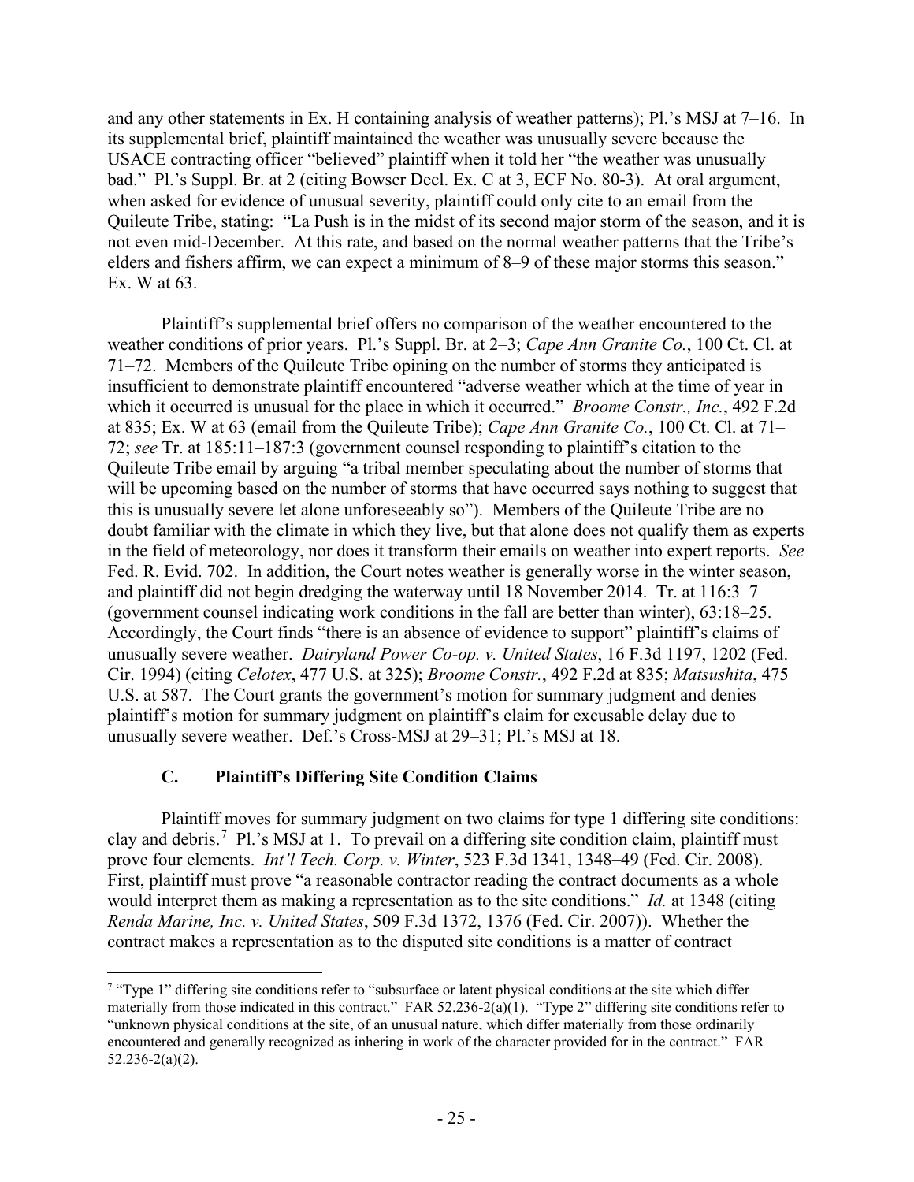and any other statements in Ex. H containing analysis of weather patterns); Pl.'s MSJ at 7–16. In its supplemental brief, plaintiff maintained the weather was unusually severe because the USACE contracting officer "believed" plaintiff when it told her "the weather was unusually bad." Pl.'s Suppl. Br. at 2 (citing Bowser Decl. Ex. C at 3, ECF No. 80-3). At oral argument, when asked for evidence of unusual severity, plaintiff could only cite to an email from the Quileute Tribe, stating: "La Push is in the midst of its second major storm of the season, and it is not even mid-December. At this rate, and based on the normal weather patterns that the Tribe's elders and fishers affirm, we can expect a minimum of 8–9 of these major storms this season." Ex. W at 63.

Plaintiff's supplemental brief offers no comparison of the weather encountered to the weather conditions of prior years. Pl.'s Suppl. Br. at 2–3; *Cape Ann Granite Co.*, 100 Ct. Cl. at 71–72. Members of the Quileute Tribe opining on the number of storms they anticipated is insufficient to demonstrate plaintiff encountered "adverse weather which at the time of year in which it occurred is unusual for the place in which it occurred." *Broome Constr., Inc.*, 492 F.2d at 835; Ex. W at 63 (email from the Quileute Tribe); *Cape Ann Granite Co.*, 100 Ct. Cl. at 71–72; *see* Tr. at 185:11–187:3 (government counsel responding to plaintiff's citation to the Quileute Tribe email by arguing "a tribal member speculating about the number of storms that will be upcoming based on the number of storms that have occurred says nothing to suggest that this is unusually severe let alone unforeseeably so"). Members of the Quileute Tribe are no doubt familiar with the climate in which they live, but that alone does not qualify them as experts in the field of meteorology, nor does it transform their emails on weather into expert reports. *See* Fed. R. Evid. 702. In addition, the Court notes weather is generally worse in the winter season, and plaintiff did not begin dredging the waterway until 18 November 2014. Tr. at 116:3–7 (government counsel indicating work conditions in the fall are better than winter), 63:18–25. Accordingly, the Court finds "there is an absence of evidence to support" plaintiff's claims of unusually severe weather. *Dairyland Power Co-op. v. United States*, 16 F.3d 1197, 1202 (Fed. Cir. 1994) (citing *Celotex*, 477 U.S. at 325); *Broome Constr.*, 492 F.2d at 835; *Matsushita*, 475 U.S. at 587. The Court grants the government's motion for summary judgment and denies plaintiff's motion for summary judgment on plaintiff's claim for excusable delay due to unusually severe weather. Def.'s Cross-MSJ at 29–31; Pl.'s MSJ at 18.

### C. Plaintiff's Differing Site Condition Claims

Plaintiff moves for summary judgment on two claims for type 1 differing site conditions: clay and debris.[7] Pl.'s MSJ at 1. To prevail on a differing site condition claim, plaintiff must prove four elements. *Int'l Tech. Corp. v. Winter*, 523 F.3d 1341, 1348–49 (Fed. Cir. 2008). First, plaintiff must prove "a reasonable contractor reading the contract documents as a whole would interpret them as making a representation as to the site conditions." *Id.* at 1348 (citing *Renda Marine, Inc. v. United States*, 509 F.3d 1372, 1376 (Fed. Cir. 2007)). Whether the contract makes a representation as to the disputed site conditions is a matter of contract

[7] "Type 1" differing site conditions refer to "subsurface or latent physical conditions at the site which differ materially from those indicated in this contract." FAR 52.236-2(a)(1). "Type 2" differing site conditions refer to "unknown physical conditions at the site, of an unusual nature, which differ materially from those ordinarily encountered and generally recognized as inhering in work of the character provided for in the contract." FAR 52.236-2(a)(2).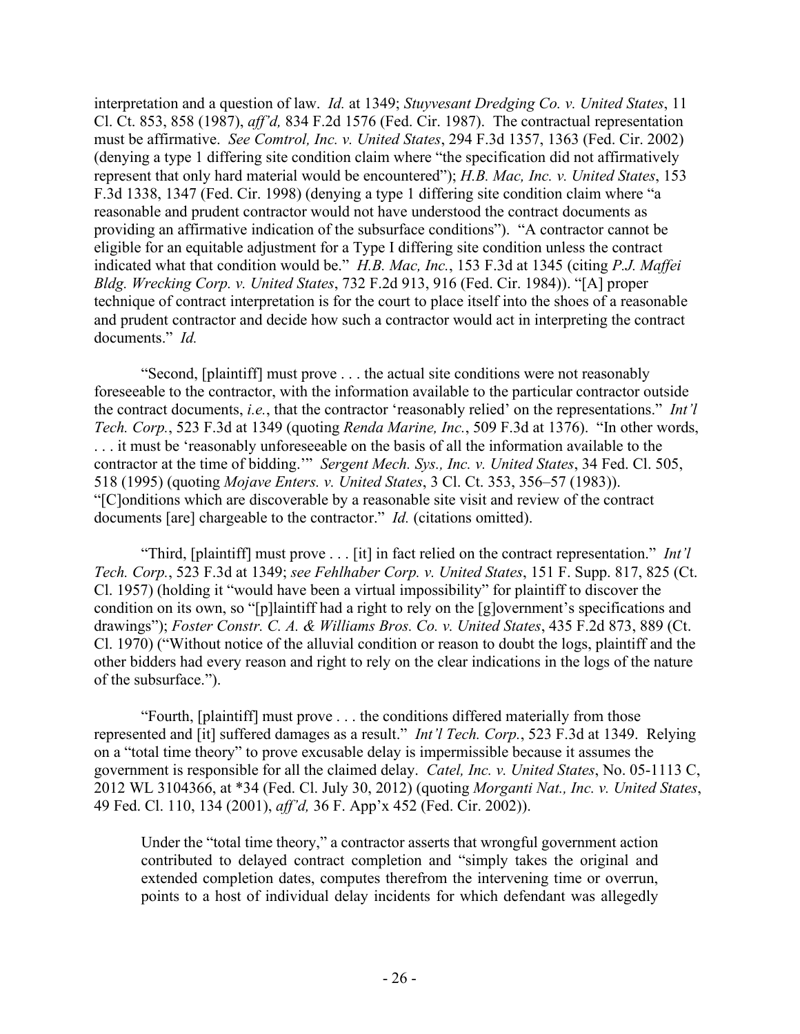interpretation and a question of law. *Id.* at 1349; *Stuyvesant Dredging Co. v. United States*, 11 Cl. Ct. 853, 858 (1987), *aff'd,* 834 F.2d 1576 (Fed. Cir. 1987). The contractual representation must be affirmative. *See Comtrol, Inc. v. United States*, 294 F.3d 1357, 1363 (Fed. Cir. 2002) (denying a type 1 differing site condition claim where "the specification did not affirmatively represent that only hard material would be encountered"); *H.B. Mac, Inc. v. United States*, 153 F.3d 1338, 1347 (Fed. Cir. 1998) (denying a type 1 differing site condition claim where "a reasonable and prudent contractor would not have understood the contract documents as providing an affirmative indication of the subsurface conditions"). "A contractor cannot be eligible for an equitable adjustment for a Type I differing site condition unless the contract indicated what that condition would be." *H.B. Mac, Inc.*, 153 F.3d at 1345 (citing *P.J. Maffei Bldg. Wrecking Corp. v. United States*, 732 F.2d 913, 916 (Fed. Cir. 1984)). "[A] proper technique of contract interpretation is for the court to place itself into the shoes of a reasonable and prudent contractor and decide how such a contractor would act in interpreting the contract documents." *Id.*

"Second, [plaintiff] must prove . . . the actual site conditions were not reasonably foreseeable to the contractor, with the information available to the particular contractor outside the contract documents, *i.e.*, that the contractor 'reasonably relied' on the representations." *Int'l Tech. Corp.*, 523 F.3d at 1349 (quoting *Renda Marine, Inc.*, 509 F.3d at 1376). "In other words, . . . it must be 'reasonably unforeseeable on the basis of all the information available to the contractor at the time of bidding.'" *Sergent Mech. Sys., Inc. v. United States*, 34 Fed. Cl. 505, 518 (1995) (quoting *Mojave Enters. v. United States*, 3 Cl. Ct. 353, 356–57 (1983)). "[C]onditions which are discoverable by a reasonable site visit and review of the contract documents [are] chargeable to the contractor." *Id.* (citations omitted).

"Third, [plaintiff] must prove . . . [it] in fact relied on the contract representation." *Int'l Tech. Corp.*, 523 F.3d at 1349; *see Fehlhaber Corp. v. United States*, 151 F. Supp. 817, 825 (Ct. Cl. 1957) (holding it "would have been a virtual impossibility" for plaintiff to discover the condition on its own, so "[p]laintiff had a right to rely on the [g]overnment's specifications and drawings"); *Foster Constr. C. A. & Williams Bros. Co. v. United States*, 435 F.2d 873, 889 (Ct. Cl. 1970) ("Without notice of the alluvial condition or reason to doubt the logs, plaintiff and the other bidders had every reason and right to rely on the clear indications in the logs of the nature of the subsurface.").

"Fourth, [plaintiff] must prove . . . the conditions differed materially from those represented and [it] suffered damages as a result." *Int'l Tech. Corp.*, 523 F.3d at 1349. Relying on a "total time theory" to prove excusable delay is impermissible because it assumes the government is responsible for all the claimed delay. *Catel, Inc. v. United States*, No. 05-1113 C, 2012 WL 3104366, at *34 (Fed. Cl. July 30, 2012) (quoting *Morganti Nat., Inc. v. United States*, 49 Fed. Cl. 110, 134 (2001), *aff'd,* 36 F. App'x 452 (Fed. Cir. 2002)).

> Under the "total time theory," a contractor asserts that wrongful government action contributed to delayed contract completion and "simply takes the original and extended completion dates, computes therefrom the intervening time or overrun, points to a host of individual delay incidents for which defendant was allegedly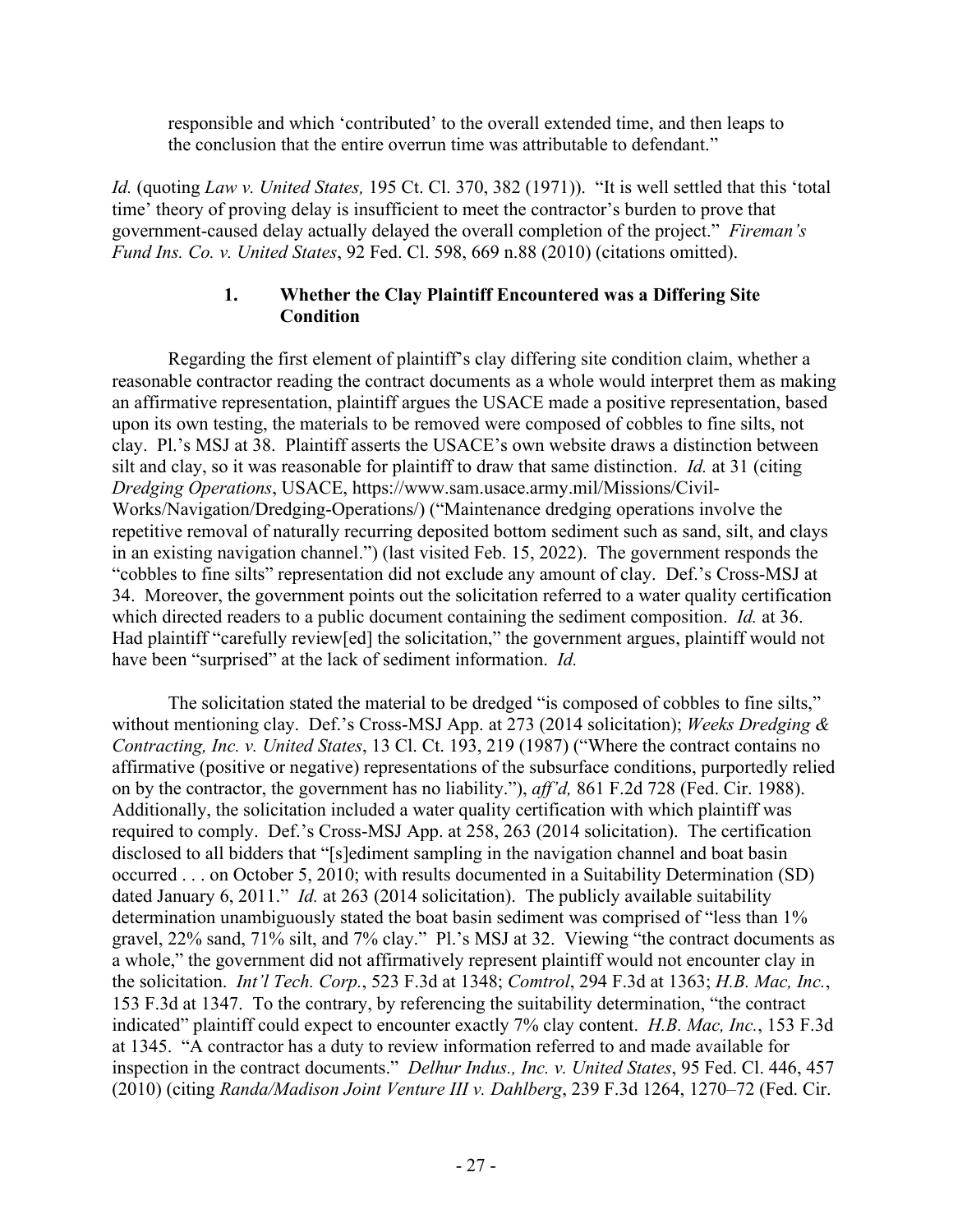responsible and which 'contributed' to the overall extended time, and then leaps to the conclusion that the entire overrun time was attributable to defendant."

*Id.* (quoting *Law v. United States,* 195 Ct. Cl. 370, 382 (1971)). "It is well settled that this 'total time' theory of proving delay is insufficient to meet the contractor's burden to prove that government-caused delay actually delayed the overall completion of the project." *Fireman's Fund Ins. Co. v. United States*, 92 Fed. Cl. 598, 669 n.88 (2010) (citations omitted).

### 1. Whether the Clay Plaintiff Encountered was a Differing Site Condition

Regarding the first element of plaintiff's clay differing site condition claim, whether a reasonable contractor reading the contract documents as a whole would interpret them as making an affirmative representation, plaintiff argues the USACE made a positive representation, based upon its own testing, the materials to be removed were composed of cobbles to fine silts, not clay. Pl.'s MSJ at 38. Plaintiff asserts the USACE's own website draws a distinction between silt and clay, so it was reasonable for plaintiff to draw that same distinction. *Id.* at 31 (citing *Dredging Operations*, USACE, https://www.sam.usace.army.mil/Missions/Civil-Works/Navigation/Dredging-Operations/) ("Maintenance dredging operations involve the repetitive removal of naturally recurring deposited bottom sediment such as sand, silt, and clays in an existing navigation channel.") (last visited Feb. 15, 2022). The government responds the "cobbles to fine silts" representation did not exclude any amount of clay. Def.'s Cross-MSJ at 34. Moreover, the government points out the solicitation referred to a water quality certification which directed readers to a public document containing the sediment composition. *Id.* at 36. Had plaintiff "carefully review[ed] the solicitation," the government argues, plaintiff would not have been "surprised" at the lack of sediment information. *Id.*

The solicitation stated the material to be dredged "is composed of cobbles to fine silts," without mentioning clay. Def.'s Cross-MSJ App. at 273 (2014 solicitation); *Weeks Dredging & Contracting, Inc. v. United States*, 13 Cl. Ct. 193, 219 (1987) ("Where the contract contains no affirmative (positive or negative) representations of the subsurface conditions, purportedly relied on by the contractor, the government has no liability."), *aff'd,* 861 F.2d 728 (Fed. Cir. 1988). Additionally, the solicitation included a water quality certification with which plaintiff was required to comply. Def.'s Cross-MSJ App. at 258, 263 (2014 solicitation). The certification disclosed to all bidders that "[s]ediment sampling in the navigation channel and boat basin occurred . . . on October 5, 2010; with results documented in a Suitability Determination (SD) dated January 6, 2011." *Id.* at 263 (2014 solicitation). The publicly available suitability determination unambiguously stated the boat basin sediment was comprised of "less than 1% gravel, 22% sand, 71% silt, and 7% clay." Pl.'s MSJ at 32. Viewing "the contract documents as a whole," the government did not affirmatively represent plaintiff would not encounter clay in the solicitation. *Int'l Tech. Corp.*, 523 F.3d at 1348; *Comtrol*, 294 F.3d at 1363; *H.B. Mac, Inc.*, 153 F.3d at 1347. To the contrary, by referencing the suitability determination, "the contract indicated" plaintiff could expect to encounter exactly 7% clay content. *H.B. Mac, Inc.*, 153 F.3d at 1345. "A contractor has a duty to review information referred to and made available for inspection in the contract documents." *Delhur Indus., Inc. v. United States*, 95 Fed. Cl. 446, 457 (2010) (citing *Randa/Madison Joint Venture III v. Dahlberg*, 239 F.3d 1264, 1270–72 (Fed. Cir.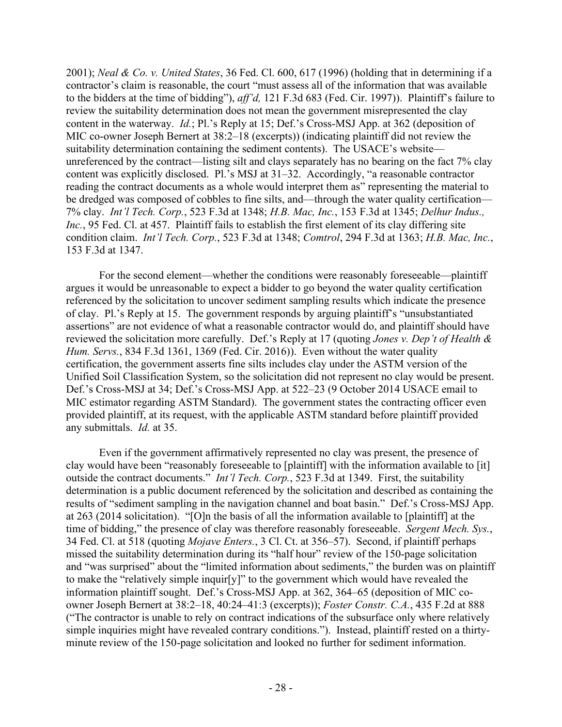2001); *Neal & Co. v. United States*, 36 Fed. Cl. 600, 617 (1996) (holding that in determining if a contractor's claim is reasonable, the court "must assess all of the information that was available to the bidders at the time of bidding"), *aff'd,* 121 F.3d 683 (Fed. Cir. 1997)). Plaintiff's failure to review the suitability determination does not mean the government misrepresented the clay content in the waterway. *Id.*; Pl.'s Reply at 15; Def.'s Cross-MSJ App. at 362 (deposition of MIC co-owner Joseph Bernert at 38:2–18 (excerpts)) (indicating plaintiff did not review the suitability determination containing the sediment contents). The USACE's website—unreferenced by the contract—listing silt and clays separately has no bearing on the fact 7% clay content was explicitly disclosed. Pl.'s MSJ at 31–32. Accordingly, "a reasonable contractor reading the contract documents as a whole would interpret them as" representing the material to be dredged was composed of cobbles to fine silts, and—through the water quality certification—7% clay. *Int'l Tech. Corp.*, 523 F.3d at 1348; *H.B. Mac, Inc.*, 153 F.3d at 1345; *Delhur Indus., Inc.*, 95 Fed. Cl. at 457. Plaintiff fails to establish the first element of its clay differing site condition claim. *Int'l Tech. Corp.*, 523 F.3d at 1348; *Comtrol*, 294 F.3d at 1363; *H.B. Mac, Inc.*, 153 F.3d at 1347.

For the second element—whether the conditions were reasonably foreseeable—plaintiff argues it would be unreasonable to expect a bidder to go beyond the water quality certification referenced by the solicitation to uncover sediment sampling results which indicate the presence of clay. Pl.'s Reply at 15. The government responds by arguing plaintiff's "unsubstantiated assertions" are not evidence of what a reasonable contractor would do, and plaintiff should have reviewed the solicitation more carefully. Def.'s Reply at 17 (quoting *Jones v. Dep't of Health & Hum. Servs.*, 834 F.3d 1361, 1369 (Fed. Cir. 2016)). Even without the water quality certification, the government asserts fine silts includes clay under the ASTM version of the Unified Soil Classification System, so the solicitation did not represent no clay would be present. Def.'s Cross-MSJ at 34; Def.'s Cross-MSJ App. at 522–23 (9 October 2014 USACE email to MIC estimator regarding ASTM Standard). The government states the contracting officer even provided plaintiff, at its request, with the applicable ASTM standard before plaintiff provided any submittals. *Id.* at 35.

Even if the government affirmatively represented no clay was present, the presence of clay would have been "reasonably foreseeable to [plaintiff] with the information available to [it] outside the contract documents." *Int'l Tech. Corp.*, 523 F.3d at 1349. First, the suitability determination is a public document referenced by the solicitation and described as containing the results of "sediment sampling in the navigation channel and boat basin." Def.'s Cross-MSJ App. at 263 (2014 solicitation). "[O]n the basis of all the information available to [plaintiff] at the time of bidding," the presence of clay was therefore reasonably foreseeable. *Sergent Mech. Sys.*, 34 Fed. Cl. at 518 (quoting *Mojave Enters.*, 3 Cl. Ct. at 356–57). Second, if plaintiff perhaps missed the suitability determination during its "half hour" review of the 150-page solicitation and "was surprised" about the "limited information about sediments," the burden was on plaintiff to make the "relatively simple inquir[y]" to the government which would have revealed the information plaintiff sought. Def.'s Cross-MSJ App. at 362, 364–65 (deposition of MIC co-owner Joseph Bernert at 38:2–18, 40:24–41:3 (excerpts)); *Foster Constr. C.A.*, 435 F.2d at 888 ("The contractor is unable to rely on contract indications of the subsurface only where relatively simple inquiries might have revealed contrary conditions."). Instead, plaintiff rested on a thirty-minute review of the 150-page solicitation and looked no further for sediment information.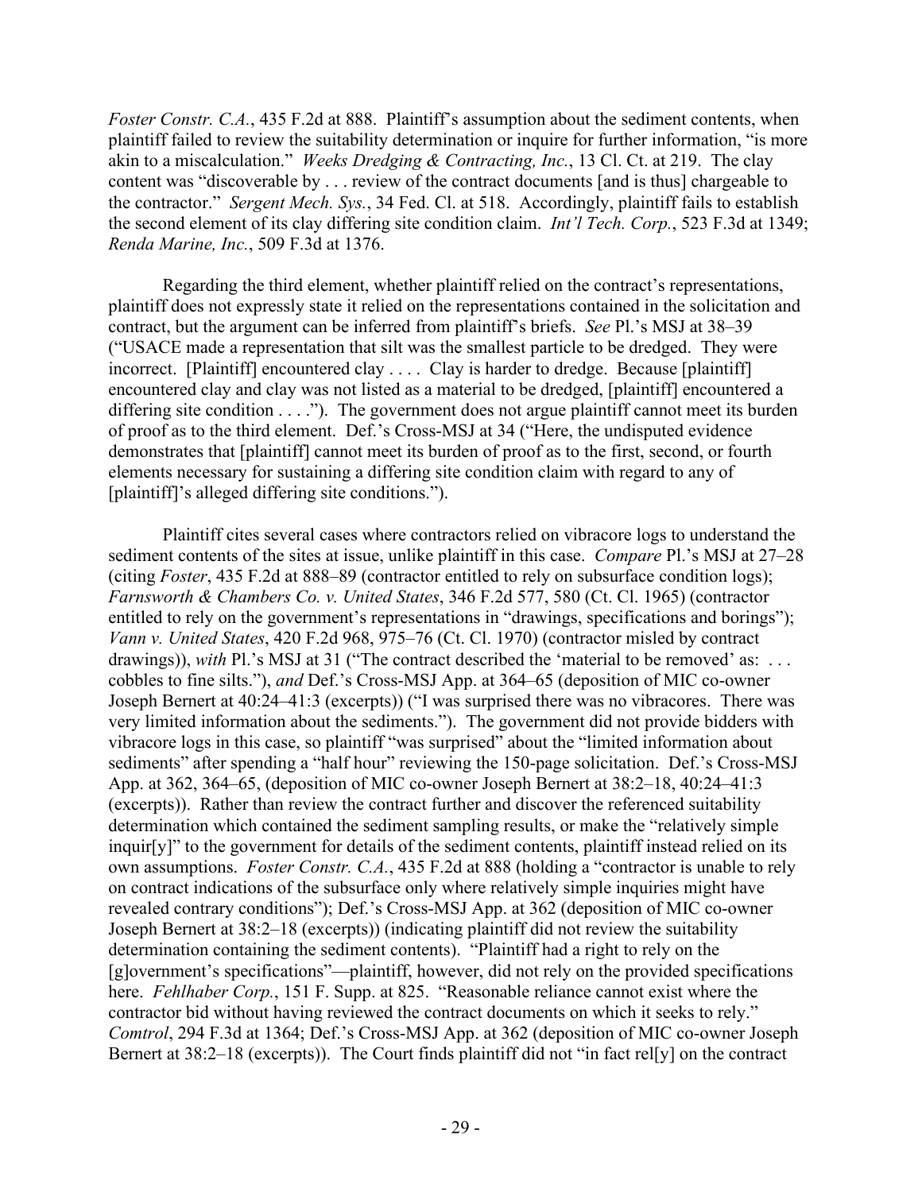*Foster Constr. C.A.*, 435 F.2d at 888. Plaintiff's assumption about the sediment contents, when plaintiff failed to review the suitability determination or inquire for further information, "is more akin to a miscalculation." *Weeks Dredging & Contracting, Inc.*, 13 Cl. Ct. at 219. The clay content was "discoverable by . . . review of the contract documents [and is thus] chargeable to the contractor." *Sergent Mech. Sys.*, 34 Fed. Cl. at 518. Accordingly, plaintiff fails to establish the second element of its clay differing site condition claim. *Int'l Tech. Corp.*, 523 F.3d at 1349; *Renda Marine, Inc.*, 509 F.3d at 1376.

Regarding the third element, whether plaintiff relied on the contract's representations, plaintiff does not expressly state it relied on the representations contained in the solicitation and contract, but the argument can be inferred from plaintiff's briefs. *See* Pl.'s MSJ at 38–39 ("USACE made a representation that silt was the smallest particle to be dredged. They were incorrect. [Plaintiff] encountered clay . . . . Clay is harder to dredge. Because [plaintiff] encountered clay and clay was not listed as a material to be dredged, [plaintiff] encountered a differing site condition . . . ."). The government does not argue plaintiff cannot meet its burden of proof as to the third element. Def.'s Cross-MSJ at 34 ("Here, the undisputed evidence demonstrates that [plaintiff] cannot meet its burden of proof as to the first, second, or fourth elements necessary for sustaining a differing site condition claim with regard to any of [plaintiff]'s alleged differing site conditions.").

Plaintiff cites several cases where contractors relied on vibracore logs to understand the sediment contents of the sites at issue, unlike plaintiff in this case. *Compare* Pl.'s MSJ at 27–28 (citing *Foster*, 435 F.2d at 888–89 (contractor entitled to rely on subsurface condition logs); *Farnsworth & Chambers Co. v. United States*, 346 F.2d 577, 580 (Ct. Cl. 1965) (contractor entitled to rely on the government's representations in "drawings, specifications and borings"); *Vann v. United States*, 420 F.2d 968, 975–76 (Ct. Cl. 1970) (contractor misled by contract drawings)), *with* Pl.'s MSJ at 31 ("The contract described the 'material to be removed' as: . . . cobbles to fine silts."), *and* Def.'s Cross-MSJ App. at 364–65 (deposition of MIC co-owner Joseph Bernert at 40:24–41:3 (excerpts)) ("I was surprised there was no vibracores. There was very limited information about the sediments."). The government did not provide bidders with vibracore logs in this case, so plaintiff "was surprised" about the "limited information about sediments" after spending a "half hour" reviewing the 150-page solicitation. Def.'s Cross-MSJ App. at 362, 364–65, (deposition of MIC co-owner Joseph Bernert at 38:2–18, 40:24–41:3 (excerpts)). Rather than review the contract further and discover the referenced suitability determination which contained the sediment sampling results, or make the "relatively simple inquir[y]" to the government for details of the sediment contents, plaintiff instead relied on its own assumptions. *Foster Constr. C.A.*, 435 F.2d at 888 (holding a "contractor is unable to rely on contract indications of the subsurface only where relatively simple inquiries might have revealed contrary conditions"); Def.'s Cross-MSJ App. at 362 (deposition of MIC co-owner Joseph Bernert at 38:2–18 (excerpts)) (indicating plaintiff did not review the suitability determination containing the sediment contents). "Plaintiff had a right to rely on the [g]overnment's specifications"—plaintiff, however, did not rely on the provided specifications here. *Fehlhaber Corp.*, 151 F. Supp. at 825. "Reasonable reliance cannot exist where the contractor bid without having reviewed the contract documents on which it seeks to rely." *Comtrol*, 294 F.3d at 1364; Def.'s Cross-MSJ App. at 362 (deposition of MIC co-owner Joseph Bernert at 38:2–18 (excerpts)). The Court finds plaintiff did not "in fact rel[y] on the contract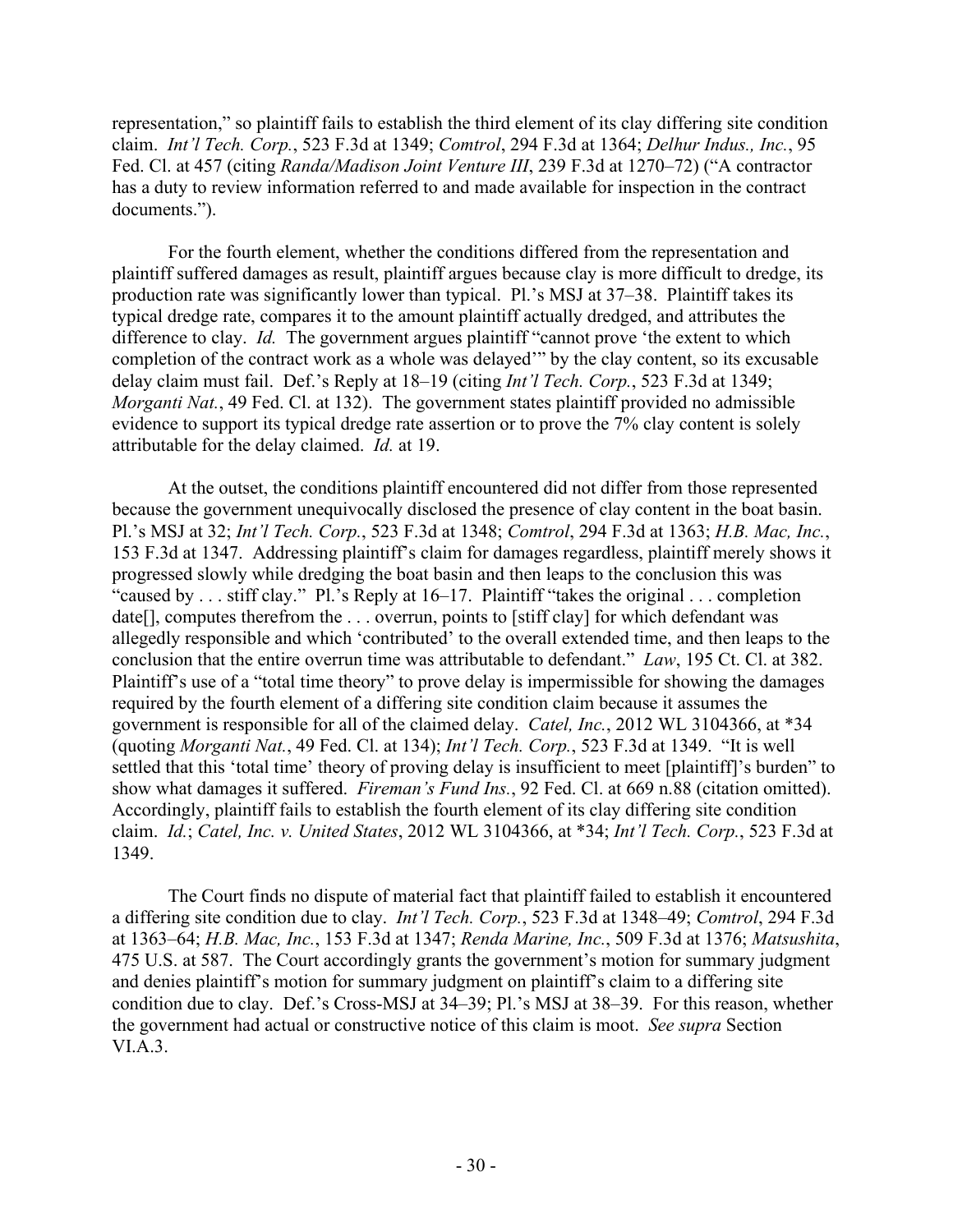representation," so plaintiff fails to establish the third element of its clay differing site condition claim. *Int'l Tech. Corp.*, 523 F.3d at 1349; *Comtrol*, 294 F.3d at 1364; *Delhur Indus., Inc.*, 95 Fed. Cl. at 457 (citing *Randa/Madison Joint Venture III*, 239 F.3d at 1270–72) ("A contractor has a duty to review information referred to and made available for inspection in the contract documents.").

For the fourth element, whether the conditions differed from the representation and plaintiff suffered damages as result, plaintiff argues because clay is more difficult to dredge, its production rate was significantly lower than typical. Pl.'s MSJ at 37–38. Plaintiff takes its typical dredge rate, compares it to the amount plaintiff actually dredged, and attributes the difference to clay. *Id.* The government argues plaintiff "cannot prove 'the extent to which completion of the contract work as a whole was delayed'" by the clay content, so its excusable delay claim must fail. Def.'s Reply at 18–19 (citing *Int'l Tech. Corp.*, 523 F.3d at 1349; *Morganti Nat.*, 49 Fed. Cl. at 132). The government states plaintiff provided no admissible evidence to support its typical dredge rate assertion or to prove the 7% clay content is solely attributable for the delay claimed. *Id.* at 19.

At the outset, the conditions plaintiff encountered did not differ from those represented because the government unequivocally disclosed the presence of clay content in the boat basin. Pl.'s MSJ at 32; *Int'l Tech. Corp.*, 523 F.3d at 1348; *Comtrol*, 294 F.3d at 1363; *H.B. Mac, Inc.*, 153 F.3d at 1347. Addressing plaintiff's claim for damages regardless, plaintiff merely shows it progressed slowly while dredging the boat basin and then leaps to the conclusion this was "caused by . . . stiff clay." Pl.'s Reply at 16–17. Plaintiff "takes the original . . . completion date[], computes therefrom the . . . overrun, points to [stiff clay] for which defendant was allegedly responsible and which 'contributed' to the overall extended time, and then leaps to the conclusion that the entire overrun time was attributable to defendant." *Law*, 195 Ct. Cl. at 382. Plaintiff's use of a "total time theory" to prove delay is impermissible for showing the damages required by the fourth element of a differing site condition claim because it assumes the government is responsible for all of the claimed delay. *Catel, Inc.*, 2012 WL 3104366, at *34 (quoting *Morganti Nat.*, 49 Fed. Cl. at 134); *Int'l Tech. Corp.*, 523 F.3d at 1349. "It is well settled that this 'total time' theory of proving delay is insufficient to meet [plaintiff]'s burden" to show what damages it suffered. *Fireman's Fund Ins.*, 92 Fed. Cl. at 669 n.88 (citation omitted). Accordingly, plaintiff fails to establish the fourth element of its clay differing site condition claim. *Id.*; *Catel, Inc. v. United States*, 2012 WL 3104366, at *34; *Int'l Tech. Corp.*, 523 F.3d at 1349.

The Court finds no dispute of material fact that plaintiff failed to establish it encountered a differing site condition due to clay. *Int'l Tech. Corp.*, 523 F.3d at 1348–49; *Comtrol*, 294 F.3d at 1363–64; *H.B. Mac, Inc.*, 153 F.3d at 1347; *Renda Marine, Inc.*, 509 F.3d at 1376; *Matsushita*, 475 U.S. at 587. The Court accordingly grants the government's motion for summary judgment and denies plaintiff's motion for summary judgment on plaintiff's claim to a differing site condition due to clay. Def.'s Cross-MSJ at 34–39; Pl.'s MSJ at 38–39. For this reason, whether the government had actual or constructive notice of this claim is moot. *See supra* Section VI.A.3.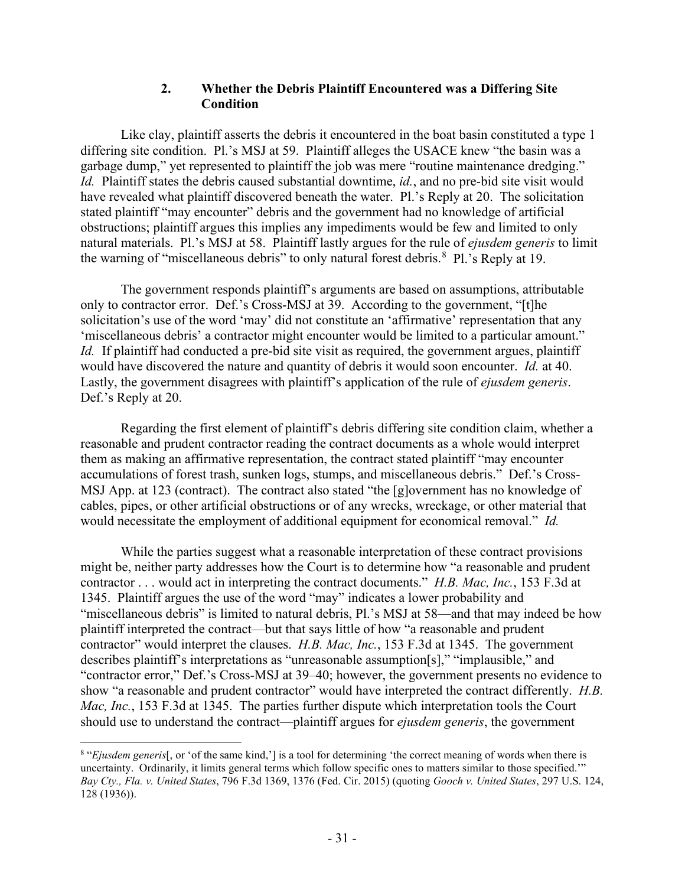### 2. Whether the Debris Plaintiff Encountered was a Differing Site Condition

Like clay, plaintiff asserts the debris it encountered in the boat basin constituted a type 1 differing site condition. Pl.'s MSJ at 59. Plaintiff alleges the USACE knew "the basin was a garbage dump," yet represented to plaintiff the job was mere "routine maintenance dredging." *Id.* Plaintiff states the debris caused substantial downtime, *id.*, and no pre-bid site visit would have revealed what plaintiff discovered beneath the water. Pl.'s Reply at 20. The solicitation stated plaintiff "may encounter" debris and the government had no knowledge of artificial obstructions; plaintiff argues this implies any impediments would be few and limited to only natural materials. Pl.'s MSJ at 58. Plaintiff lastly argues for the rule of *ejusdem generis* to limit the warning of "miscellaneous debris" to only natural forest debris.[8] Pl.'s Reply at 19.

The government responds plaintiff's arguments are based on assumptions, attributable only to contractor error. Def.'s Cross-MSJ at 39. According to the government, "[t]he solicitation's use of the word 'may' did not constitute an 'affirmative' representation that any 'miscellaneous debris' a contractor might encounter would be limited to a particular amount." *Id.* If plaintiff had conducted a pre-bid site visit as required, the government argues, plaintiff would have discovered the nature and quantity of debris it would soon encounter. *Id.* at 40. Lastly, the government disagrees with plaintiff's application of the rule of *ejusdem generis*. Def.'s Reply at 20.

Regarding the first element of plaintiff's debris differing site condition claim, whether a reasonable and prudent contractor reading the contract documents as a whole would interpret them as making an affirmative representation, the contract stated plaintiff "may encounter accumulations of forest trash, sunken logs, stumps, and miscellaneous debris." Def.'s Cross-MSJ App. at 123 (contract). The contract also stated "the [g]overnment has no knowledge of cables, pipes, or other artificial obstructions or of any wrecks, wreckage, or other material that would necessitate the employment of additional equipment for economical removal." *Id.*

While the parties suggest what a reasonable interpretation of these contract provisions might be, neither party addresses how the Court is to determine how "a reasonable and prudent contractor . . . would act in interpreting the contract documents." *H.B. Mac, Inc.*, 153 F.3d at 1345. Plaintiff argues the use of the word "may" indicates a lower probability and "miscellaneous debris" is limited to natural debris, Pl.'s MSJ at 58—and that may indeed be how plaintiff interpreted the contract—but that says little of how "a reasonable and prudent contractor" would interpret the clauses. *H.B. Mac, Inc.*, 153 F.3d at 1345. The government describes plaintiff's interpretations as "unreasonable assumption[s]," "implausible," and "contractor error," Def.'s Cross-MSJ at 39–40; however, the government presents no evidence to show "a reasonable and prudent contractor" would have interpreted the contract differently. *H.B. Mac, Inc.*, 153 F.3d at 1345. The parties further dispute which interpretation tools the Court should use to understand the contract—plaintiff argues for *ejusdem generis*, the government

[8] "*Ejusdem generis*[, or 'of the same kind,'] is a tool for determining 'the correct meaning of words when there is uncertainty. Ordinarily, it limits general terms which follow specific ones to matters similar to those specified.'" *Bay Cty., Fla. v. United States*, 796 F.3d 1369, 1376 (Fed. Cir. 2015) (quoting *Gooch v. United States*, 297 U.S. 124, 128 (1936)).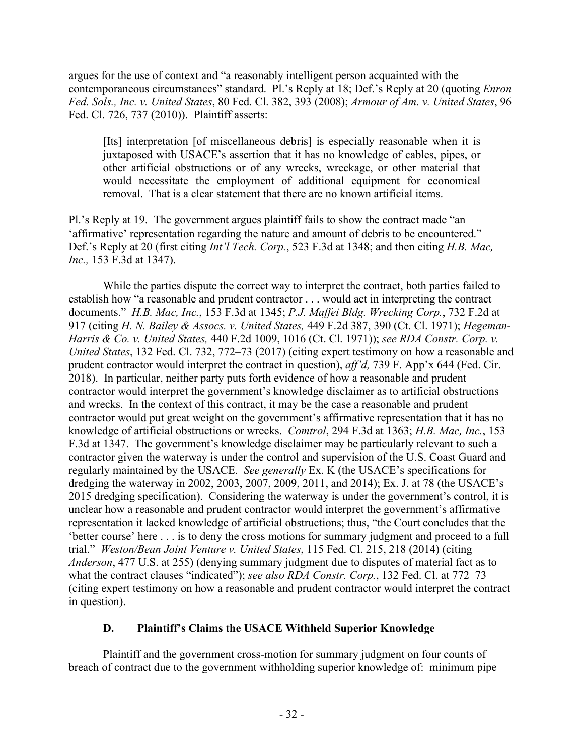argues for the use of context and "a reasonably intelligent person acquainted with the contemporaneous circumstances" standard. Pl.'s Reply at 18; Def.'s Reply at 20 (quoting *Enron Fed. Sols., Inc. v. United States*, 80 Fed. Cl. 382, 393 (2008); *Armour of Am. v. United States*, 96 Fed. Cl. 726, 737 (2010)). Plaintiff asserts:

> [Its] interpretation [of miscellaneous debris] is especially reasonable when it is juxtaposed with USACE's assertion that it has no knowledge of cables, pipes, or other artificial obstructions or of any wrecks, wreckage, or other material that would necessitate the employment of additional equipment for economical removal. That is a clear statement that there are no known artificial items.

Pl.'s Reply at 19. The government argues plaintiff fails to show the contract made "an 'affirmative' representation regarding the nature and amount of debris to be encountered." Def.'s Reply at 20 (first citing *Int'l Tech. Corp.*, 523 F.3d at 1348; and then citing *H.B. Mac, Inc.,* 153 F.3d at 1347).

While the parties dispute the correct way to interpret the contract, both parties failed to establish how "a reasonable and prudent contractor . . . would act in interpreting the contract documents." *H.B. Mac, Inc.*, 153 F.3d at 1345; *P.J. Maffei Bldg. Wrecking Corp.*, 732 F.2d at 917 (citing *H. N. Bailey & Assocs. v. United States,* 449 F.2d 387, 390 (Ct. Cl. 1971); *Hegeman-Harris & Co. v. United States,* 440 F.2d 1009, 1016 (Ct. Cl. 1971)); *see RDA Constr. Corp. v. United States*, 132 Fed. Cl. 732, 772–73 (2017) (citing expert testimony on how a reasonable and prudent contractor would interpret the contract in question), *aff'd,* 739 F. App'x 644 (Fed. Cir. 2018). In particular, neither party puts forth evidence of how a reasonable and prudent contractor would interpret the government's knowledge disclaimer as to artificial obstructions and wrecks. In the context of this contract, it may be the case a reasonable and prudent contractor would put great weight on the government's affirmative representation that it has no knowledge of artificial obstructions or wrecks. *Comtrol*, 294 F.3d at 1363; *H.B. Mac, Inc.*, 153 F.3d at 1347. The government's knowledge disclaimer may be particularly relevant to such a contractor given the waterway is under the control and supervision of the U.S. Coast Guard and regularly maintained by the USACE. *See generally* Ex. K (the USACE's specifications for dredging the waterway in 2002, 2003, 2007, 2009, 2011, and 2014); Ex. J. at 78 (the USACE's 2015 dredging specification). Considering the waterway is under the government's control, it is unclear how a reasonable and prudent contractor would interpret the government's affirmative representation it lacked knowledge of artificial obstructions; thus, "the Court concludes that the 'better course' here . . . is to deny the cross motions for summary judgment and proceed to a full trial." *Weston/Bean Joint Venture v. United States*, 115 Fed. Cl. 215, 218 (2014) (citing *Anderson*, 477 U.S. at 255) (denying summary judgment due to disputes of material fact as to what the contract clauses "indicated"); *see also RDA Constr. Corp.*, 132 Fed. Cl. at 772–73 (citing expert testimony on how a reasonable and prudent contractor would interpret the contract in question).

### D. Plaintiff's Claims the USACE Withheld Superior Knowledge

Plaintiff and the government cross-motion for summary judgment on four counts of breach of contract due to the government withholding superior knowledge of: minimum pipe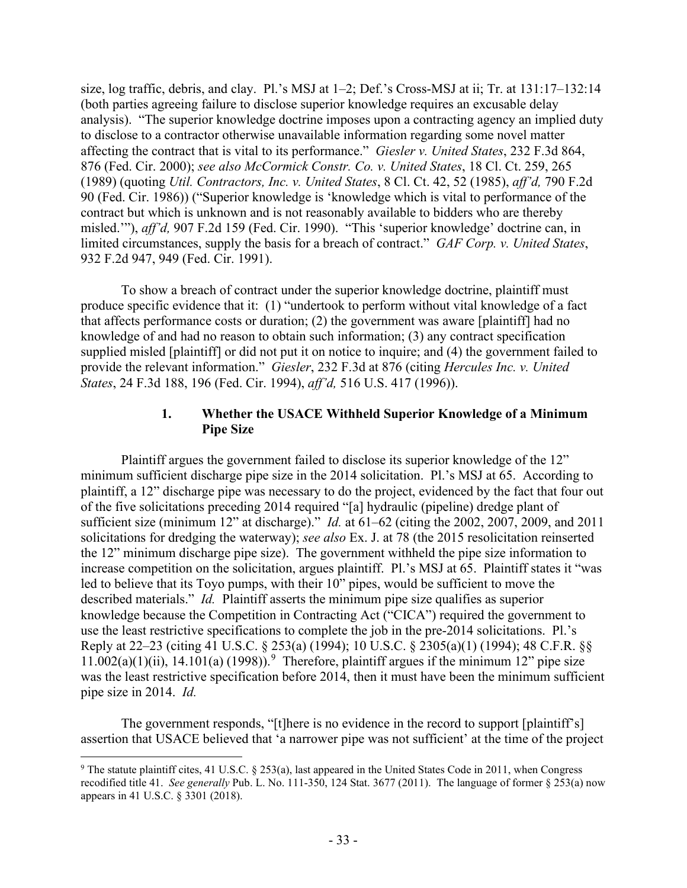size, log traffic, debris, and clay. Pl.'s MSJ at 1–2; Def.'s Cross-MSJ at ii; Tr. at 131:17–132:14 (both parties agreeing failure to disclose superior knowledge requires an excusable delay analysis). "The superior knowledge doctrine imposes upon a contracting agency an implied duty to disclose to a contractor otherwise unavailable information regarding some novel matter affecting the contract that is vital to its performance." *Giesler v. United States*, 232 F.3d 864, 876 (Fed. Cir. 2000); *see also McCormick Constr. Co. v. United States*, 18 Cl. Ct. 259, 265 (1989) (quoting *Util. Contractors, Inc. v. United States*, 8 Cl. Ct. 42, 52 (1985), *aff'd,* 790 F.2d 90 (Fed. Cir. 1986)) ("Superior knowledge is 'knowledge which is vital to performance of the contract but which is unknown and is not reasonably available to bidders who are thereby misled.'"), *aff'd,* 907 F.2d 159 (Fed. Cir. 1990). "This 'superior knowledge' doctrine can, in limited circumstances, supply the basis for a breach of contract." *GAF Corp. v. United States*, 932 F.2d 947, 949 (Fed. Cir. 1991).

To show a breach of contract under the superior knowledge doctrine, plaintiff must produce specific evidence that it: (1) "undertook to perform without vital knowledge of a fact that affects performance costs or duration; (2) the government was aware [plaintiff] had no knowledge of and had no reason to obtain such information; (3) any contract specification supplied misled [plaintiff] or did not put it on notice to inquire; and (4) the government failed to provide the relevant information." *Giesler*, 232 F.3d at 876 (citing *Hercules Inc. v. United States*, 24 F.3d 188, 196 (Fed. Cir. 1994), *aff'd,* 516 U.S. 417 (1996)).

### 1. Whether the USACE Withheld Superior Knowledge of a Minimum Pipe Size

Plaintiff argues the government failed to disclose its superior knowledge of the 12" minimum sufficient discharge pipe size in the 2014 solicitation. Pl.'s MSJ at 65. According to plaintiff, a 12" discharge pipe was necessary to do the project, evidenced by the fact that four out of the five solicitations preceding 2014 required "[a] hydraulic (pipeline) dredge plant of sufficient size (minimum 12" at discharge)." *Id.* at 61–62 (citing the 2002, 2007, 2009, and 2011 solicitations for dredging the waterway); *see also* Ex. J. at 78 (the 2015 resolicitation reinserted the 12" minimum discharge pipe size). The government withheld the pipe size information to increase competition on the solicitation, argues plaintiff. Pl.'s MSJ at 65. Plaintiff states it "was led to believe that its Toyo pumps, with their 10" pipes, would be sufficient to move the described materials." *Id.* Plaintiff asserts the minimum pipe size qualifies as superior knowledge because the Competition in Contracting Act ("CICA") required the government to use the least restrictive specifications to complete the job in the pre-2014 solicitations. Pl.'s Reply at 22–23 (citing 41 U.S.C. § 253(a) (1994); 10 U.S.C. § 2305(a)(1) (1994); 48 C.F.R. §§ 11.002(a)(1)(ii), 14.101(a) (1998)).[9] Therefore, plaintiff argues if the minimum 12" pipe size was the least restrictive specification before 2014, then it must have been the minimum sufficient pipe size in 2014. *Id.*

The government responds, "[t]here is no evidence in the record to support [plaintiff's] assertion that USACE believed that 'a narrower pipe was not sufficient' at the time of the project

[9] The statute plaintiff cites, 41 U.S.C. § 253(a), last appeared in the United States Code in 2011, when Congress recodified title 41. *See generally* Pub. L. No. 111-350, 124 Stat. 3677 (2011). The language of former § 253(a) now appears in 41 U.S.C. § 3301 (2018).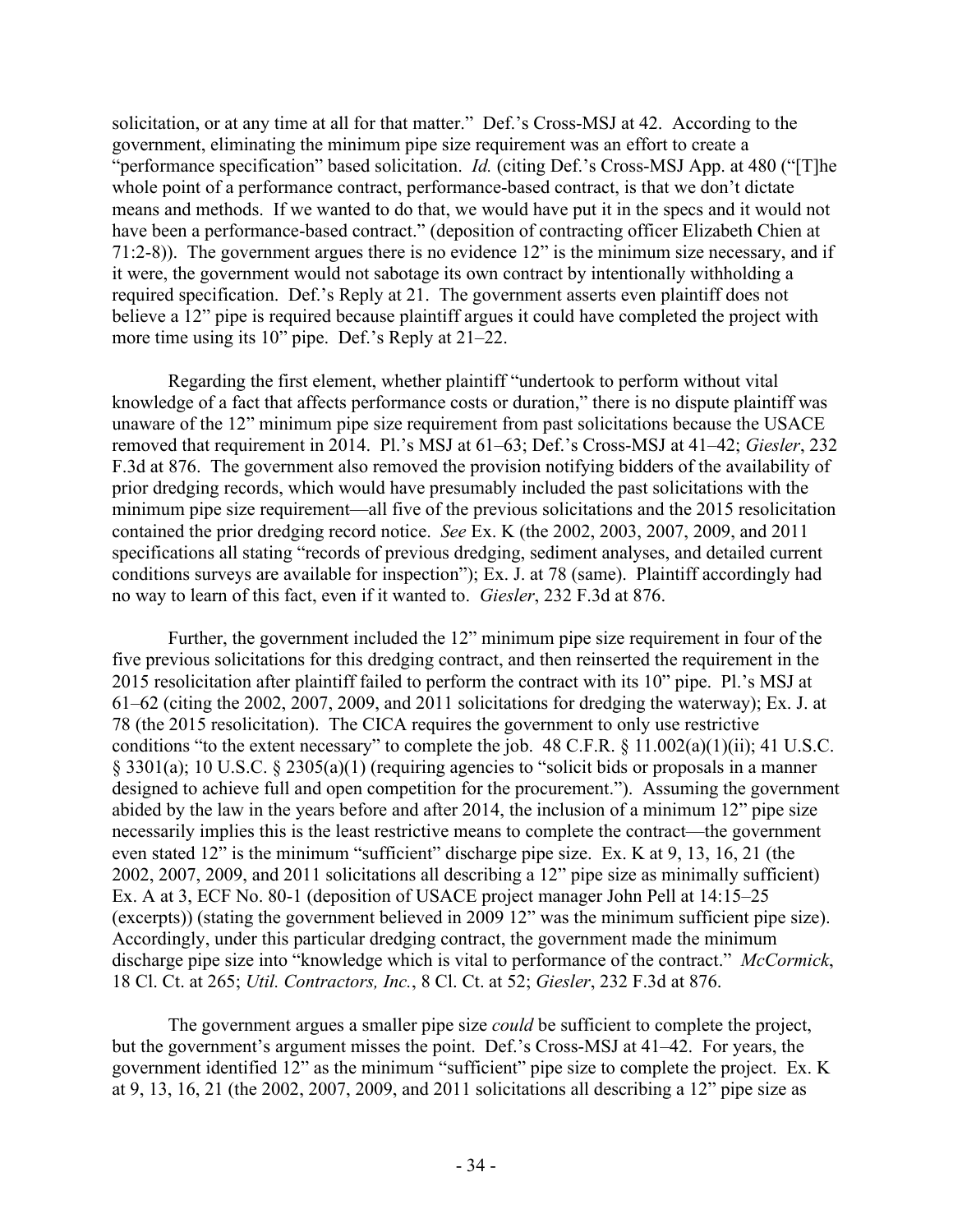solicitation, or at any time at all for that matter." Def.'s Cross-MSJ at 42. According to the government, eliminating the minimum pipe size requirement was an effort to create a "performance specification" based solicitation. *Id.* (citing Def.'s Cross-MSJ App. at 480 ("[T]he whole point of a performance contract, performance-based contract, is that we don't dictate means and methods. If we wanted to do that, we would have put it in the specs and it would not have been a performance-based contract." (deposition of contracting officer Elizabeth Chien at 71:2-8)). The government argues there is no evidence 12" is the minimum size necessary, and if it were, the government would not sabotage its own contract by intentionally withholding a required specification. Def.'s Reply at 21. The government asserts even plaintiff does not believe a 12" pipe is required because plaintiff argues it could have completed the project with more time using its 10" pipe. Def.'s Reply at 21–22.

Regarding the first element, whether plaintiff "undertook to perform without vital knowledge of a fact that affects performance costs or duration," there is no dispute plaintiff was unaware of the 12" minimum pipe size requirement from past solicitations because the USACE removed that requirement in 2014. Pl.'s MSJ at 61–63; Def.'s Cross-MSJ at 41–42; *Giesler*, 232 F.3d at 876. The government also removed the provision notifying bidders of the availability of prior dredging records, which would have presumably included the past solicitations with the minimum pipe size requirement—all five of the previous solicitations and the 2015 resolicitation contained the prior dredging record notice. *See* Ex. K (the 2002, 2003, 2007, 2009, and 2011 specifications all stating "records of previous dredging, sediment analyses, and detailed current conditions surveys are available for inspection"); Ex. J. at 78 (same). Plaintiff accordingly had no way to learn of this fact, even if it wanted to. *Giesler*, 232 F.3d at 876.

Further, the government included the 12" minimum pipe size requirement in four of the five previous solicitations for this dredging contract, and then reinserted the requirement in the 2015 resolicitation after plaintiff failed to perform the contract with its 10" pipe. Pl.'s MSJ at 61–62 (citing the 2002, 2007, 2009, and 2011 solicitations for dredging the waterway); Ex. J. at 78 (the 2015 resolicitation). The CICA requires the government to only use restrictive conditions "to the extent necessary" to complete the job. 48 C.F.R. § 11.002(a)(1)(ii); 41 U.S.C. § 3301(a); 10 U.S.C. § 2305(a)(1) (requiring agencies to "solicit bids or proposals in a manner designed to achieve full and open competition for the procurement."). Assuming the government abided by the law in the years before and after 2014, the inclusion of a minimum 12" pipe size necessarily implies this is the least restrictive means to complete the contract—the government even stated 12" is the minimum "sufficient" discharge pipe size. Ex. K at 9, 13, 16, 21 (the 2002, 2007, 2009, and 2011 solicitations all describing a 12" pipe size as minimally sufficient) Ex. A at 3, ECF No. 80-1 (deposition of USACE project manager John Pell at 14:15–25 (excerpts)) (stating the government believed in 2009 12" was the minimum sufficient pipe size). Accordingly, under this particular dredging contract, the government made the minimum discharge pipe size into "knowledge which is vital to performance of the contract." *McCormick*, 18 Cl. Ct. at 265; *Util. Contractors, Inc.*, 8 Cl. Ct. at 52; *Giesler*, 232 F.3d at 876.

The government argues a smaller pipe size *could* be sufficient to complete the project, but the government's argument misses the point. Def.'s Cross-MSJ at 41–42. For years, the government identified 12" as the minimum "sufficient" pipe size to complete the project. Ex. K at 9, 13, 16, 21 (the 2002, 2007, 2009, and 2011 solicitations all describing a 12" pipe size as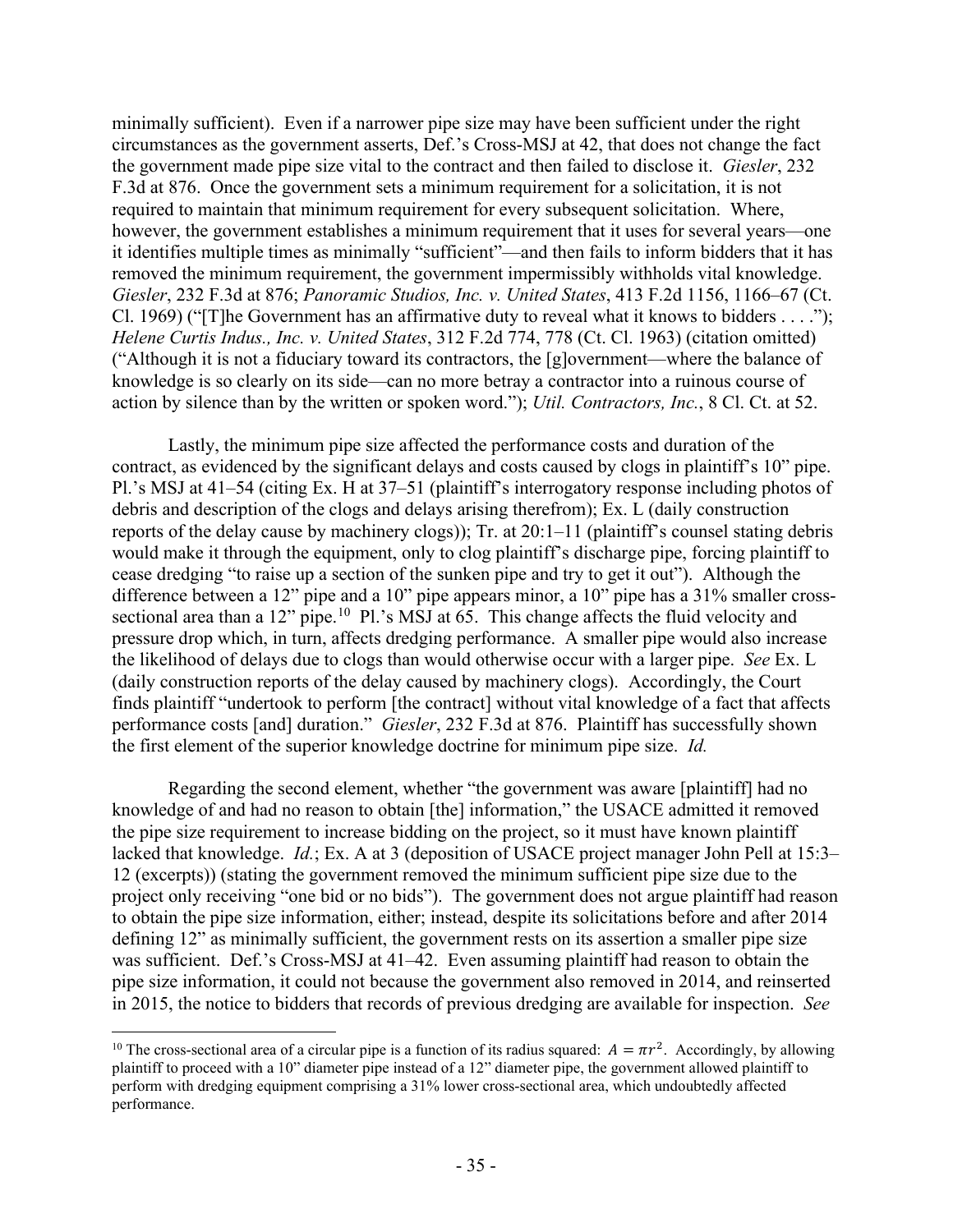minimally sufficient). Even if a narrower pipe size may have been sufficient under the right circumstances as the government asserts, Def.'s Cross-MSJ at 42, that does not change the fact the government made pipe size vital to the contract and then failed to disclose it. *Giesler*, 232 F.3d at 876. Once the government sets a minimum requirement for a solicitation, it is not required to maintain that minimum requirement for every subsequent solicitation. Where, however, the government establishes a minimum requirement that it uses for several years—one it identifies multiple times as minimally "sufficient"—and then fails to inform bidders that it has removed the minimum requirement, the government impermissibly withholds vital knowledge. *Giesler*, 232 F.3d at 876; *Panoramic Studios, Inc. v. United States*, 413 F.2d 1156, 1166–67 (Ct. Cl. 1969) ("[T]he Government has an affirmative duty to reveal what it knows to bidders . . . ."); *Helene Curtis Indus., Inc. v. United States*, 312 F.2d 774, 778 (Ct. Cl. 1963) (citation omitted) ("Although it is not a fiduciary toward its contractors, the [g]overnment—where the balance of knowledge is so clearly on its side—can no more betray a contractor into a ruinous course of action by silence than by the written or spoken word."); *Util. Contractors, Inc.*, 8 Cl. Ct. at 52.

Lastly, the minimum pipe size affected the performance costs and duration of the contract, as evidenced by the significant delays and costs caused by clogs in plaintiff's 10" pipe. Pl.'s MSJ at 41–54 (citing Ex. H at 37–51 (plaintiff's interrogatory response including photos of debris and description of the clogs and delays arising therefrom); Ex. L (daily construction reports of the delay cause by machinery clogs)); Tr. at 20:1–11 (plaintiff's counsel stating debris would make it through the equipment, only to clog plaintiff's discharge pipe, forcing plaintiff to cease dredging "to raise up a section of the sunken pipe and try to get it out"). Although the difference between a 12" pipe and a 10" pipe appears minor, a 10" pipe has a 31% smaller cross-sectional area than a 12" pipe.[10] Pl.'s MSJ at 65. This change affects the fluid velocity and pressure drop which, in turn, affects dredging performance. A smaller pipe would also increase the likelihood of delays due to clogs than would otherwise occur with a larger pipe. *See* Ex. L (daily construction reports of the delay caused by machinery clogs). Accordingly, the Court finds plaintiff "undertook to perform [the contract] without vital knowledge of a fact that affects performance costs [and] duration." *Giesler*, 232 F.3d at 876. Plaintiff has successfully shown the first element of the superior knowledge doctrine for minimum pipe size. *Id.*

Regarding the second element, whether "the government was aware [plaintiff] had no knowledge of and had no reason to obtain [the] information," the USACE admitted it removed the pipe size requirement to increase bidding on the project, so it must have known plaintiff lacked that knowledge. *Id.*; Ex. A at 3 (deposition of USACE project manager John Pell at 15:3–12 (excerpts)) (stating the government removed the minimum sufficient pipe size due to the project only receiving "one bid or no bids"). The government does not argue plaintiff had reason to obtain the pipe size information, either; instead, despite its solicitations before and after 2014 defining 12" as minimally sufficient, the government rests on its assertion a smaller pipe size was sufficient. Def.'s Cross-MSJ at 41–42. Even assuming plaintiff had reason to obtain the pipe size information, it could not because the government also removed in 2014, and reinserted in 2015, the notice to bidders that records of previous dredging are available for inspection. *See*

---

[10] The cross-sectional area of a circular pipe is a function of its radius squared: $A = \pi r^2$. Accordingly, by allowing plaintiff to proceed with a 10" diameter pipe instead of a 12" diameter pipe, the government allowed plaintiff to perform with dredging equipment comprising a 31% lower cross-sectional area, which undoubtedly affected performance.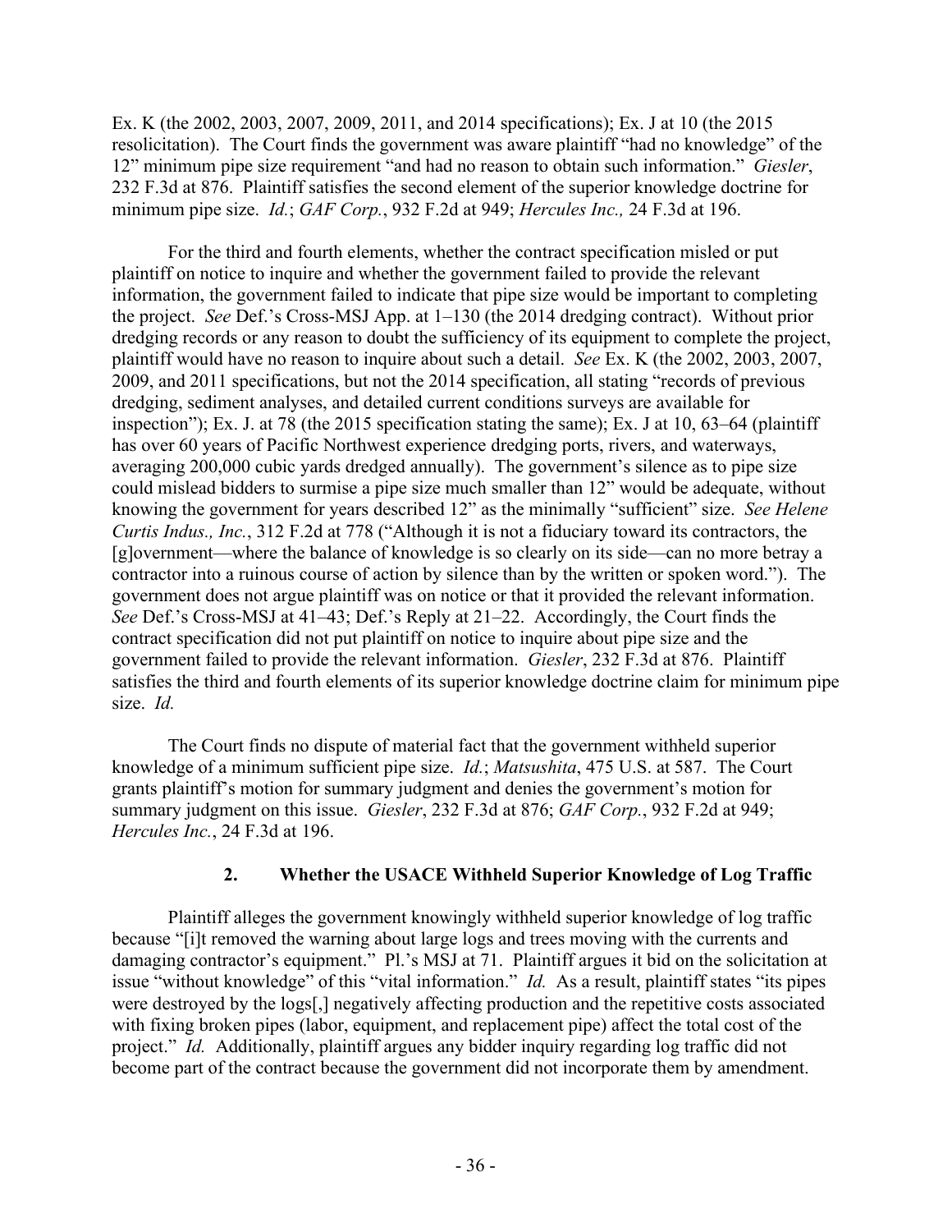Ex. K (the 2002, 2003, 2007, 2009, 2011, and 2014 specifications); Ex. J at 10 (the 2015 resolicitation). The Court finds the government was aware plaintiff "had no knowledge" of the 12" minimum pipe size requirement "and had no reason to obtain such information." *Giesler*, 232 F.3d at 876. Plaintiff satisfies the second element of the superior knowledge doctrine for minimum pipe size. *Id.*; *GAF Corp.*, 932 F.2d at 949; *Hercules Inc.,* 24 F.3d at 196.

For the third and fourth elements, whether the contract specification misled or put plaintiff on notice to inquire and whether the government failed to provide the relevant information, the government failed to indicate that pipe size would be important to completing the project. *See* Def.'s Cross-MSJ App. at 1–130 (the 2014 dredging contract). Without prior dredging records or any reason to doubt the sufficiency of its equipment to complete the project, plaintiff would have no reason to inquire about such a detail. *See* Ex. K (the 2002, 2003, 2007, 2009, and 2011 specifications, but not the 2014 specification, all stating "records of previous dredging, sediment analyses, and detailed current conditions surveys are available for inspection"); Ex. J. at 78 (the 2015 specification stating the same); Ex. J at 10, 63–64 (plaintiff has over 60 years of Pacific Northwest experience dredging ports, rivers, and waterways, averaging 200,000 cubic yards dredged annually). The government's silence as to pipe size could mislead bidders to surmise a pipe size much smaller than 12" would be adequate, without knowing the government for years described 12" as the minimally "sufficient" size. *See Helene Curtis Indus., Inc.*, 312 F.2d at 778 ("Although it is not a fiduciary toward its contractors, the [g]overnment—where the balance of knowledge is so clearly on its side—can no more betray a contractor into a ruinous course of action by silence than by the written or spoken word."). The government does not argue plaintiff was on notice or that it provided the relevant information. *See* Def.'s Cross-MSJ at 41–43; Def.'s Reply at 21–22. Accordingly, the Court finds the contract specification did not put plaintiff on notice to inquire about pipe size and the government failed to provide the relevant information. *Giesler*, 232 F.3d at 876. Plaintiff satisfies the third and fourth elements of its superior knowledge doctrine claim for minimum pipe size. *Id.*

The Court finds no dispute of material fact that the government withheld superior knowledge of a minimum sufficient pipe size. *Id.*; *Matsushita*, 475 U.S. at 587. The Court grants plaintiff's motion for summary judgment and denies the government's motion for summary judgment on this issue. *Giesler*, 232 F.3d at 876; *GAF Corp.*, 932 F.2d at 949; *Hercules Inc.*, 24 F.3d at 196.

### 2. Whether the USACE Withheld Superior Knowledge of Log Traffic

Plaintiff alleges the government knowingly withheld superior knowledge of log traffic because "[i]t removed the warning about large logs and trees moving with the currents and damaging contractor's equipment." Pl.'s MSJ at 71. Plaintiff argues it bid on the solicitation at issue "without knowledge" of this "vital information." *Id.* As a result, plaintiff states "its pipes were destroyed by the logs[,] negatively affecting production and the repetitive costs associated with fixing broken pipes (labor, equipment, and replacement pipe) affect the total cost of the project." *Id.* Additionally, plaintiff argues any bidder inquiry regarding log traffic did not become part of the contract because the government did not incorporate them by amendment.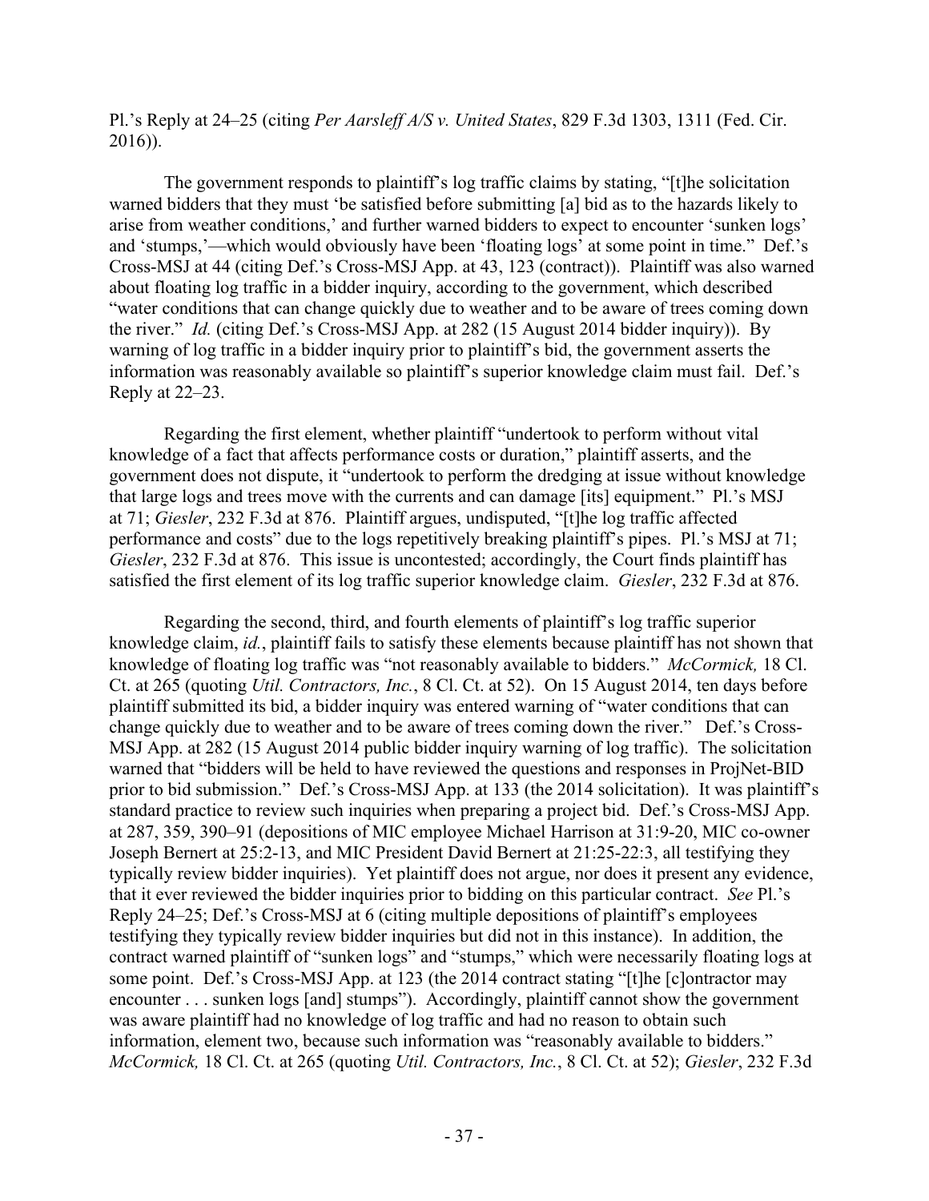Pl.'s Reply at 24–25 (citing *Per Aarsleff A/S v. United States*, 829 F.3d 1303, 1311 (Fed. Cir. 2016)).

The government responds to plaintiff's log traffic claims by stating, "[t]he solicitation warned bidders that they must 'be satisfied before submitting [a] bid as to the hazards likely to arise from weather conditions,' and further warned bidders to expect to encounter 'sunken logs' and 'stumps,'—which would obviously have been 'floating logs' at some point in time." Def.'s Cross-MSJ at 44 (citing Def.'s Cross-MSJ App. at 43, 123 (contract)). Plaintiff was also warned about floating log traffic in a bidder inquiry, according to the government, which described "water conditions that can change quickly due to weather and to be aware of trees coming down the river." *Id.* (citing Def.'s Cross-MSJ App. at 282 (15 August 2014 bidder inquiry)). By warning of log traffic in a bidder inquiry prior to plaintiff's bid, the government asserts the information was reasonably available so plaintiff's superior knowledge claim must fail. Def.'s Reply at 22–23.

Regarding the first element, whether plaintiff "undertook to perform without vital knowledge of a fact that affects performance costs or duration," plaintiff asserts, and the government does not dispute, it "undertook to perform the dredging at issue without knowledge that large logs and trees move with the currents and can damage [its] equipment." Pl.'s MSJ at 71; *Giesler*, 232 F.3d at 876. Plaintiff argues, undisputed, "[t]he log traffic affected performance and costs" due to the logs repetitively breaking plaintiff's pipes. Pl.'s MSJ at 71; *Giesler*, 232 F.3d at 876. This issue is uncontested; accordingly, the Court finds plaintiff has satisfied the first element of its log traffic superior knowledge claim. *Giesler*, 232 F.3d at 876.

Regarding the second, third, and fourth elements of plaintiff's log traffic superior knowledge claim, *id.*, plaintiff fails to satisfy these elements because plaintiff has not shown that knowledge of floating log traffic was "not reasonably available to bidders." *McCormick,* 18 Cl. Ct. at 265 (quoting *Util. Contractors, Inc.*, 8 Cl. Ct. at 52). On 15 August 2014, ten days before plaintiff submitted its bid, a bidder inquiry was entered warning of "water conditions that can change quickly due to weather and to be aware of trees coming down the river." Def.'s Cross-MSJ App. at 282 (15 August 2014 public bidder inquiry warning of log traffic). The solicitation warned that "bidders will be held to have reviewed the questions and responses in ProjNet-BID prior to bid submission." Def.'s Cross-MSJ App. at 133 (the 2014 solicitation). It was plaintiff's standard practice to review such inquiries when preparing a project bid. Def.'s Cross-MSJ App. at 287, 359, 390–91 (depositions of MIC employee Michael Harrison at 31:9-20, MIC co-owner Joseph Bernert at 25:2-13, and MIC President David Bernert at 21:25-22:3, all testifying they typically review bidder inquiries). Yet plaintiff does not argue, nor does it present any evidence, that it ever reviewed the bidder inquiries prior to bidding on this particular contract. *See* Pl.'s Reply 24–25; Def.'s Cross-MSJ at 6 (citing multiple depositions of plaintiff's employees testifying they typically review bidder inquiries but did not in this instance). In addition, the contract warned plaintiff of "sunken logs" and "stumps," which were necessarily floating logs at some point. Def.'s Cross-MSJ App. at 123 (the 2014 contract stating "[t]he [c]ontractor may encounter . . . sunken logs [and] stumps"). Accordingly, plaintiff cannot show the government was aware plaintiff had no knowledge of log traffic and had no reason to obtain such information, element two, because such information was "reasonably available to bidders." *McCormick,* 18 Cl. Ct. at 265 (quoting *Util. Contractors, Inc.*, 8 Cl. Ct. at 52); *Giesler*, 232 F.3d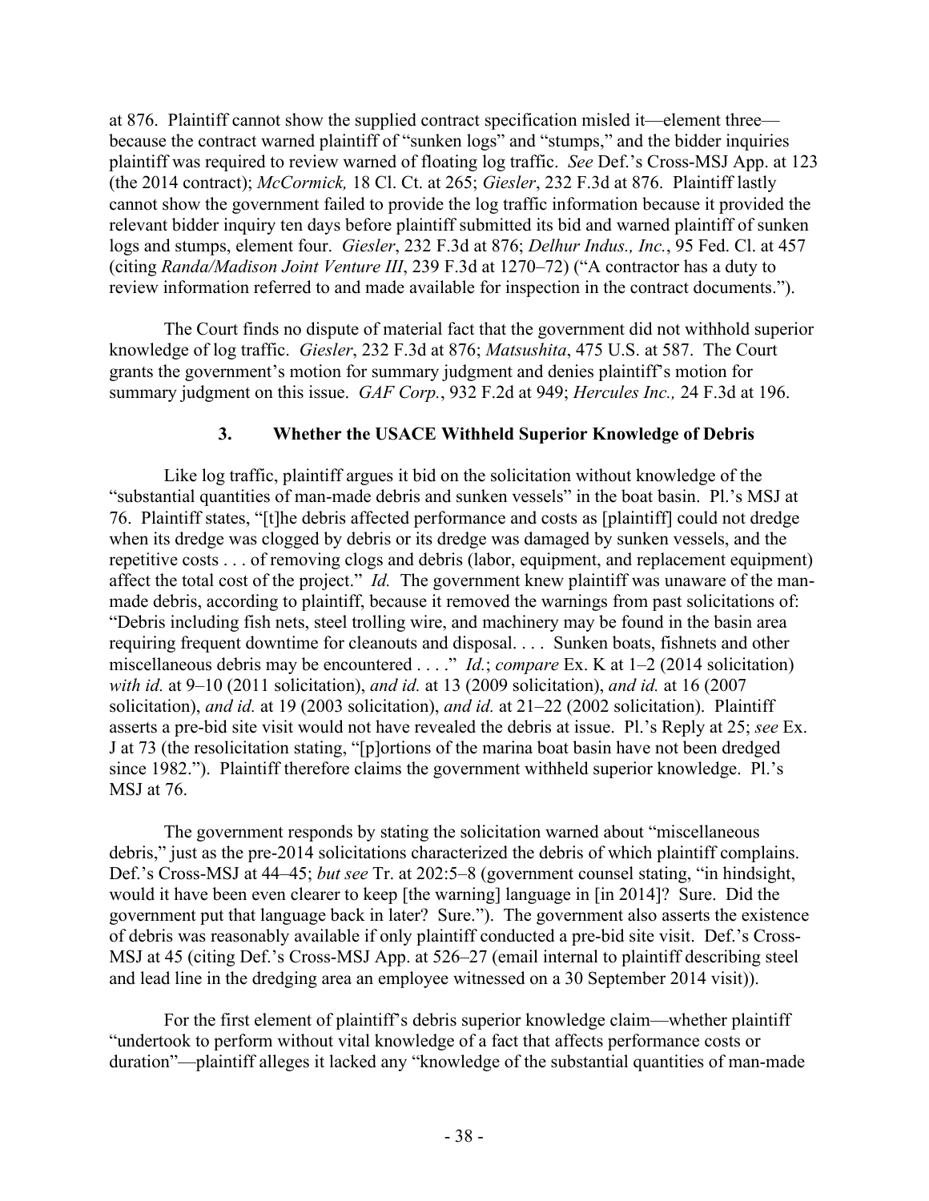at 876. Plaintiff cannot show the supplied contract specification misled it—element three—because the contract warned plaintiff of "sunken logs" and "stumps," and the bidder inquiries plaintiff was required to review warned of floating log traffic. *See* Def.'s Cross-MSJ App. at 123 (the 2014 contract); *McCormick,* 18 Cl. Ct. at 265; *Giesler*, 232 F.3d at 876. Plaintiff lastly cannot show the government failed to provide the log traffic information because it provided the relevant bidder inquiry ten days before plaintiff submitted its bid and warned plaintiff of sunken logs and stumps, element four. *Giesler*, 232 F.3d at 876; *Delhur Indus., Inc.*, 95 Fed. Cl. at 457 (citing *Randa/Madison Joint Venture III*, 239 F.3d at 1270–72) ("A contractor has a duty to review information referred to and made available for inspection in the contract documents.").

The Court finds no dispute of material fact that the government did not withhold superior knowledge of log traffic. *Giesler*, 232 F.3d at 876; *Matsushita*, 475 U.S. at 587. The Court grants the government's motion for summary judgment and denies plaintiff's motion for summary judgment on this issue. *GAF Corp.*, 932 F.2d at 949; *Hercules Inc.,* 24 F.3d at 196.

### 3. Whether the USACE Withheld Superior Knowledge of Debris

Like log traffic, plaintiff argues it bid on the solicitation without knowledge of the "substantial quantities of man-made debris and sunken vessels" in the boat basin. Pl.'s MSJ at 76. Plaintiff states, "[t]he debris affected performance and costs as [plaintiff] could not dredge when its dredge was clogged by debris or its dredge was damaged by sunken vessels, and the repetitive costs . . . of removing clogs and debris (labor, equipment, and replacement equipment) affect the total cost of the project." *Id.* The government knew plaintiff was unaware of the man-made debris, according to plaintiff, because it removed the warnings from past solicitations of: "Debris including fish nets, steel trolling wire, and machinery may be found in the basin area requiring frequent downtime for cleanouts and disposal. . . . Sunken boats, fishnets and other miscellaneous debris may be encountered . . . ." *Id.*; *compare* Ex. K at 1–2 (2014 solicitation) *with id.* at 9–10 (2011 solicitation), *and id.* at 13 (2009 solicitation), *and id.* at 16 (2007 solicitation), *and id.* at 19 (2003 solicitation), *and id.* at 21–22 (2002 solicitation). Plaintiff asserts a pre-bid site visit would not have revealed the debris at issue. Pl.'s Reply at 25; *see* Ex. J at 73 (the resolicitation stating, "[p]ortions of the marina boat basin have not been dredged since 1982."). Plaintiff therefore claims the government withheld superior knowledge. Pl.'s MSJ at 76.

The government responds by stating the solicitation warned about "miscellaneous debris," just as the pre-2014 solicitations characterized the debris of which plaintiff complains. Def.'s Cross-MSJ at 44–45; *but see* Tr. at 202:5–8 (government counsel stating, "in hindsight, would it have been even clearer to keep [the warning] language in [in 2014]? Sure. Did the government put that language back in later? Sure."). The government also asserts the existence of debris was reasonably available if only plaintiff conducted a pre-bid site visit. Def.'s Cross-MSJ at 45 (citing Def.'s Cross-MSJ App. at 526–27 (email internal to plaintiff describing steel and lead line in the dredging area an employee witnessed on a 30 September 2014 visit)).

For the first element of plaintiff's debris superior knowledge claim—whether plaintiff "undertook to perform without vital knowledge of a fact that affects performance costs or duration"—plaintiff alleges it lacked any "knowledge of the substantial quantities of man-made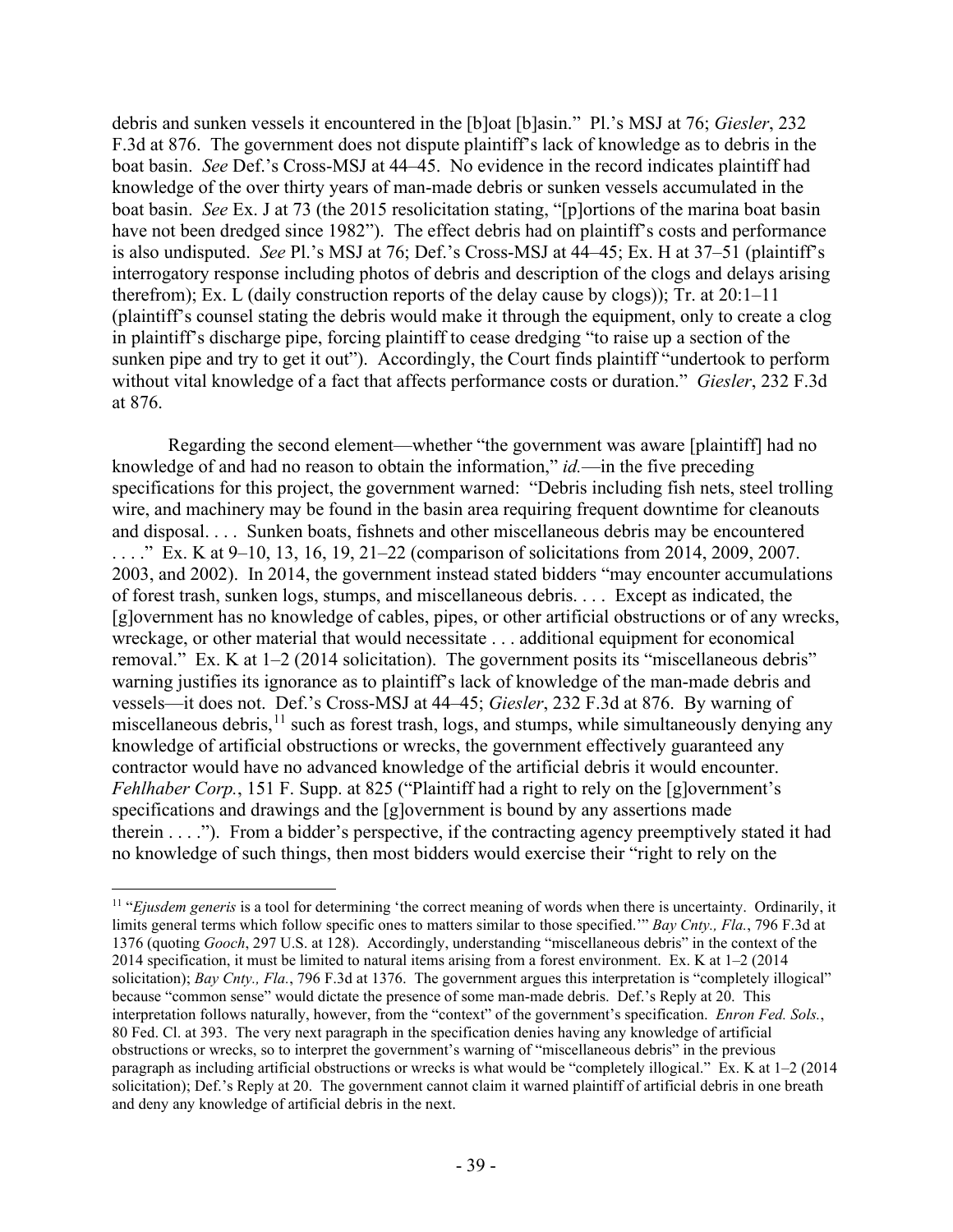debris and sunken vessels it encountered in the [b]oat [b]asin." Pl.'s MSJ at 76; *Giesler*, 232 F.3d at 876. The government does not dispute plaintiff's lack of knowledge as to debris in the boat basin. *See* Def.'s Cross-MSJ at 44–45. No evidence in the record indicates plaintiff had knowledge of the over thirty years of man-made debris or sunken vessels accumulated in the boat basin. *See* Ex. J at 73 (the 2015 resolicitation stating, "[p]ortions of the marina boat basin have not been dredged since 1982"). The effect debris had on plaintiff's costs and performance is also undisputed. *See* Pl.'s MSJ at 76; Def.'s Cross-MSJ at 44–45; Ex. H at 37–51 (plaintiff's interrogatory response including photos of debris and description of the clogs and delays arising therefrom); Ex. L (daily construction reports of the delay cause by clogs)); Tr. at 20:1–11 (plaintiff's counsel stating the debris would make it through the equipment, only to create a clog in plaintiff's discharge pipe, forcing plaintiff to cease dredging "to raise up a section of the sunken pipe and try to get it out"). Accordingly, the Court finds plaintiff "undertook to perform without vital knowledge of a fact that affects performance costs or duration." *Giesler*, 232 F.3d at 876.

Regarding the second element—whether "the government was aware [plaintiff] had no knowledge of and had no reason to obtain the information," *id.*—in the five preceding specifications for this project, the government warned: "Debris including fish nets, steel trolling wire, and machinery may be found in the basin area requiring frequent downtime for cleanouts and disposal. . . . Sunken boats, fishnets and other miscellaneous debris may be encountered . . . ." Ex. K at 9–10, 13, 16, 19, 21–22 (comparison of solicitations from 2014, 2009, 2007. 2003, and 2002). In 2014, the government instead stated bidders "may encounter accumulations of forest trash, sunken logs, stumps, and miscellaneous debris. . . . Except as indicated, the [g]overnment has no knowledge of cables, pipes, or other artificial obstructions or of any wrecks, wreckage, or other material that would necessitate . . . additional equipment for economical removal." Ex. K at 1–2 (2014 solicitation). The government posits its "miscellaneous debris" warning justifies its ignorance as to plaintiff's lack of knowledge of the man-made debris and vessels—it does not. Def.'s Cross-MSJ at 44–45; *Giesler*, 232 F.3d at 876. By warning of miscellaneous debris,[11] such as forest trash, logs, and stumps, while simultaneously denying any knowledge of artificial obstructions or wrecks, the government effectively guaranteed any contractor would have no advanced knowledge of the artificial debris it would encounter. *Fehlhaber Corp.*, 151 F. Supp. at 825 ("Plaintiff had a right to rely on the [g]overnment's specifications and drawings and the [g]overnment is bound by any assertions made therein . . . ."). From a bidder's perspective, if the contracting agency preemptively stated it had no knowledge of such things, then most bidders would exercise their "right to rely on the

[11] "*Ejusdem generis* is a tool for determining 'the correct meaning of words when there is uncertainty. Ordinarily, it limits general terms which follow specific ones to matters similar to those specified.'" *Bay Cnty., Fla.*, 796 F.3d at 1376 (quoting *Gooch*, 297 U.S. at 128). Accordingly, understanding "miscellaneous debris" in the context of the 2014 specification, it must be limited to natural items arising from a forest environment. Ex. K at 1–2 (2014 solicitation); *Bay Cnty., Fla.*, 796 F.3d at 1376. The government argues this interpretation is "completely illogical" because "common sense" would dictate the presence of some man-made debris. Def.'s Reply at 20. This interpretation follows naturally, however, from the "context" of the government's specification. *Enron Fed. Sols.*, 80 Fed. Cl. at 393. The very next paragraph in the specification denies having any knowledge of artificial obstructions or wrecks, so to interpret the government's warning of "miscellaneous debris" in the previous paragraph as including artificial obstructions or wrecks is what would be "completely illogical." Ex. K at 1–2 (2014 solicitation); Def.'s Reply at 20. The government cannot claim it warned plaintiff of artificial debris in one breath and deny any knowledge of artificial debris in the next.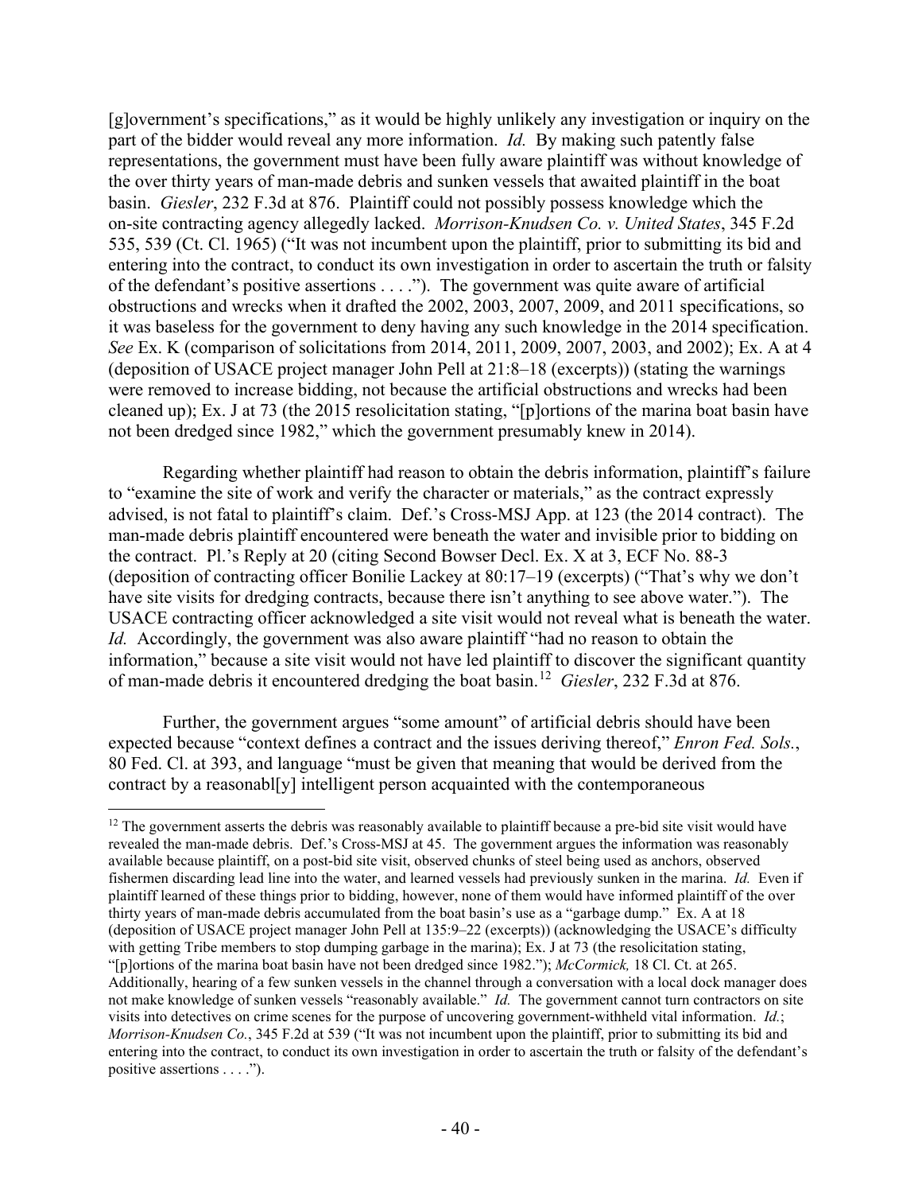[g]overnment's specifications," as it would be highly unlikely any investigation or inquiry on the part of the bidder would reveal any more information. *Id.* By making such patently false representations, the government must have been fully aware plaintiff was without knowledge of the over thirty years of man-made debris and sunken vessels that awaited plaintiff in the boat basin. *Giesler*, 232 F.3d at 876. Plaintiff could not possibly possess knowledge which the on-site contracting agency allegedly lacked. *Morrison-Knudsen Co. v. United States*, 345 F.2d 535, 539 (Ct. Cl. 1965) ("It was not incumbent upon the plaintiff, prior to submitting its bid and entering into the contract, to conduct its own investigation in order to ascertain the truth or falsity of the defendant's positive assertions . . . ."). The government was quite aware of artificial obstructions and wrecks when it drafted the 2002, 2003, 2007, 2009, and 2011 specifications, so it was baseless for the government to deny having any such knowledge in the 2014 specification. *See* Ex. K (comparison of solicitations from 2014, 2011, 2009, 2007, 2003, and 2002); Ex. A at 4 (deposition of USACE project manager John Pell at 21:8–18 (excerpts)) (stating the warnings were removed to increase bidding, not because the artificial obstructions and wrecks had been cleaned up); Ex. J at 73 (the 2015 resolicitation stating, "[p]ortions of the marina boat basin have not been dredged since 1982," which the government presumably knew in 2014).

Regarding whether plaintiff had reason to obtain the debris information, plaintiff's failure to "examine the site of work and verify the character or materials," as the contract expressly advised, is not fatal to plaintiff's claim. Def.'s Cross-MSJ App. at 123 (the 2014 contract). The man-made debris plaintiff encountered were beneath the water and invisible prior to bidding on the contract. Pl.'s Reply at 20 (citing Second Bowser Decl. Ex. X at 3, ECF No. 88-3 (deposition of contracting officer Bonilie Lackey at 80:17–19 (excerpts) ("That's why we don't have site visits for dredging contracts, because there isn't anything to see above water."). The USACE contracting officer acknowledged a site visit would not reveal what is beneath the water. *Id.* Accordingly, the government was also aware plaintiff "had no reason to obtain the information," because a site visit would not have led plaintiff to discover the significant quantity of man-made debris it encountered dredging the boat basin.[12] *Giesler*, 232 F.3d at 876.

Further, the government argues "some amount" of artificial debris should have been expected because "context defines a contract and the issues deriving thereof," *Enron Fed. Sols.*, 80 Fed. Cl. at 393, and language "must be given that meaning that would be derived from the contract by a reasonabl[y] intelligent person acquainted with the contemporaneous

---

[12] The government asserts the debris was reasonably available to plaintiff because a pre-bid site visit would have revealed the man-made debris. Def.'s Cross-MSJ at 45. The government argues the information was reasonably available because plaintiff, on a post-bid site visit, observed chunks of steel being used as anchors, observed fishermen discarding lead line into the water, and learned vessels had previously sunken in the marina. *Id.* Even if plaintiff learned of these things prior to bidding, however, none of them would have informed plaintiff of the over thirty years of man-made debris accumulated from the boat basin's use as a "garbage dump." Ex. A at 18 (deposition of USACE project manager John Pell at 135:9–22 (excerpts)) (acknowledging the USACE's difficulty with getting Tribe members to stop dumping garbage in the marina); Ex. J at 73 (the resolicitation stating, "[p]ortions of the marina boat basin have not been dredged since 1982."); *McCormick,* 18 Cl. Ct. at 265. Additionally, hearing of a few sunken vessels in the channel through a conversation with a local dock manager does not make knowledge of sunken vessels "reasonably available." *Id.* The government cannot turn contractors on site visits into detectives on crime scenes for the purpose of uncovering government-withheld vital information. *Id.*; *Morrison-Knudsen Co.*, 345 F.2d at 539 ("It was not incumbent upon the plaintiff, prior to submitting its bid and entering into the contract, to conduct its own investigation in order to ascertain the truth or falsity of the defendant's positive assertions . . . .").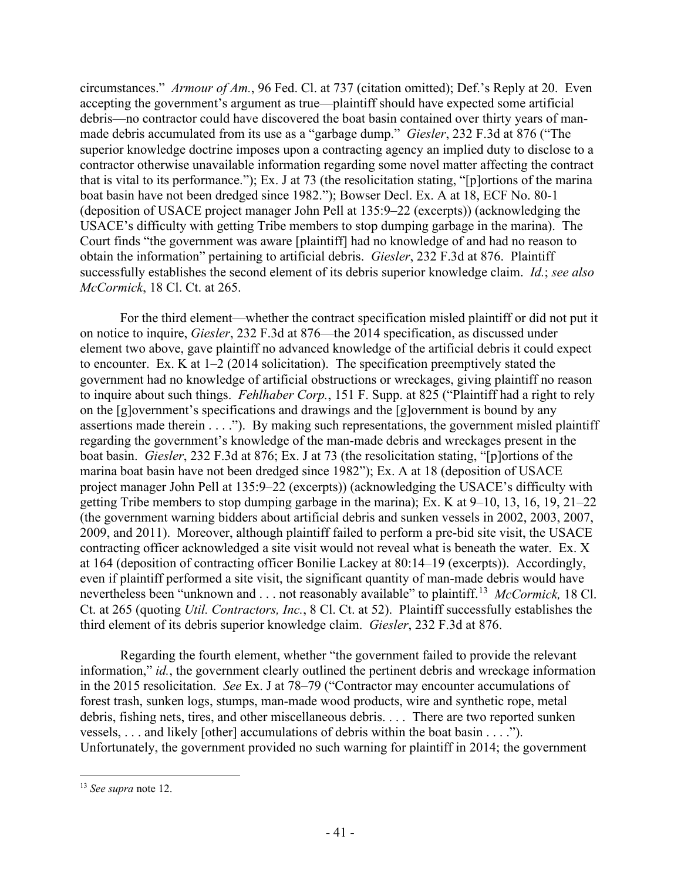circumstances." *Armour of Am.*, 96 Fed. Cl. at 737 (citation omitted); Def.'s Reply at 20. Even accepting the government's argument as true—plaintiff should have expected some artificial debris—no contractor could have discovered the boat basin contained over thirty years of man-made debris accumulated from its use as a "garbage dump." *Giesler*, 232 F.3d at 876 ("The superior knowledge doctrine imposes upon a contracting agency an implied duty to disclose to a contractor otherwise unavailable information regarding some novel matter affecting the contract that is vital to its performance."); Ex. J at 73 (the resolicitation stating, "[p]ortions of the marina boat basin have not been dredged since 1982."); Bowser Decl. Ex. A at 18, ECF No. 80-1 (deposition of USACE project manager John Pell at 135:9–22 (excerpts)) (acknowledging the USACE's difficulty with getting Tribe members to stop dumping garbage in the marina). The Court finds "the government was aware [plaintiff] had no knowledge of and had no reason to obtain the information" pertaining to artificial debris. *Giesler*, 232 F.3d at 876. Plaintiff successfully establishes the second element of its debris superior knowledge claim. *Id.*; *see also McCormick*, 18 Cl. Ct. at 265.

For the third element—whether the contract specification misled plaintiff or did not put it on notice to inquire, *Giesler*, 232 F.3d at 876—the 2014 specification, as discussed under element two above, gave plaintiff no advanced knowledge of the artificial debris it could expect to encounter. Ex. K at 1–2 (2014 solicitation). The specification preemptively stated the government had no knowledge of artificial obstructions or wreckages, giving plaintiff no reason to inquire about such things. *Fehlhaber Corp.*, 151 F. Supp. at 825 ("Plaintiff had a right to rely on the [g]overnment's specifications and drawings and the [g]overnment is bound by any assertions made therein . . . ."). By making such representations, the government misled plaintiff regarding the government's knowledge of the man-made debris and wreckages present in the boat basin. *Giesler*, 232 F.3d at 876; Ex. J at 73 (the resolicitation stating, "[p]ortions of the marina boat basin have not been dredged since 1982"); Ex. A at 18 (deposition of USACE project manager John Pell at 135:9–22 (excerpts)) (acknowledging the USACE's difficulty with getting Tribe members to stop dumping garbage in the marina); Ex. K at 9–10, 13, 16, 19, 21–22 (the government warning bidders about artificial debris and sunken vessels in 2002, 2003, 2007, 2009, and 2011). Moreover, although plaintiff failed to perform a pre-bid site visit, the USACE contracting officer acknowledged a site visit would not reveal what is beneath the water. Ex. X at 164 (deposition of contracting officer Bonilie Lackey at 80:14–19 (excerpts)). Accordingly, even if plaintiff performed a site visit, the significant quantity of man-made debris would have nevertheless been "unknown and . . . not reasonably available" to plaintiff.[13] *McCormick,* 18 Cl. Ct. at 265 (quoting *Util. Contractors, Inc.*, 8 Cl. Ct. at 52). Plaintiff successfully establishes the third element of its debris superior knowledge claim. *Giesler*, 232 F.3d at 876.

Regarding the fourth element, whether "the government failed to provide the relevant information," *id.*, the government clearly outlined the pertinent debris and wreckage information in the 2015 resolicitation. *See* Ex. J at 78–79 ("Contractor may encounter accumulations of forest trash, sunken logs, stumps, man-made wood products, wire and synthetic rope, metal debris, fishing nets, tires, and other miscellaneous debris. . . . There are two reported sunken vessels, . . . and likely [other] accumulations of debris within the boat basin . . . ."). Unfortunately, the government provided no such warning for plaintiff in 2014; the government

---

[13] *See supra* note 12.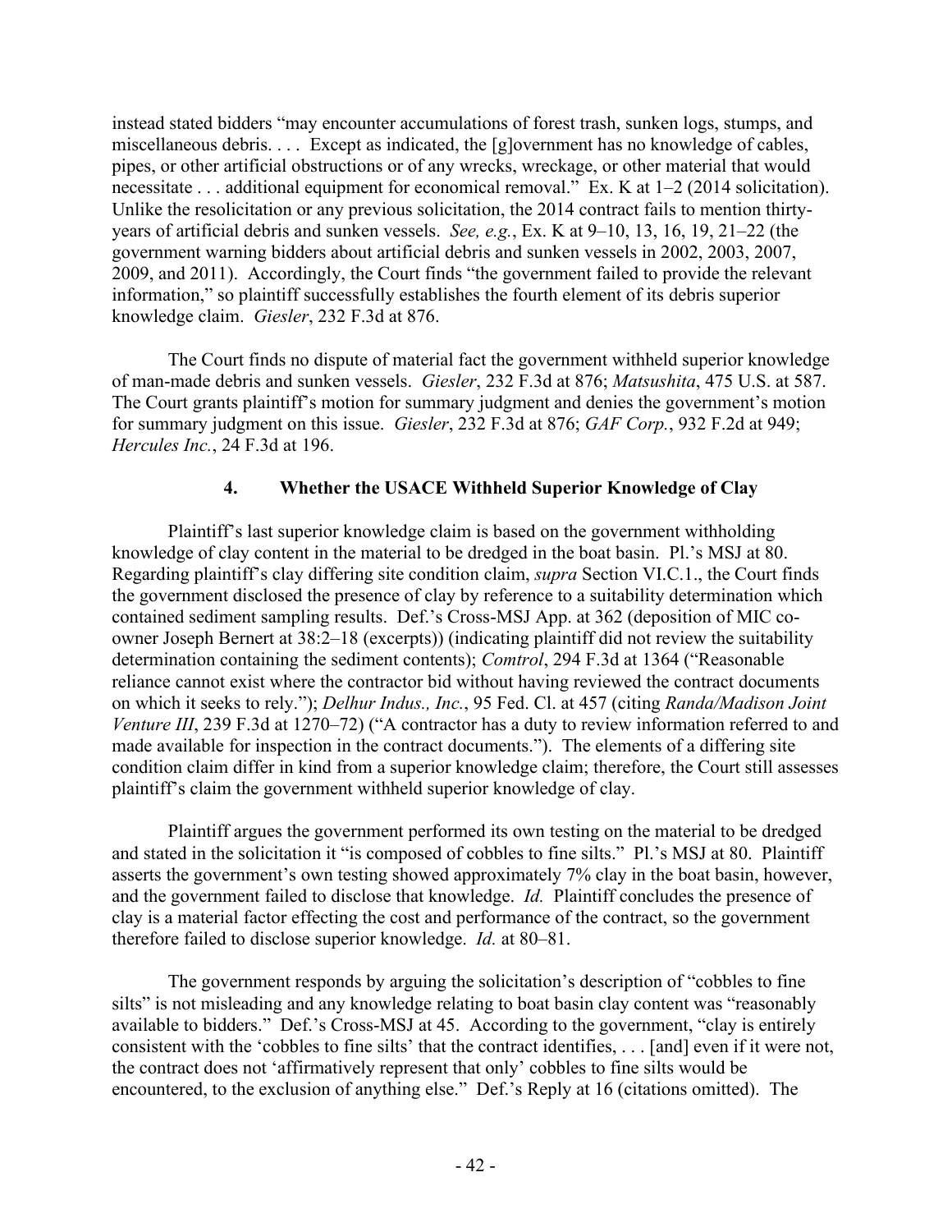instead stated bidders "may encounter accumulations of forest trash, sunken logs, stumps, and miscellaneous debris. . . . Except as indicated, the [g]overnment has no knowledge of cables, pipes, or other artificial obstructions or of any wrecks, wreckage, or other material that would necessitate . . . additional equipment for economical removal." Ex. K at 1–2 (2014 solicitation). Unlike the resolicitation or any previous solicitation, the 2014 contract fails to mention thirty-years of artificial debris and sunken vessels. *See, e.g.*, Ex. K at 9–10, 13, 16, 19, 21–22 (the government warning bidders about artificial debris and sunken vessels in 2002, 2003, 2007, 2009, and 2011). Accordingly, the Court finds "the government failed to provide the relevant information," so plaintiff successfully establishes the fourth element of its debris superior knowledge claim. *Giesler*, 232 F.3d at 876.

The Court finds no dispute of material fact the government withheld superior knowledge of man-made debris and sunken vessels. *Giesler*, 232 F.3d at 876; *Matsushita*, 475 U.S. at 587. The Court grants plaintiff's motion for summary judgment and denies the government's motion for summary judgment on this issue. *Giesler*, 232 F.3d at 876; *GAF Corp.*, 932 F.2d at 949; *Hercules Inc.*, 24 F.3d at 196.

#### 4. Whether the USACE Withheld Superior Knowledge of Clay

Plaintiff's last superior knowledge claim is based on the government withholding knowledge of clay content in the material to be dredged in the boat basin. Pl.'s MSJ at 80. Regarding plaintiff's clay differing site condition claim, *supra* Section VI.C.1., the Court finds the government disclosed the presence of clay by reference to a suitability determination which contained sediment sampling results. Def.'s Cross-MSJ App. at 362 (deposition of MIC co-owner Joseph Bernert at 38:2–18 (excerpts)) (indicating plaintiff did not review the suitability determination containing the sediment contents); *Comtrol*, 294 F.3d at 1364 ("Reasonable reliance cannot exist where the contractor bid without having reviewed the contract documents on which it seeks to rely."); *Delhur Indus., Inc.*, 95 Fed. Cl. at 457 (citing *Randa/Madison Joint Venture III*, 239 F.3d at 1270–72) ("A contractor has a duty to review information referred to and made available for inspection in the contract documents."). The elements of a differing site condition claim differ in kind from a superior knowledge claim; therefore, the Court still assesses plaintiff's claim the government withheld superior knowledge of clay.

Plaintiff argues the government performed its own testing on the material to be dredged and stated in the solicitation it "is composed of cobbles to fine silts." Pl.'s MSJ at 80. Plaintiff asserts the government's own testing showed approximately 7% clay in the boat basin, however, and the government failed to disclose that knowledge. *Id.* Plaintiff concludes the presence of clay is a material factor effecting the cost and performance of the contract, so the government therefore failed to disclose superior knowledge. *Id.* at 80–81.

The government responds by arguing the solicitation's description of "cobbles to fine silts" is not misleading and any knowledge relating to boat basin clay content was "reasonably available to bidders." Def.'s Cross-MSJ at 45. According to the government, "clay is entirely consistent with the 'cobbles to fine silts' that the contract identifies, . . . [and] even if it were not, the contract does not 'affirmatively represent that only' cobbles to fine silts would be encountered, to the exclusion of anything else." Def.'s Reply at 16 (citations omitted). The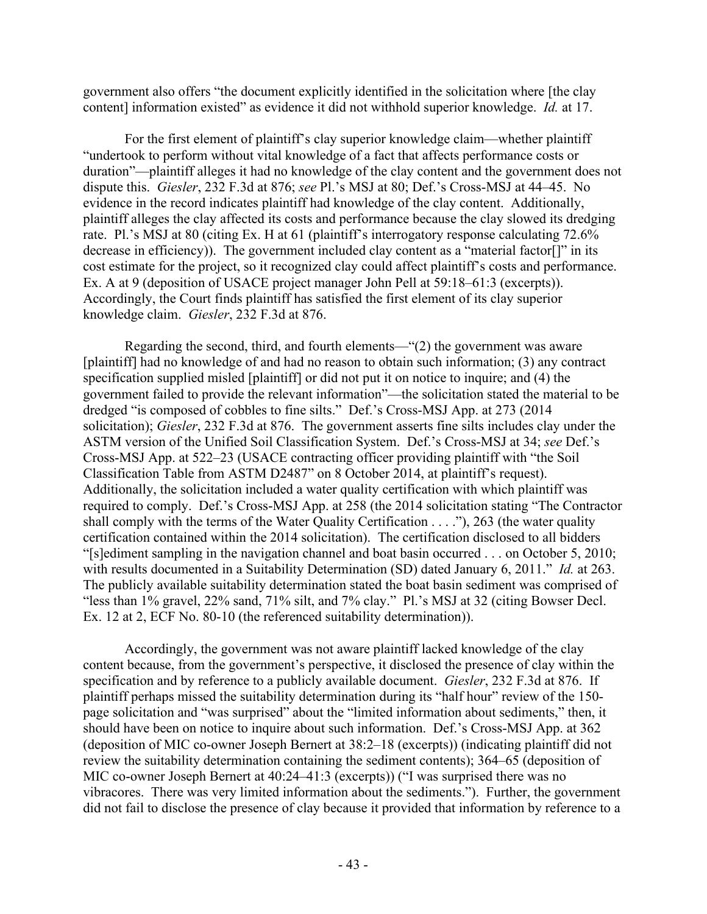government also offers "the document explicitly identified in the solicitation where [the clay content] information existed" as evidence it did not withhold superior knowledge. *Id.* at 17.

For the first element of plaintiff's clay superior knowledge claim—whether plaintiff "undertook to perform without vital knowledge of a fact that affects performance costs or duration"—plaintiff alleges it had no knowledge of the clay content and the government does not dispute this. *Giesler*, 232 F.3d at 876; *see* Pl.'s MSJ at 80; Def.'s Cross-MSJ at 44–45. No evidence in the record indicates plaintiff had knowledge of the clay content. Additionally, plaintiff alleges the clay affected its costs and performance because the clay slowed its dredging rate. Pl.'s MSJ at 80 (citing Ex. H at 61 (plaintiff's interrogatory response calculating 72.6% decrease in efficiency)). The government included clay content as a "material factor[]" in its cost estimate for the project, so it recognized clay could affect plaintiff's costs and performance. Ex. A at 9 (deposition of USACE project manager John Pell at 59:18–61:3 (excerpts)). Accordingly, the Court finds plaintiff has satisfied the first element of its clay superior knowledge claim. *Giesler*, 232 F.3d at 876.

Regarding the second, third, and fourth elements—"(2) the government was aware [plaintiff] had no knowledge of and had no reason to obtain such information; (3) any contract specification supplied misled [plaintiff] or did not put it on notice to inquire; and (4) the government failed to provide the relevant information"—the solicitation stated the material to be dredged "is composed of cobbles to fine silts." Def.'s Cross-MSJ App. at 273 (2014 solicitation); *Giesler*, 232 F.3d at 876. The government asserts fine silts includes clay under the ASTM version of the Unified Soil Classification System. Def.'s Cross-MSJ at 34; *see* Def.'s Cross-MSJ App. at 522–23 (USACE contracting officer providing plaintiff with "the Soil Classification Table from ASTM D2487" on 8 October 2014, at plaintiff's request). Additionally, the solicitation included a water quality certification with which plaintiff was required to comply. Def.'s Cross-MSJ App. at 258 (the 2014 solicitation stating "The Contractor shall comply with the terms of the Water Quality Certification . . . ."), 263 (the water quality certification contained within the 2014 solicitation). The certification disclosed to all bidders "[s]ediment sampling in the navigation channel and boat basin occurred . . . on October 5, 2010; with results documented in a Suitability Determination (SD) dated January 6, 2011." *Id.* at 263. The publicly available suitability determination stated the boat basin sediment was comprised of "less than 1% gravel, 22% sand, 71% silt, and 7% clay." Pl.'s MSJ at 32 (citing Bowser Decl. Ex. 12 at 2, ECF No. 80-10 (the referenced suitability determination)).

Accordingly, the government was not aware plaintiff lacked knowledge of the clay content because, from the government's perspective, it disclosed the presence of clay within the specification and by reference to a publicly available document. *Giesler*, 232 F.3d at 876. If plaintiff perhaps missed the suitability determination during its "half hour" review of the 150-page solicitation and "was surprised" about the "limited information about sediments," then, it should have been on notice to inquire about such information. Def.'s Cross-MSJ App. at 362 (deposition of MIC co-owner Joseph Bernert at 38:2–18 (excerpts)) (indicating plaintiff did not review the suitability determination containing the sediment contents); 364–65 (deposition of MIC co-owner Joseph Bernert at 40:24–41:3 (excerpts)) ("I was surprised there was no vibracores. There was very limited information about the sediments."). Further, the government did not fail to disclose the presence of clay because it provided that information by reference to a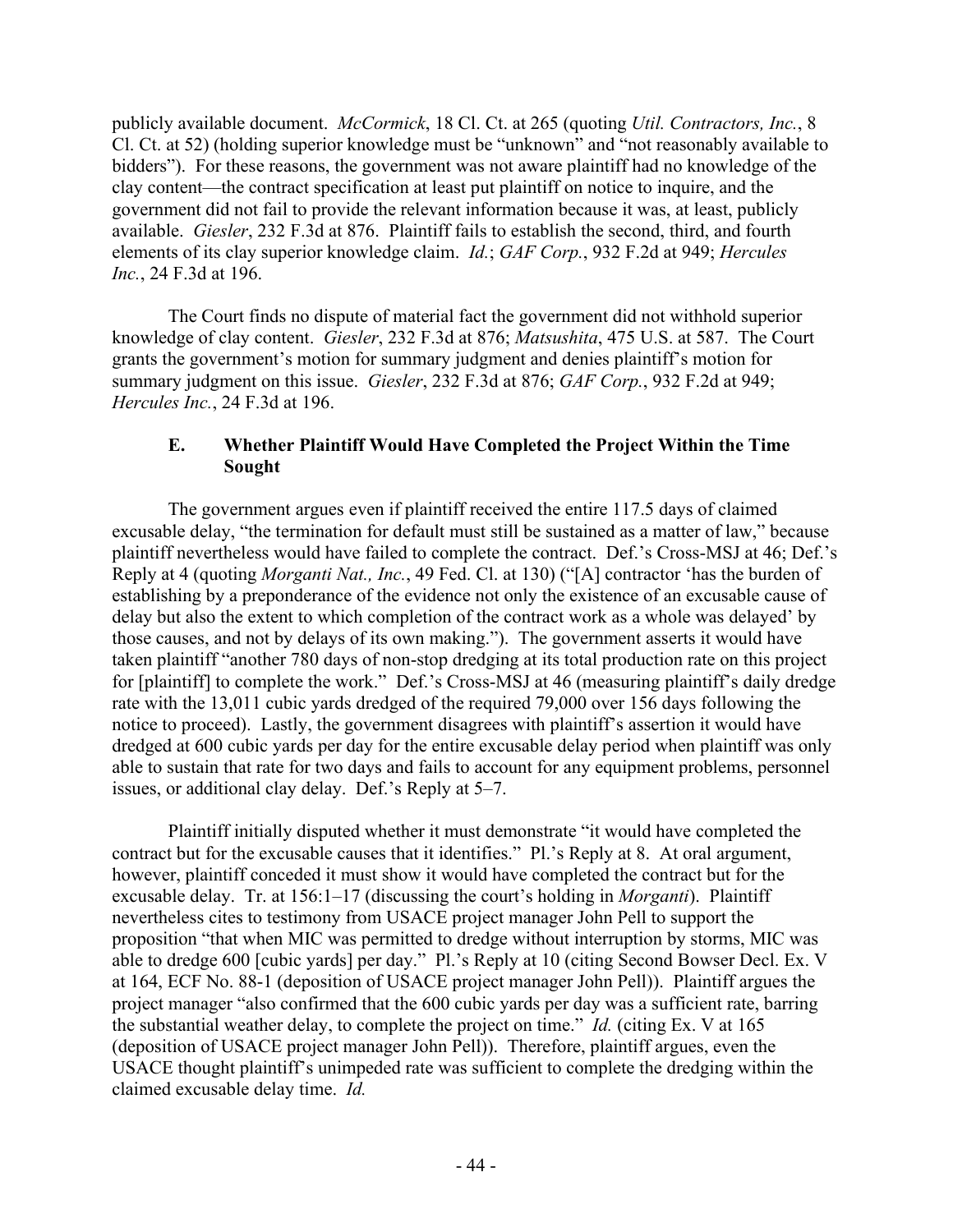publicly available document. *McCormick*, 18 Cl. Ct. at 265 (quoting *Util. Contractors, Inc.*, 8 Cl. Ct. at 52) (holding superior knowledge must be "unknown" and "not reasonably available to bidders"). For these reasons, the government was not aware plaintiff had no knowledge of the clay content—the contract specification at least put plaintiff on notice to inquire, and the government did not fail to provide the relevant information because it was, at least, publicly available. *Giesler*, 232 F.3d at 876. Plaintiff fails to establish the second, third, and fourth elements of its clay superior knowledge claim. *Id.*; *GAF Corp.*, 932 F.2d at 949; *Hercules Inc.*, 24 F.3d at 196.

The Court finds no dispute of material fact the government did not withhold superior knowledge of clay content. *Giesler*, 232 F.3d at 876; *Matsushita*, 475 U.S. at 587. The Court grants the government's motion for summary judgment and denies plaintiff's motion for summary judgment on this issue. *Giesler*, 232 F.3d at 876; *GAF Corp.*, 932 F.2d at 949; *Hercules Inc.*, 24 F.3d at 196.

### E. Whether Plaintiff Would Have Completed the Project Within the Time Sought

The government argues even if plaintiff received the entire 117.5 days of claimed excusable delay, "the termination for default must still be sustained as a matter of law," because plaintiff nevertheless would have failed to complete the contract. Def.'s Cross-MSJ at 46; Def.'s Reply at 4 (quoting *Morganti Nat., Inc.*, 49 Fed. Cl. at 130) ("[A] contractor 'has the burden of establishing by a preponderance of the evidence not only the existence of an excusable cause of delay but also the extent to which completion of the contract work as a whole was delayed' by those causes, and not by delays of its own making."). The government asserts it would have taken plaintiff "another 780 days of non-stop dredging at its total production rate on this project for [plaintiff] to complete the work." Def.'s Cross-MSJ at 46 (measuring plaintiff's daily dredge rate with the 13,011 cubic yards dredged of the required 79,000 over 156 days following the notice to proceed). Lastly, the government disagrees with plaintiff's assertion it would have dredged at 600 cubic yards per day for the entire excusable delay period when plaintiff was only able to sustain that rate for two days and fails to account for any equipment problems, personnel issues, or additional clay delay. Def.'s Reply at 5–7.

Plaintiff initially disputed whether it must demonstrate "it would have completed the contract but for the excusable causes that it identifies." Pl.'s Reply at 8. At oral argument, however, plaintiff conceded it must show it would have completed the contract but for the excusable delay. Tr. at 156:1–17 (discussing the court's holding in *Morganti*). Plaintiff nevertheless cites to testimony from USACE project manager John Pell to support the proposition "that when MIC was permitted to dredge without interruption by storms, MIC was able to dredge 600 [cubic yards] per day." Pl.'s Reply at 10 (citing Second Bowser Decl. Ex. V at 164, ECF No. 88-1 (deposition of USACE project manager John Pell)). Plaintiff argues the project manager "also confirmed that the 600 cubic yards per day was a sufficient rate, barring the substantial weather delay, to complete the project on time." *Id.* (citing Ex. V at 165 (deposition of USACE project manager John Pell)). Therefore, plaintiff argues, even the USACE thought plaintiff's unimpeded rate was sufficient to complete the dredging within the claimed excusable delay time. *Id.*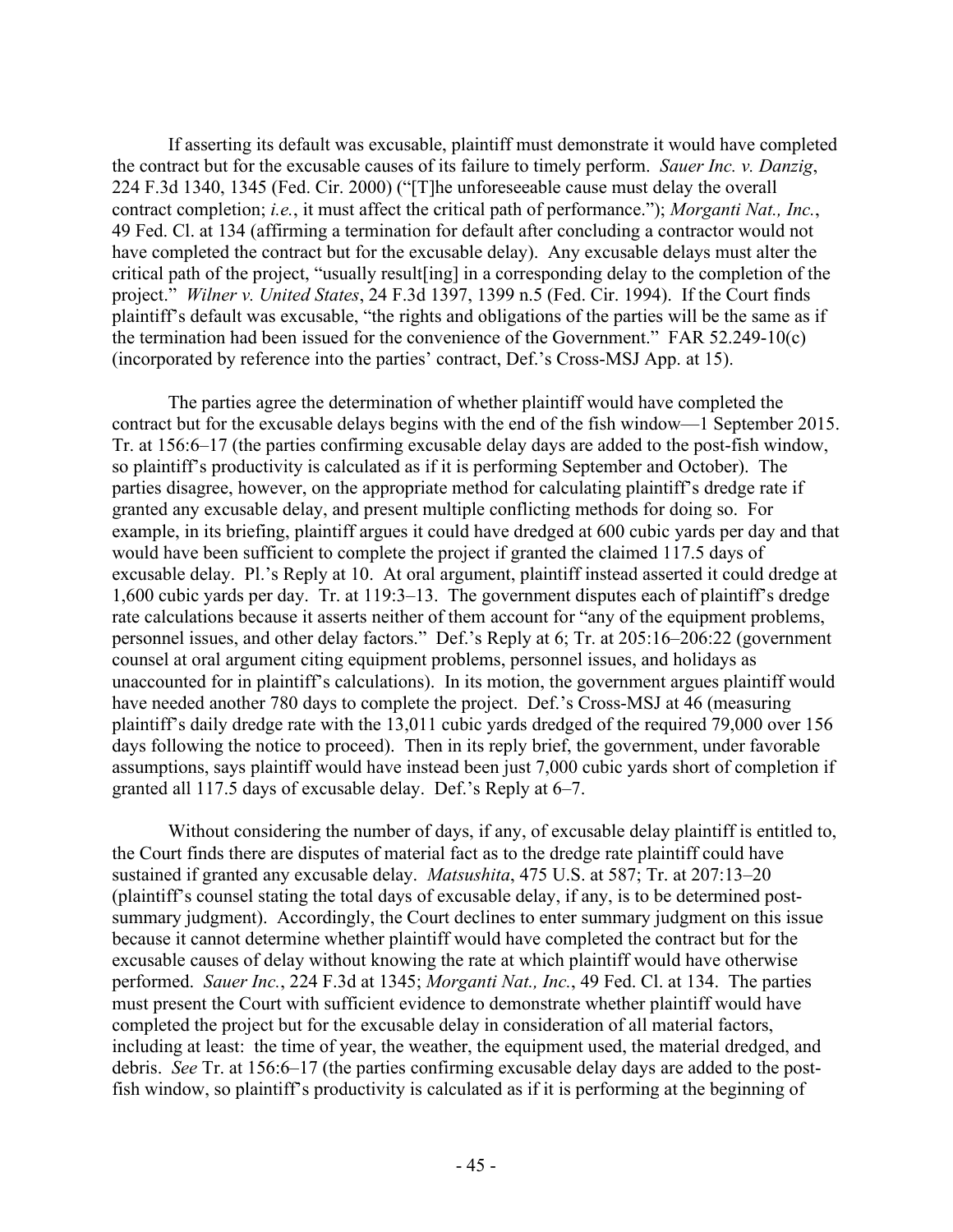If asserting its default was excusable, plaintiff must demonstrate it would have completed the contract but for the excusable causes of its failure to timely perform. *Sauer Inc. v. Danzig*, 224 F.3d 1340, 1345 (Fed. Cir. 2000) ("[T]he unforeseeable cause must delay the overall contract completion; *i.e.*, it must affect the critical path of performance."); *Morganti Nat., Inc.*, 49 Fed. Cl. at 134 (affirming a termination for default after concluding a contractor would not have completed the contract but for the excusable delay). Any excusable delays must alter the critical path of the project, "usually result[ing] in a corresponding delay to the completion of the project." *Wilner v. United States*, 24 F.3d 1397, 1399 n.5 (Fed. Cir. 1994). If the Court finds plaintiff's default was excusable, "the rights and obligations of the parties will be the same as if the termination had been issued for the convenience of the Government." FAR 52.249-10(c) (incorporated by reference into the parties' contract, Def.'s Cross-MSJ App. at 15).

The parties agree the determination of whether plaintiff would have completed the contract but for the excusable delays begins with the end of the fish window—1 September 2015. Tr. at 156:6–17 (the parties confirming excusable delay days are added to the post-fish window, so plaintiff's productivity is calculated as if it is performing September and October). The parties disagree, however, on the appropriate method for calculating plaintiff's dredge rate if granted any excusable delay, and present multiple conflicting methods for doing so. For example, in its briefing, plaintiff argues it could have dredged at 600 cubic yards per day and that would have been sufficient to complete the project if granted the claimed 117.5 days of excusable delay. Pl.'s Reply at 10. At oral argument, plaintiff instead asserted it could dredge at 1,600 cubic yards per day. Tr. at 119:3–13. The government disputes each of plaintiff's dredge rate calculations because it asserts neither of them account for "any of the equipment problems, personnel issues, and other delay factors." Def.'s Reply at 6; Tr. at 205:16–206:22 (government counsel at oral argument citing equipment problems, personnel issues, and holidays as unaccounted for in plaintiff's calculations). In its motion, the government argues plaintiff would have needed another 780 days to complete the project. Def.'s Cross-MSJ at 46 (measuring plaintiff's daily dredge rate with the 13,011 cubic yards dredged of the required 79,000 over 156 days following the notice to proceed). Then in its reply brief, the government, under favorable assumptions, says plaintiff would have instead been just 7,000 cubic yards short of completion if granted all 117.5 days of excusable delay. Def.'s Reply at 6–7.

Without considering the number of days, if any, of excusable delay plaintiff is entitled to, the Court finds there are disputes of material fact as to the dredge rate plaintiff could have sustained if granted any excusable delay. *Matsushita*, 475 U.S. at 587; Tr. at 207:13–20 (plaintiff's counsel stating the total days of excusable delay, if any, is to be determined post-summary judgment). Accordingly, the Court declines to enter summary judgment on this issue because it cannot determine whether plaintiff would have completed the contract but for the excusable causes of delay without knowing the rate at which plaintiff would have otherwise performed. *Sauer Inc.*, 224 F.3d at 1345; *Morganti Nat., Inc.*, 49 Fed. Cl. at 134. The parties must present the Court with sufficient evidence to demonstrate whether plaintiff would have completed the project but for the excusable delay in consideration of all material factors, including at least: the time of year, the weather, the equipment used, the material dredged, and debris. *See* Tr. at 156:6–17 (the parties confirming excusable delay days are added to the post-fish window, so plaintiff's productivity is calculated as if it is performing at the beginning of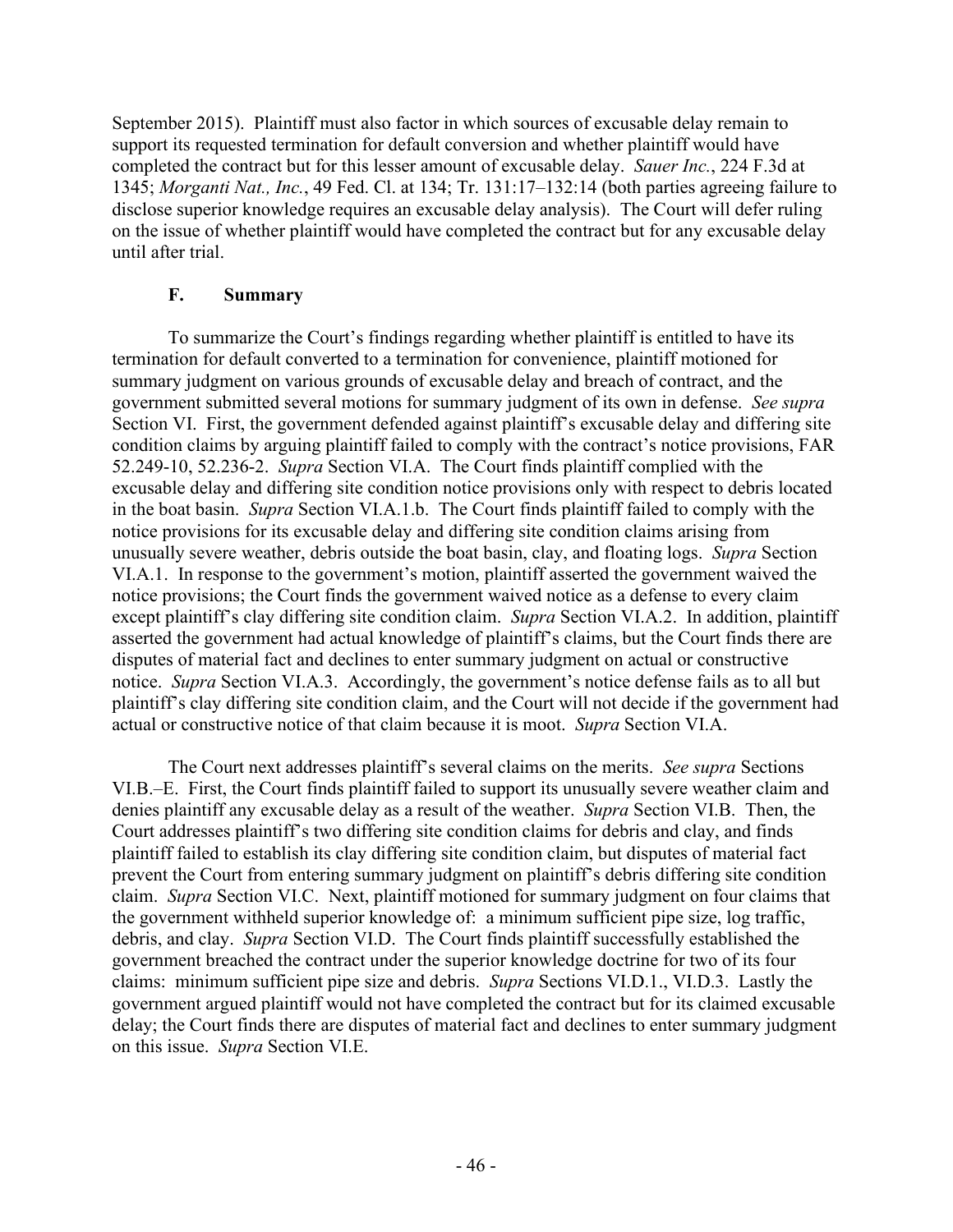September 2015). Plaintiff must also factor in which sources of excusable delay remain to support its requested termination for default conversion and whether plaintiff would have completed the contract but for this lesser amount of excusable delay. *Sauer Inc.*, 224 F.3d at 1345; *Morganti Nat., Inc.*, 49 Fed. Cl. at 134; Tr. 131:17–132:14 (both parties agreeing failure to disclose superior knowledge requires an excusable delay analysis). The Court will defer ruling on the issue of whether plaintiff would have completed the contract but for any excusable delay until after trial.

### F. Summary

To summarize the Court's findings regarding whether plaintiff is entitled to have its termination for default converted to a termination for convenience, plaintiff motioned for summary judgment on various grounds of excusable delay and breach of contract, and the government submitted several motions for summary judgment of its own in defense. *See supra* Section VI. First, the government defended against plaintiff's excusable delay and differing site condition claims by arguing plaintiff failed to comply with the contract's notice provisions, FAR 52.249-10, 52.236-2. *Supra* Section VI.A. The Court finds plaintiff complied with the excusable delay and differing site condition notice provisions only with respect to debris located in the boat basin. *Supra* Section VI.A.1.b. The Court finds plaintiff failed to comply with the notice provisions for its excusable delay and differing site condition claims arising from unusually severe weather, debris outside the boat basin, clay, and floating logs. *Supra* Section VI.A.1. In response to the government's motion, plaintiff asserted the government waived the notice provisions; the Court finds the government waived notice as a defense to every claim except plaintiff's clay differing site condition claim. *Supra* Section VI.A.2. In addition, plaintiff asserted the government had actual knowledge of plaintiff's claims, but the Court finds there are disputes of material fact and declines to enter summary judgment on actual or constructive notice. *Supra* Section VI.A.3. Accordingly, the government's notice defense fails as to all but plaintiff's clay differing site condition claim, and the Court will not decide if the government had actual or constructive notice of that claim because it is moot. *Supra* Section VI.A.

The Court next addresses plaintiff's several claims on the merits. *See supra* Sections VI.B.–E. First, the Court finds plaintiff failed to support its unusually severe weather claim and denies plaintiff any excusable delay as a result of the weather. *Supra* Section VI.B. Then, the Court addresses plaintiff's two differing site condition claims for debris and clay, and finds plaintiff failed to establish its clay differing site condition claim, but disputes of material fact prevent the Court from entering summary judgment on plaintiff's debris differing site condition claim. *Supra* Section VI.C. Next, plaintiff motioned for summary judgment on four claims that the government withheld superior knowledge of: a minimum sufficient pipe size, log traffic, debris, and clay. *Supra* Section VI.D. The Court finds plaintiff successfully established the government breached the contract under the superior knowledge doctrine for two of its four claims: minimum sufficient pipe size and debris. *Supra* Sections VI.D.1., VI.D.3. Lastly the government argued plaintiff would not have completed the contract but for its claimed excusable delay; the Court finds there are disputes of material fact and declines to enter summary judgment on this issue. *Supra* Section VI.E.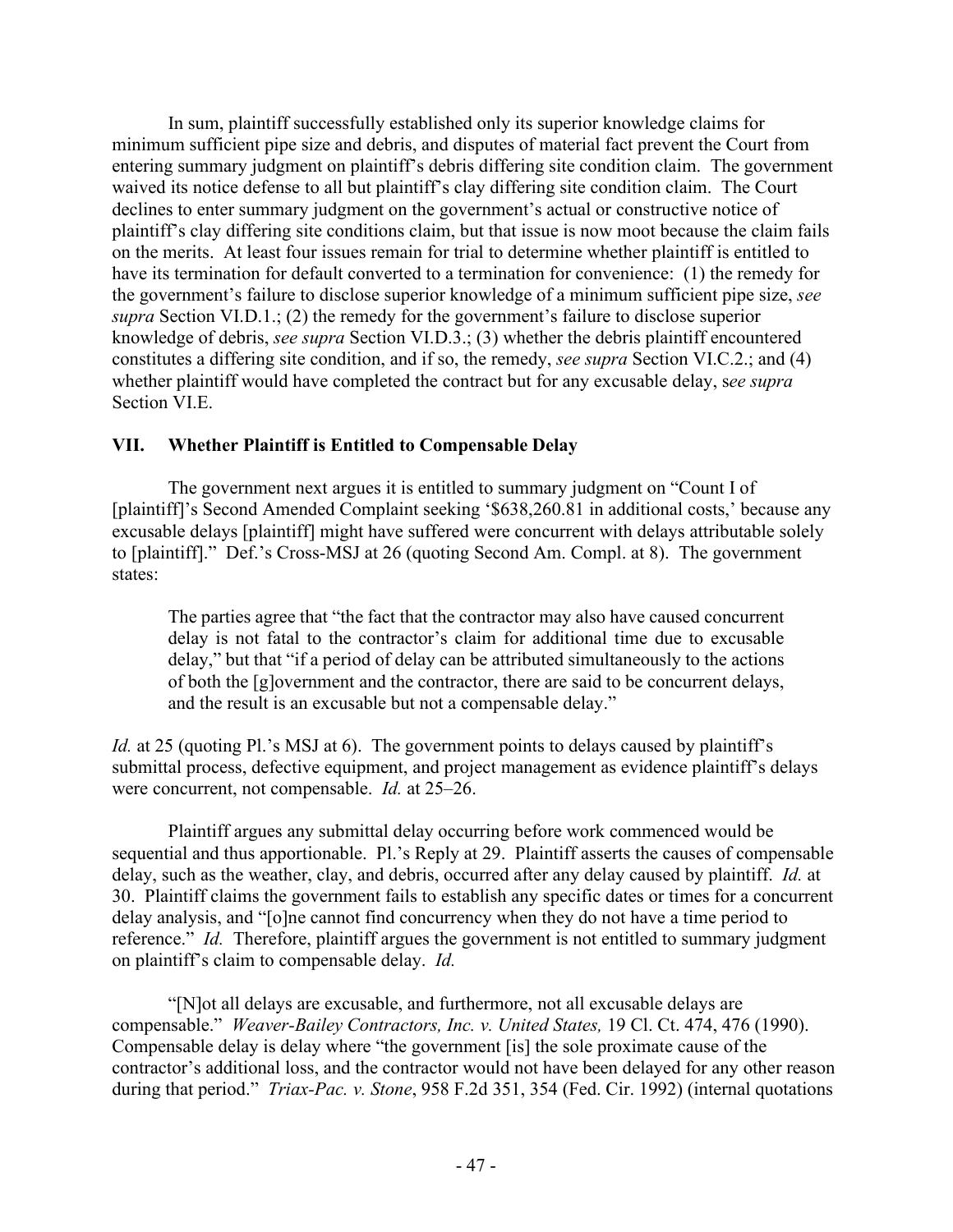In sum, plaintiff successfully established only its superior knowledge claims for minimum sufficient pipe size and debris, and disputes of material fact prevent the Court from entering summary judgment on plaintiff's debris differing site condition claim. The government waived its notice defense to all but plaintiff's clay differing site condition claim. The Court declines to enter summary judgment on the government's actual or constructive notice of plaintiff's clay differing site conditions claim, but that issue is now moot because the claim fails on the merits. At least four issues remain for trial to determine whether plaintiff is entitled to have its termination for default converted to a termination for convenience: (1) the remedy for the government's failure to disclose superior knowledge of a minimum sufficient pipe size, *see supra* Section VI.D.1.; (2) the remedy for the government's failure to disclose superior knowledge of debris, *see supra* Section VI.D.3.; (3) whether the debris plaintiff encountered constitutes a differing site condition, and if so, the remedy, *see supra* Section VI.C.2.; and (4) whether plaintiff would have completed the contract but for any excusable delay, s*ee supra* Section VI.E.

## VII. Whether Plaintiff is Entitled to Compensable Delay

The government next argues it is entitled to summary judgment on "Count I of [plaintiff]'s Second Amended Complaint seeking '$638,260.81 in additional costs,' because any excusable delays [plaintiff] might have suffered were concurrent with delays attributable solely to [plaintiff]." Def.'s Cross-MSJ at 26 (quoting Second Am. Compl. at 8). The government states:

> The parties agree that "the fact that the contractor may also have caused concurrent delay is not fatal to the contractor's claim for additional time due to excusable delay," but that "if a period of delay can be attributed simultaneously to the actions of both the [g]overnment and the contractor, there are said to be concurrent delays, and the result is an excusable but not a compensable delay."

*Id.* at 25 (quoting Pl.'s MSJ at 6). The government points to delays caused by plaintiff's submittal process, defective equipment, and project management as evidence plaintiff's delays were concurrent, not compensable. *Id.* at 25–26.

Plaintiff argues any submittal delay occurring before work commenced would be sequential and thus apportionable. Pl.'s Reply at 29. Plaintiff asserts the causes of compensable delay, such as the weather, clay, and debris, occurred after any delay caused by plaintiff. *Id.* at 30. Plaintiff claims the government fails to establish any specific dates or times for a concurrent delay analysis, and "[o]ne cannot find concurrency when they do not have a time period to reference." *Id.* Therefore, plaintiff argues the government is not entitled to summary judgment on plaintiff's claim to compensable delay. *Id.*

"[N]ot all delays are excusable, and furthermore, not all excusable delays are compensable." *Weaver-Bailey Contractors, Inc. v. United States,* 19 Cl. Ct. 474, 476 (1990). Compensable delay is delay where "the government [is] the sole proximate cause of the contractor's additional loss, and the contractor would not have been delayed for any other reason during that period." *Triax-Pac. v. Stone*, 958 F.2d 351, 354 (Fed. Cir. 1992) (internal quotations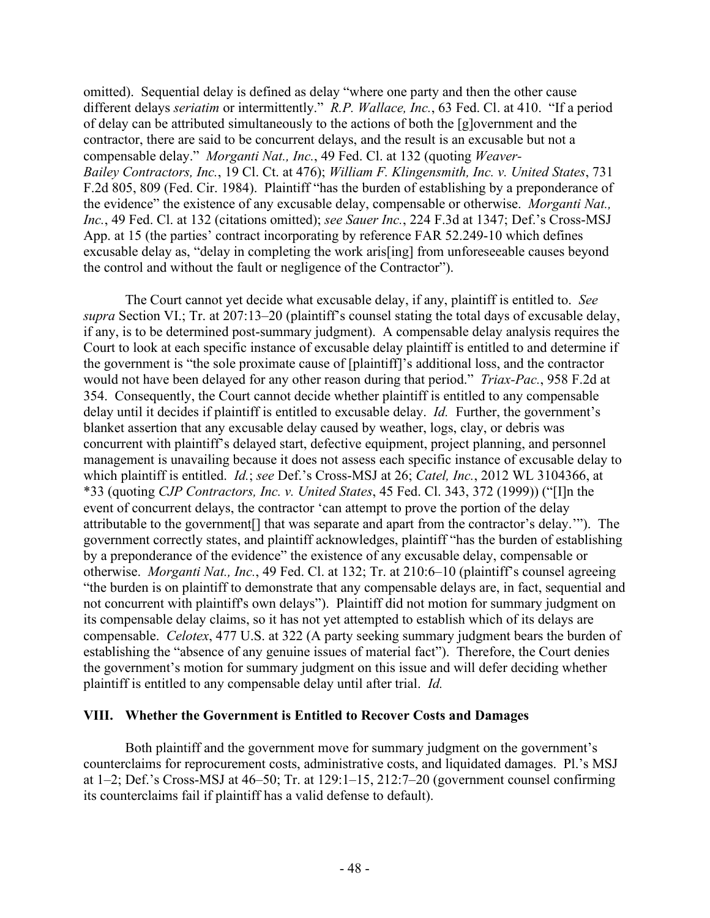omitted). Sequential delay is defined as delay "where one party and then the other cause different delays *seriatim* or intermittently." *R.P. Wallace, Inc.*, 63 Fed. Cl. at 410. "If a period of delay can be attributed simultaneously to the actions of both the [g]overnment and the contractor, there are said to be concurrent delays, and the result is an excusable but not a compensable delay." *Morganti Nat., Inc.*, 49 Fed. Cl. at 132 (quoting *Weaver-Bailey Contractors, Inc.*, 19 Cl. Ct. at 476); *William F. Klingensmith, Inc. v. United States*, 731 F.2d 805, 809 (Fed. Cir. 1984). Plaintiff "has the burden of establishing by a preponderance of the evidence" the existence of any excusable delay, compensable or otherwise. *Morganti Nat., Inc.*, 49 Fed. Cl. at 132 (citations omitted); *see Sauer Inc.*, 224 F.3d at 1347; Def.'s Cross-MSJ App. at 15 (the parties' contract incorporating by reference FAR 52.249-10 which defines excusable delay as, "delay in completing the work aris[ing] from unforeseeable causes beyond the control and without the fault or negligence of the Contractor").

The Court cannot yet decide what excusable delay, if any, plaintiff is entitled to. *See supra* Section VI.; Tr. at 207:13–20 (plaintiff's counsel stating the total days of excusable delay, if any, is to be determined post-summary judgment). A compensable delay analysis requires the Court to look at each specific instance of excusable delay plaintiff is entitled to and determine if the government is "the sole proximate cause of [plaintiff]'s additional loss, and the contractor would not have been delayed for any other reason during that period." *Triax-Pac.*, 958 F.2d at 354. Consequently, the Court cannot decide whether plaintiff is entitled to any compensable delay until it decides if plaintiff is entitled to excusable delay. *Id.* Further, the government's blanket assertion that any excusable delay caused by weather, logs, clay, or debris was concurrent with plaintiff's delayed start, defective equipment, project planning, and personnel management is unavailing because it does not assess each specific instance of excusable delay to which plaintiff is entitled. *Id.*; *see* Def.'s Cross-MSJ at 26; *Catel, Inc.*, 2012 WL 3104366, at *33 (quoting *CJP Contractors, Inc. v. United States*, 45 Fed. Cl. 343, 372 (1999)) ("[I]n the event of concurrent delays, the contractor 'can attempt to prove the portion of the delay attributable to the government[] that was separate and apart from the contractor's delay.'"). The government correctly states, and plaintiff acknowledges, plaintiff "has the burden of establishing by a preponderance of the evidence" the existence of any excusable delay, compensable or otherwise. *Morganti Nat., Inc.*, 49 Fed. Cl. at 132; Tr. at 210:6–10 (plaintiff's counsel agreeing "the burden is on plaintiff to demonstrate that any compensable delays are, in fact, sequential and not concurrent with plaintiff's own delays"). Plaintiff did not motion for summary judgment on its compensable delay claims, so it has not yet attempted to establish which of its delays are compensable. *Celotex*, 477 U.S. at 322 (A party seeking summary judgment bears the burden of establishing the "absence of any genuine issues of material fact"). Therefore, the Court denies the government's motion for summary judgment on this issue and will defer deciding whether plaintiff is entitled to any compensable delay until after trial. *Id.*

## VIII. Whether the Government is Entitled to Recover Costs and Damages

Both plaintiff and the government move for summary judgment on the government's counterclaims for reprocurement costs, administrative costs, and liquidated damages. Pl.'s MSJ at 1–2; Def.'s Cross-MSJ at 46–50; Tr. at 129:1–15, 212:7–20 (government counsel confirming its counterclaims fail if plaintiff has a valid defense to default).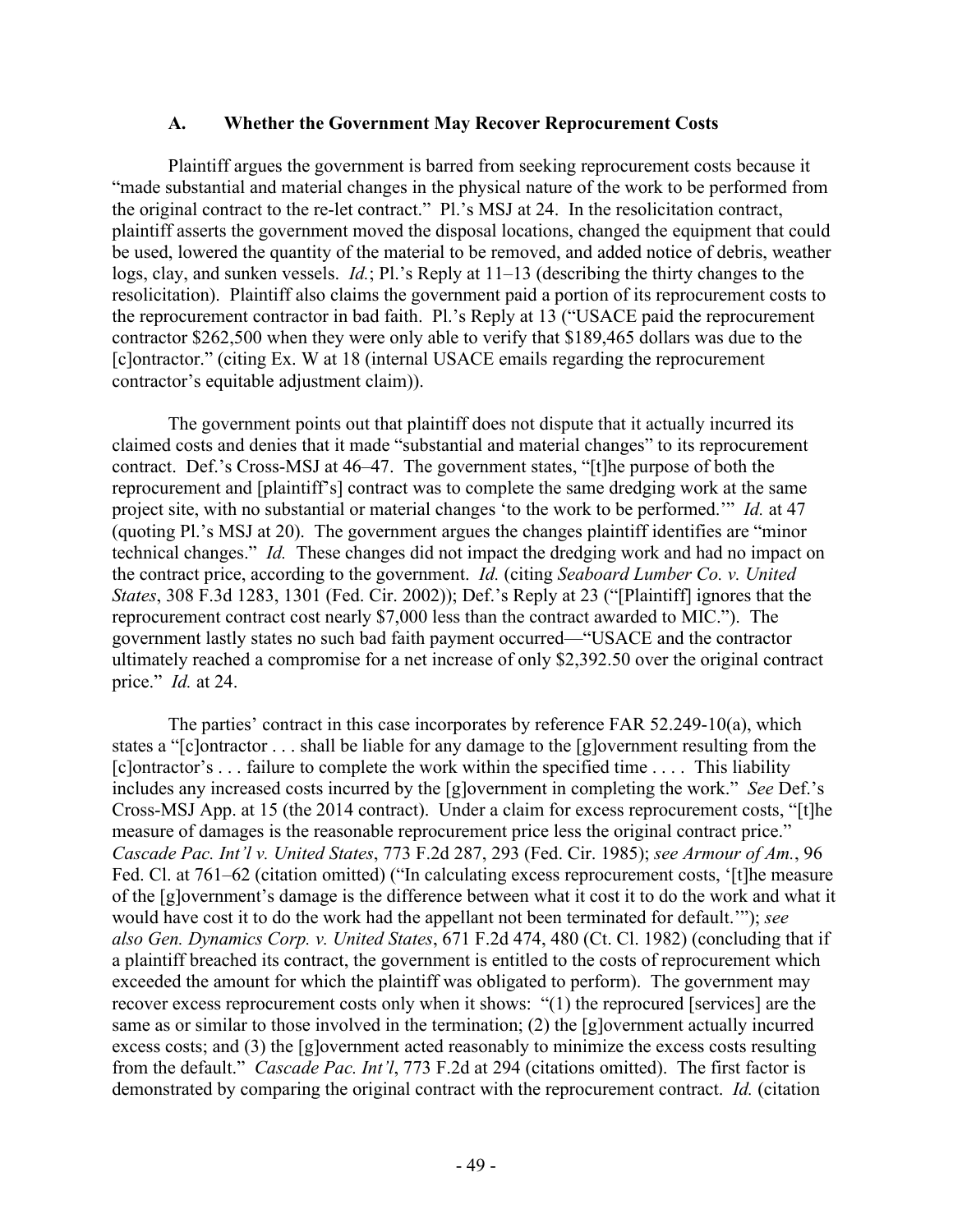### A. Whether the Government May Recover Reprocurement Costs

Plaintiff argues the government is barred from seeking reprocurement costs because it "made substantial and material changes in the physical nature of the work to be performed from the original contract to the re-let contract." Pl.'s MSJ at 24. In the resolicitation contract, plaintiff asserts the government moved the disposal locations, changed the equipment that could be used, lowered the quantity of the material to be removed, and added notice of debris, weather logs, clay, and sunken vessels. *Id.*; Pl.'s Reply at 11–13 (describing the thirty changes to the resolicitation). Plaintiff also claims the government paid a portion of its reprocurement costs to the reprocurement contractor in bad faith. Pl.'s Reply at 13 ("USACE paid the reprocurement contractor $262,500 when they were only able to verify that $189,465 dollars was due to the [c]ontractor." (citing Ex. W at 18 (internal USACE emails regarding the reprocurement contractor's equitable adjustment claim)).

The government points out that plaintiff does not dispute that it actually incurred its claimed costs and denies that it made "substantial and material changes" to its reprocurement contract. Def.'s Cross-MSJ at 46–47. The government states, "[t]he purpose of both the reprocurement and [plaintiff's] contract was to complete the same dredging work at the same project site, with no substantial or material changes 'to the work to be performed.'" *Id.* at 47 (quoting Pl.'s MSJ at 20). The government argues the changes plaintiff identifies are "minor technical changes." *Id.* These changes did not impact the dredging work and had no impact on the contract price, according to the government. *Id.* (citing *Seaboard Lumber Co. v. United States*, 308 F.3d 1283, 1301 (Fed. Cir. 2002)); Def.'s Reply at 23 ("[Plaintiff] ignores that the reprocurement contract cost nearly $7,000 less than the contract awarded to MIC."). The government lastly states no such bad faith payment occurred—"USACE and the contractor ultimately reached a compromise for a net increase of only $2,392.50 over the original contract price." *Id.* at 24.

The parties' contract in this case incorporates by reference FAR 52.249-10(a), which states a "[c]ontractor . . . shall be liable for any damage to the [g]overnment resulting from the [c]ontractor's . . . failure to complete the work within the specified time . . . . This liability includes any increased costs incurred by the [g]overnment in completing the work." *See* Def.'s Cross-MSJ App. at 15 (the 2014 contract). Under a claim for excess reprocurement costs, "[t]he measure of damages is the reasonable reprocurement price less the original contract price." *Cascade Pac. Int'l v. United States*, 773 F.2d 287, 293 (Fed. Cir. 1985); *see Armour of Am.*, 96 Fed. Cl. at 761–62 (citation omitted) ("In calculating excess reprocurement costs, '[t]he measure of the [g]overnment's damage is the difference between what it cost it to do the work and what it would have cost it to do the work had the appellant not been terminated for default.'"); *see also Gen. Dynamics Corp. v. United States*, 671 F.2d 474, 480 (Ct. Cl. 1982) (concluding that if a plaintiff breached its contract, the government is entitled to the costs of reprocurement which exceeded the amount for which the plaintiff was obligated to perform). The government may recover excess reprocurement costs only when it shows: "(1) the reprocured [services] are the same as or similar to those involved in the termination; (2) the [g]overnment actually incurred excess costs; and (3) the [g]overnment acted reasonably to minimize the excess costs resulting from the default." *Cascade Pac. Int'l*, 773 F.2d at 294 (citations omitted). The first factor is demonstrated by comparing the original contract with the reprocurement contract. *Id.* (citation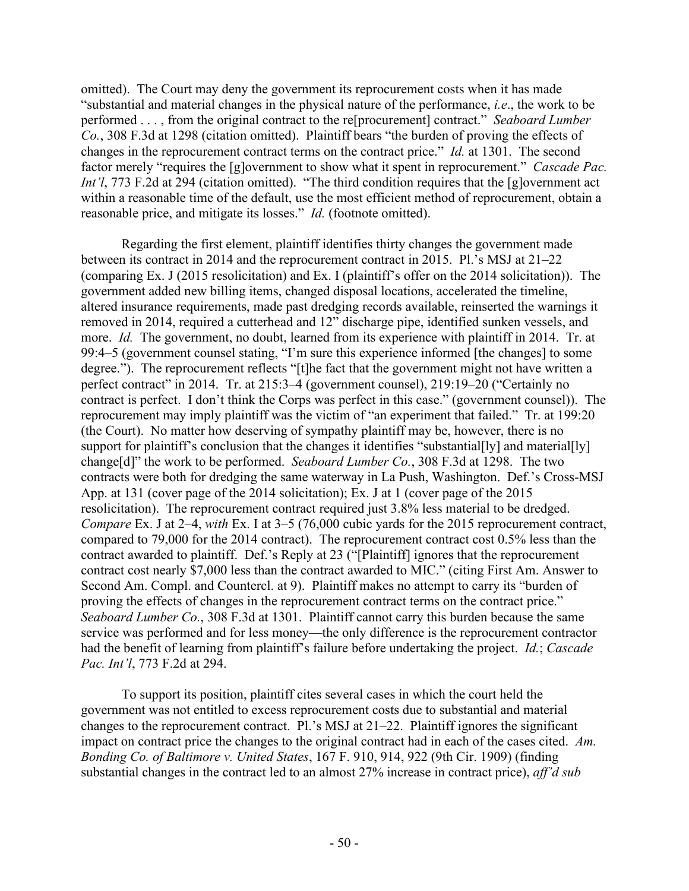omitted). The Court may deny the government its reprocurement costs when it has made "substantial and material changes in the physical nature of the performance, *i.e*., the work to be performed . . . , from the original contract to the re[procurement] contract." *Seaboard Lumber Co.*, 308 F.3d at 1298 (citation omitted). Plaintiff bears "the burden of proving the effects of changes in the reprocurement contract terms on the contract price." *Id.* at 1301. The second factor merely "requires the [g]overnment to show what it spent in reprocurement." *Cascade Pac. Int'l*, 773 F.2d at 294 (citation omitted). "The third condition requires that the [g]overnment act within a reasonable time of the default, use the most efficient method of reprocurement, obtain a reasonable price, and mitigate its losses." *Id.* (footnote omitted).

Regarding the first element, plaintiff identifies thirty changes the government made between its contract in 2014 and the reprocurement contract in 2015. Pl.'s MSJ at 21–22 (comparing Ex. J (2015 resolicitation) and Ex. I (plaintiff's offer on the 2014 solicitation)). The government added new billing items, changed disposal locations, accelerated the timeline, altered insurance requirements, made past dredging records available, reinserted the warnings it removed in 2014, required a cutterhead and 12" discharge pipe, identified sunken vessels, and more. *Id.* The government, no doubt, learned from its experience with plaintiff in 2014. Tr. at 99:4–5 (government counsel stating, "I'm sure this experience informed [the changes] to some degree."). The reprocurement reflects "[t]he fact that the government might not have written a perfect contract" in 2014. Tr. at 215:3–4 (government counsel), 219:19–20 ("Certainly no contract is perfect. I don't think the Corps was perfect in this case." (government counsel)). The reprocurement may imply plaintiff was the victim of "an experiment that failed." Tr. at 199:20 (the Court). No matter how deserving of sympathy plaintiff may be, however, there is no support for plaintiff's conclusion that the changes it identifies "substantial[ly] and material[ly] change[d]" the work to be performed. *Seaboard Lumber Co.*, 308 F.3d at 1298. The two contracts were both for dredging the same waterway in La Push, Washington. Def.'s Cross-MSJ App. at 131 (cover page of the 2014 solicitation); Ex. J at 1 (cover page of the 2015 resolicitation). The reprocurement contract required just 3.8% less material to be dredged. *Compare* Ex. J at 2–4, *with* Ex. I at 3–5 (76,000 cubic yards for the 2015 reprocurement contract, compared to 79,000 for the 2014 contract). The reprocurement contract cost 0.5% less than the contract awarded to plaintiff. Def.'s Reply at 23 ("[Plaintiff] ignores that the reprocurement contract cost nearly $7,000 less than the contract awarded to MIC." (citing First Am. Answer to Second Am. Compl. and Countercl. at 9). Plaintiff makes no attempt to carry its "burden of proving the effects of changes in the reprocurement contract terms on the contract price." *Seaboard Lumber Co.*, 308 F.3d at 1301. Plaintiff cannot carry this burden because the same service was performed and for less money—the only difference is the reprocurement contractor had the benefit of learning from plaintiff's failure before undertaking the project. *Id.*; *Cascade Pac. Int'l*, 773 F.2d at 294.

To support its position, plaintiff cites several cases in which the court held the government was not entitled to excess reprocurement costs due to substantial and material changes to the reprocurement contract. Pl.'s MSJ at 21–22. Plaintiff ignores the significant impact on contract price the changes to the original contract had in each of the cases cited. *Am. Bonding Co. of Baltimore v. United States*, 167 F. 910, 914, 922 (9th Cir. 1909) (finding substantial changes in the contract led to an almost 27% increase in contract price), *aff'd sub*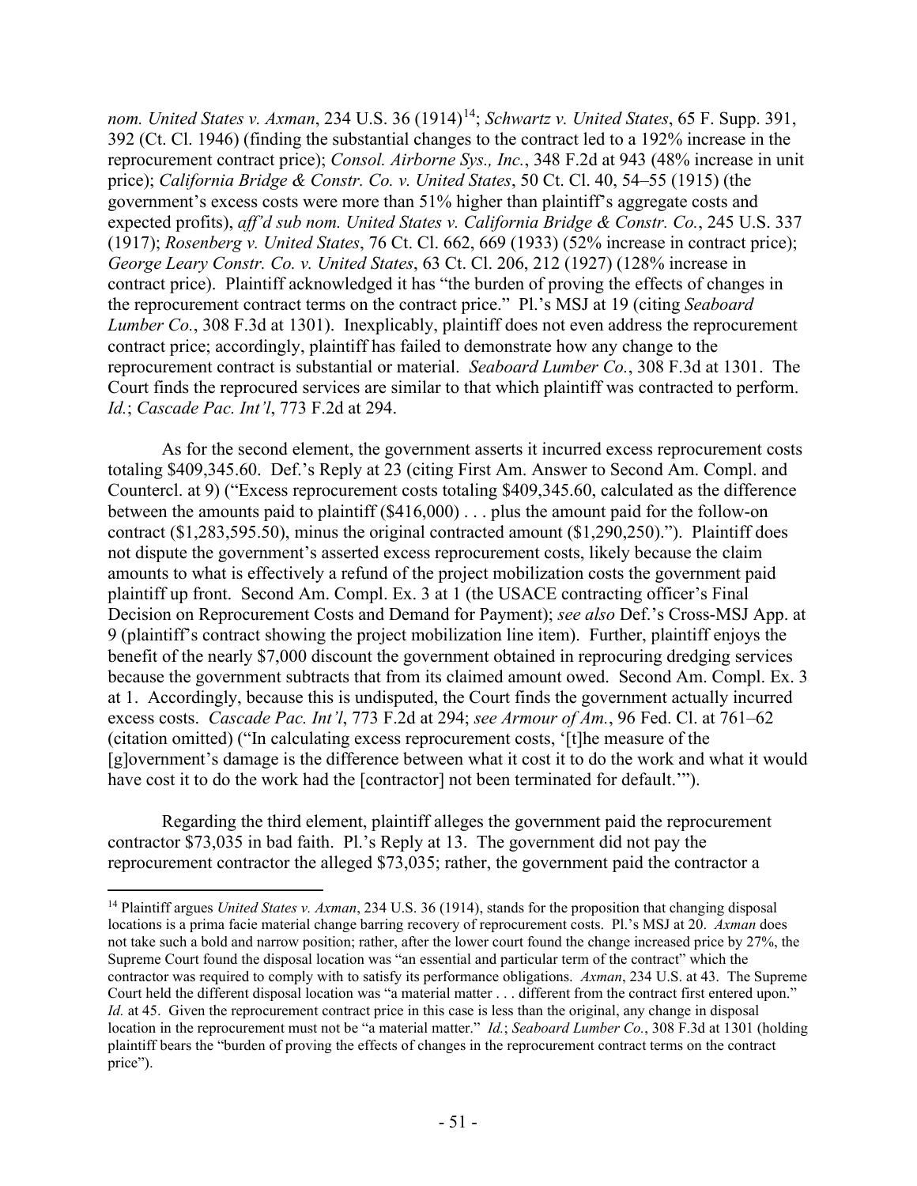*nom. United States v. Axman*, 234 U.S. 36 (1914)[14]; *Schwartz v. United States*, 65 F. Supp. 391, 392 (Ct. Cl. 1946) (finding the substantial changes to the contract led to a 192% increase in the reprocurement contract price); *Consol. Airborne Sys., Inc.*, 348 F.2d at 943 (48% increase in unit price); *California Bridge & Constr. Co. v. United States*, 50 Ct. Cl. 40, 54–55 (1915) (the government's excess costs were more than 51% higher than plaintiff's aggregate costs and expected profits), *aff'd sub nom. United States v. California Bridge & Constr. Co.*, 245 U.S. 337 (1917); *Rosenberg v. United States*, 76 Ct. Cl. 662, 669 (1933) (52% increase in contract price); *George Leary Constr. Co. v. United States*, 63 Ct. Cl. 206, 212 (1927) (128% increase in contract price). Plaintiff acknowledged it has "the burden of proving the effects of changes in the reprocurement contract terms on the contract price." Pl.'s MSJ at 19 (citing *Seaboard Lumber Co.*, 308 F.3d at 1301). Inexplicably, plaintiff does not even address the reprocurement contract price; accordingly, plaintiff has failed to demonstrate how any change to the reprocurement contract is substantial or material. *Seaboard Lumber Co.*, 308 F.3d at 1301. The Court finds the reprocured services are similar to that which plaintiff was contracted to perform. *Id.*; *Cascade Pac. Int'l*, 773 F.2d at 294.

As for the second element, the government asserts it incurred excess reprocurement costs totaling $409,345.60. Def.'s Reply at 23 (citing First Am. Answer to Second Am. Compl. and Countercl. at 9) ("Excess reprocurement costs totaling $409,345.60, calculated as the difference between the amounts paid to plaintiff ($416,000) . . . plus the amount paid for the follow-on contract ($1,283,595.50), minus the original contracted amount ($1,290,250)."). Plaintiff does not dispute the government's asserted excess reprocurement costs, likely because the claim amounts to what is effectively a refund of the project mobilization costs the government paid plaintiff up front. Second Am. Compl. Ex. 3 at 1 (the USACE contracting officer's Final Decision on Reprocurement Costs and Demand for Payment); *see also* Def.'s Cross-MSJ App. at 9 (plaintiff's contract showing the project mobilization line item). Further, plaintiff enjoys the benefit of the nearly $7,000 discount the government obtained in reprocuring dredging services because the government subtracts that from its claimed amount owed. Second Am. Compl. Ex. 3 at 1. Accordingly, because this is undisputed, the Court finds the government actually incurred excess costs. *Cascade Pac. Int'l*, 773 F.2d at 294; *see Armour of Am.*, 96 Fed. Cl. at 761–62 (citation omitted) ("In calculating excess reprocurement costs, '[t]he measure of the [g]overnment's damage is the difference between what it cost it to do the work and what it would have cost it to do the work had the [contractor] not been terminated for default.'").

Regarding the third element, plaintiff alleges the government paid the reprocurement contractor $73,035 in bad faith. Pl.'s Reply at 13. The government did not pay the reprocurement contractor the alleged $73,035; rather, the government paid the contractor a

---

[14] Plaintiff argues *United States v. Axman*, 234 U.S. 36 (1914), stands for the proposition that changing disposal locations is a prima facie material change barring recovery of reprocurement costs. Pl.'s MSJ at 20. *Axman* does not take such a bold and narrow position; rather, after the lower court found the change increased price by 27%, the Supreme Court found the disposal location was "an essential and particular term of the contract" which the contractor was required to comply with to satisfy its performance obligations. *Axman*, 234 U.S. at 43. The Supreme Court held the different disposal location was "a material matter . . . different from the contract first entered upon." *Id.* at 45. Given the reprocurement contract price in this case is less than the original, any change in disposal location in the reprocurement must not be "a material matter." *Id.*; *Seaboard Lumber Co.*, 308 F.3d at 1301 (holding plaintiff bears the "burden of proving the effects of changes in the reprocurement contract terms on the contract price").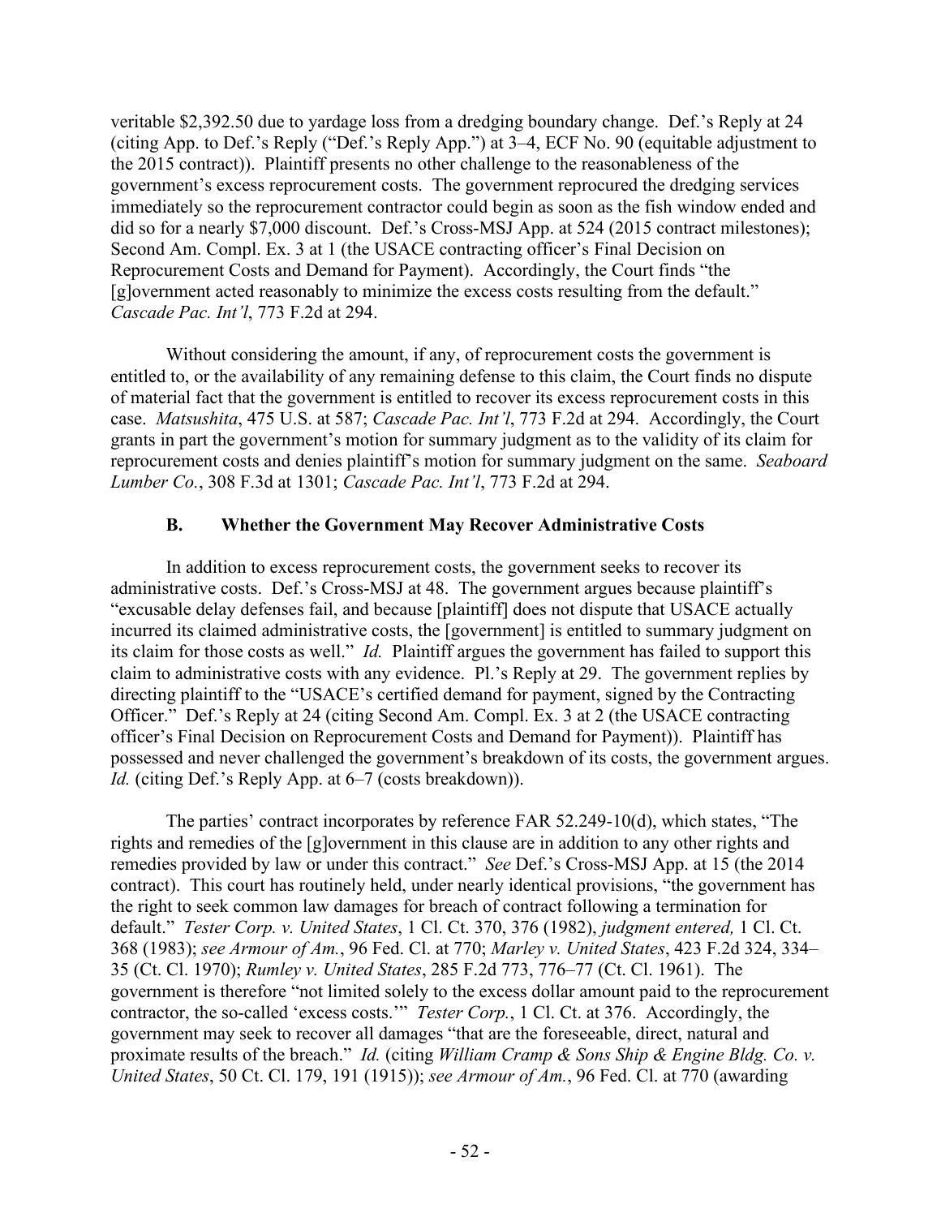veritable $2,392.50 due to yardage loss from a dredging boundary change. Def.'s Reply at 24 (citing App. to Def.'s Reply ("Def.'s Reply App.") at 3–4, ECF No. 90 (equitable adjustment to the 2015 contract)). Plaintiff presents no other challenge to the reasonableness of the government's excess reprocurement costs. The government reprocured the dredging services immediately so the reprocurement contractor could begin as soon as the fish window ended and did so for a nearly $7,000 discount. Def.'s Cross-MSJ App. at 524 (2015 contract milestones); Second Am. Compl. Ex. 3 at 1 (the USACE contracting officer's Final Decision on Reprocurement Costs and Demand for Payment). Accordingly, the Court finds "the [g]overnment acted reasonably to minimize the excess costs resulting from the default." *Cascade Pac. Int'l*, 773 F.2d at 294.

Without considering the amount, if any, of reprocurement costs the government is entitled to, or the availability of any remaining defense to this claim, the Court finds no dispute of material fact that the government is entitled to recover its excess reprocurement costs in this case. *Matsushita*, 475 U.S. at 587; *Cascade Pac. Int'l*, 773 F.2d at 294. Accordingly, the Court grants in part the government's motion for summary judgment as to the validity of its claim for reprocurement costs and denies plaintiff's motion for summary judgment on the same. *Seaboard Lumber Co.*, 308 F.3d at 1301; *Cascade Pac. Int'l*, 773 F.2d at 294.

### B. Whether the Government May Recover Administrative Costs

In addition to excess reprocurement costs, the government seeks to recover its administrative costs. Def.'s Cross-MSJ at 48. The government argues because plaintiff's "excusable delay defenses fail, and because [plaintiff] does not dispute that USACE actually incurred its claimed administrative costs, the [government] is entitled to summary judgment on its claim for those costs as well." *Id.* Plaintiff argues the government has failed to support this claim to administrative costs with any evidence. Pl.'s Reply at 29. The government replies by directing plaintiff to the "USACE's certified demand for payment, signed by the Contracting Officer." Def.'s Reply at 24 (citing Second Am. Compl. Ex. 3 at 2 (the USACE contracting officer's Final Decision on Reprocurement Costs and Demand for Payment)). Plaintiff has possessed and never challenged the government's breakdown of its costs, the government argues. *Id.* (citing Def.'s Reply App. at 6–7 (costs breakdown)).

The parties' contract incorporates by reference FAR 52.249-10(d), which states, "The rights and remedies of the [g]overnment in this clause are in addition to any other rights and remedies provided by law or under this contract." *See* Def.'s Cross-MSJ App. at 15 (the 2014 contract). This court has routinely held, under nearly identical provisions, "the government has the right to seek common law damages for breach of contract following a termination for default." *Tester Corp. v. United States*, 1 Cl. Ct. 370, 376 (1982), *judgment entered,* 1 Cl. Ct. 368 (1983); *see Armour of Am.*, 96 Fed. Cl. at 770; *Marley v. United States*, 423 F.2d 324, 334–35 (Ct. Cl. 1970); *Rumley v. United States*, 285 F.2d 773, 776–77 (Ct. Cl. 1961). The government is therefore "not limited solely to the excess dollar amount paid to the reprocurement contractor, the so-called 'excess costs.'" *Tester Corp.*, 1 Cl. Ct. at 376. Accordingly, the government may seek to recover all damages "that are the foreseeable, direct, natural and proximate results of the breach." *Id.* (citing *William Cramp & Sons Ship & Engine Bldg. Co. v. United States*, 50 Ct. Cl. 179, 191 (1915)); *see Armour of Am.*, 96 Fed. Cl. at 770 (awarding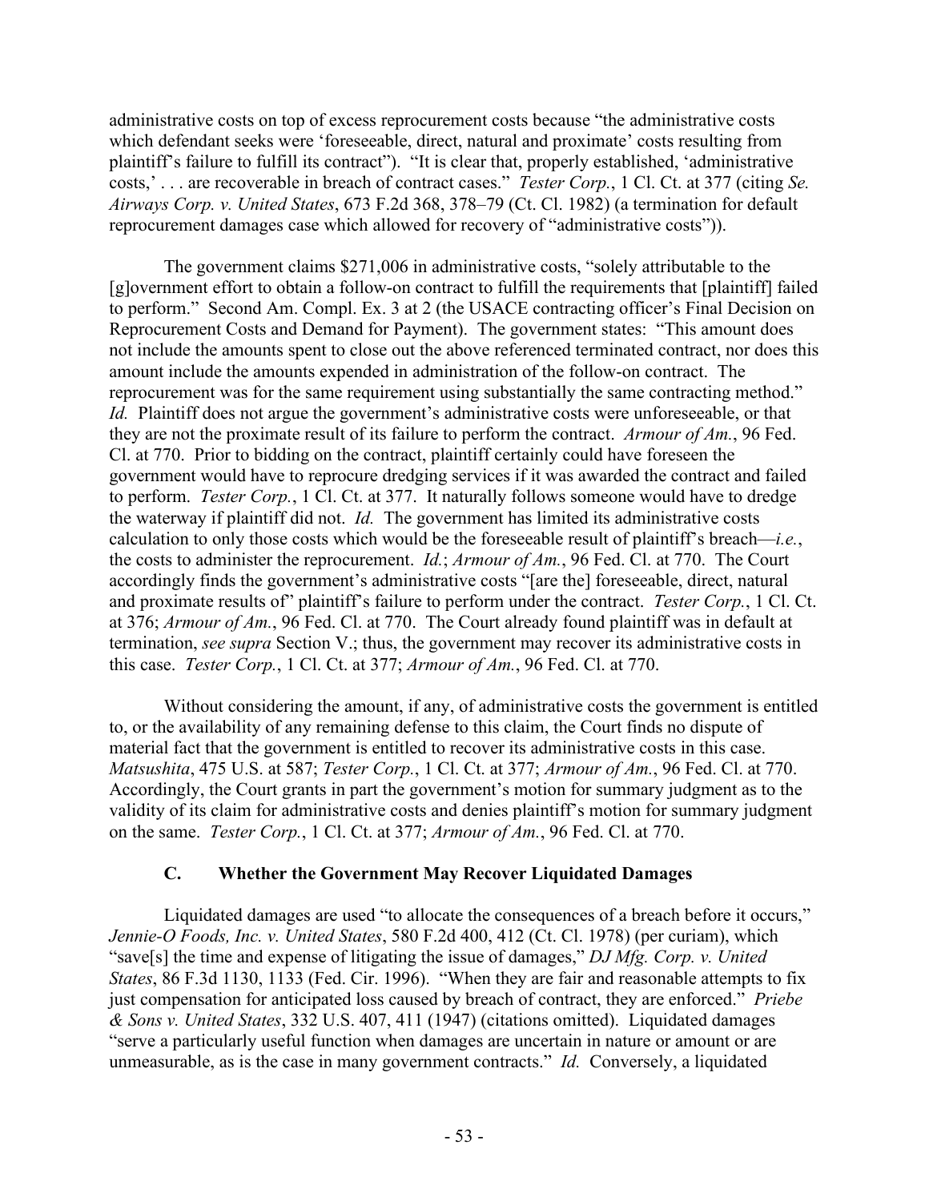administrative costs on top of excess reprocurement costs because "the administrative costs which defendant seeks were 'foreseeable, direct, natural and proximate' costs resulting from plaintiff's failure to fulfill its contract"). "It is clear that, properly established, 'administrative costs,' . . . are recoverable in breach of contract cases." *Tester Corp.*, 1 Cl. Ct. at 377 (citing *Se. Airways Corp. v. United States*, 673 F.2d 368, 378–79 (Ct. Cl. 1982) (a termination for default reprocurement damages case which allowed for recovery of "administrative costs")).

The government claims $271,006 in administrative costs, "solely attributable to the [g]overnment effort to obtain a follow-on contract to fulfill the requirements that [plaintiff] failed to perform." Second Am. Compl. Ex. 3 at 2 (the USACE contracting officer's Final Decision on Reprocurement Costs and Demand for Payment). The government states: "This amount does not include the amounts spent to close out the above referenced terminated contract, nor does this amount include the amounts expended in administration of the follow-on contract. The reprocurement was for the same requirement using substantially the same contracting method." *Id.* Plaintiff does not argue the government's administrative costs were unforeseeable, or that they are not the proximate result of its failure to perform the contract. *Armour of Am.*, 96 Fed. Cl. at 770. Prior to bidding on the contract, plaintiff certainly could have foreseen the government would have to reprocure dredging services if it was awarded the contract and failed to perform. *Tester Corp.*, 1 Cl. Ct. at 377. It naturally follows someone would have to dredge the waterway if plaintiff did not. *Id.* The government has limited its administrative costs calculation to only those costs which would be the foreseeable result of plaintiff's breach—*i.e.*, the costs to administer the reprocurement. *Id.*; *Armour of Am.*, 96 Fed. Cl. at 770. The Court accordingly finds the government's administrative costs "[are the] foreseeable, direct, natural and proximate results of" plaintiff's failure to perform under the contract. *Tester Corp.*, 1 Cl. Ct. at 376; *Armour of Am.*, 96 Fed. Cl. at 770. The Court already found plaintiff was in default at termination, *see supra* Section V.; thus, the government may recover its administrative costs in this case. *Tester Corp.*, 1 Cl. Ct. at 377; *Armour of Am.*, 96 Fed. Cl. at 770.

Without considering the amount, if any, of administrative costs the government is entitled to, or the availability of any remaining defense to this claim, the Court finds no dispute of material fact that the government is entitled to recover its administrative costs in this case. *Matsushita*, 475 U.S. at 587; *Tester Corp.*, 1 Cl. Ct. at 377; *Armour of Am.*, 96 Fed. Cl. at 770. Accordingly, the Court grants in part the government's motion for summary judgment as to the validity of its claim for administrative costs and denies plaintiff's motion for summary judgment on the same. *Tester Corp.*, 1 Cl. Ct. at 377; *Armour of Am.*, 96 Fed. Cl. at 770.

### C. Whether the Government May Recover Liquidated Damages

Liquidated damages are used "to allocate the consequences of a breach before it occurs," *Jennie-O Foods, Inc. v. United States*, 580 F.2d 400, 412 (Ct. Cl. 1978) (per curiam), which "save[s] the time and expense of litigating the issue of damages," *DJ Mfg. Corp. v. United States*, 86 F.3d 1130, 1133 (Fed. Cir. 1996). "When they are fair and reasonable attempts to fix just compensation for anticipated loss caused by breach of contract, they are enforced." *Priebe & Sons v. United States*, 332 U.S. 407, 411 (1947) (citations omitted). Liquidated damages "serve a particularly useful function when damages are uncertain in nature or amount or are unmeasurable, as is the case in many government contracts." *Id.* Conversely, a liquidated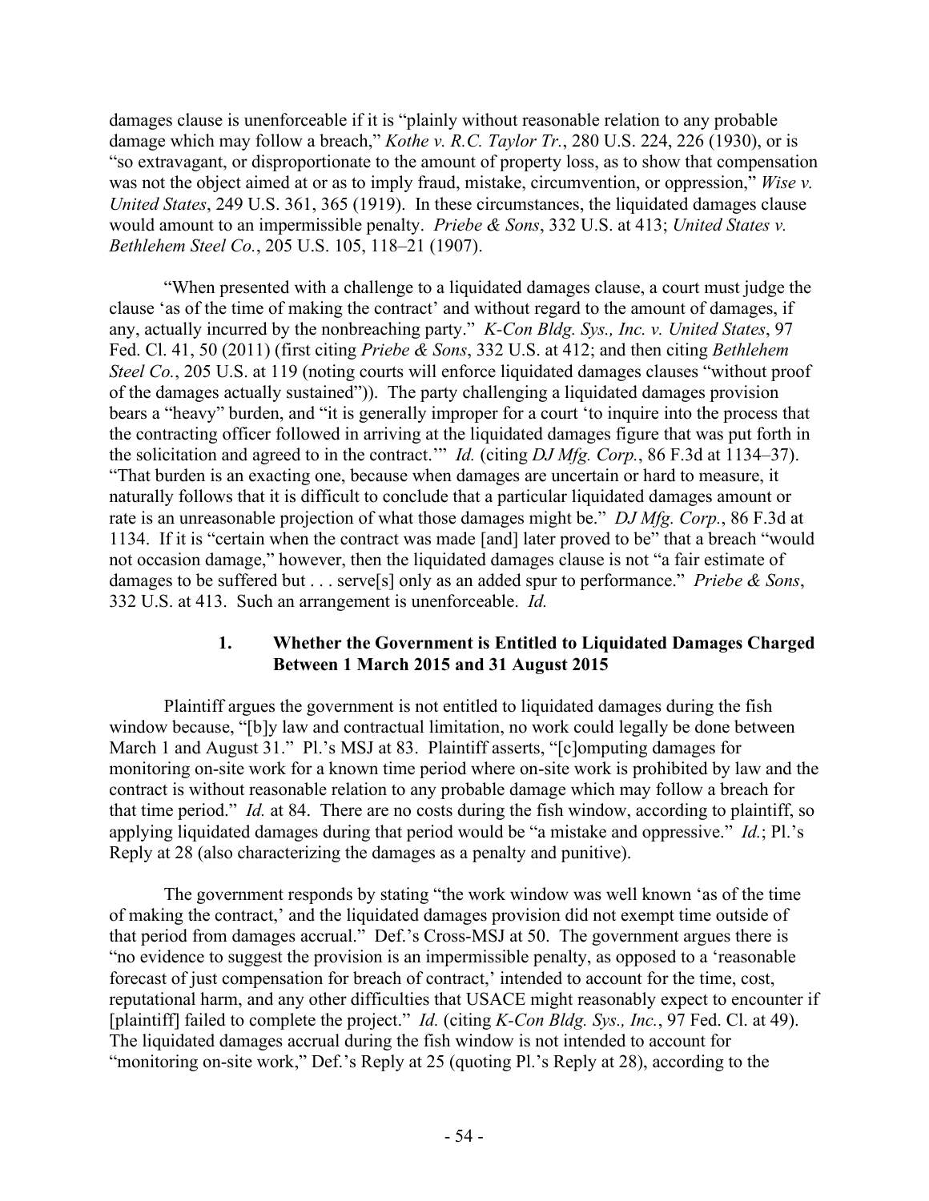damages clause is unenforceable if it is "plainly without reasonable relation to any probable damage which may follow a breach," *Kothe v. R.C. Taylor Tr.*, 280 U.S. 224, 226 (1930), or is "so extravagant, or disproportionate to the amount of property loss, as to show that compensation was not the object aimed at or as to imply fraud, mistake, circumvention, or oppression," *Wise v. United States*, 249 U.S. 361, 365 (1919). In these circumstances, the liquidated damages clause would amount to an impermissible penalty. *Priebe & Sons*, 332 U.S. at 413; *United States v. Bethlehem Steel Co.*, 205 U.S. 105, 118–21 (1907).

"When presented with a challenge to a liquidated damages clause, a court must judge the clause 'as of the time of making the contract' and without regard to the amount of damages, if any, actually incurred by the nonbreaching party." *K-Con Bldg. Sys., Inc. v. United States*, 97 Fed. Cl. 41, 50 (2011) (first citing *Priebe & Sons*, 332 U.S. at 412; and then citing *Bethlehem Steel Co.*, 205 U.S. at 119 (noting courts will enforce liquidated damages clauses "without proof of the damages actually sustained")). The party challenging a liquidated damages provision bears a "heavy" burden, and "it is generally improper for a court 'to inquire into the process that the contracting officer followed in arriving at the liquidated damages figure that was put forth in the solicitation and agreed to in the contract.'" *Id.* (citing *DJ Mfg. Corp.*, 86 F.3d at 1134–37). "That burden is an exacting one, because when damages are uncertain or hard to measure, it naturally follows that it is difficult to conclude that a particular liquidated damages amount or rate is an unreasonable projection of what those damages might be." *DJ Mfg. Corp.*, 86 F.3d at 1134. If it is "certain when the contract was made [and] later proved to be" that a breach "would not occasion damage," however, then the liquidated damages clause is not "a fair estimate of damages to be suffered but . . . serve[s] only as an added spur to performance." *Priebe & Sons*, 332 U.S. at 413. Such an arrangement is unenforceable. *Id.*

### 1. Whether the Government is Entitled to Liquidated Damages Charged Between 1 March 2015 and 31 August 2015

Plaintiff argues the government is not entitled to liquidated damages during the fish window because, "[b]y law and contractual limitation, no work could legally be done between March 1 and August 31." Pl.'s MSJ at 83. Plaintiff asserts, "[c]omputing damages for monitoring on-site work for a known time period where on-site work is prohibited by law and the contract is without reasonable relation to any probable damage which may follow a breach for that time period." *Id.* at 84. There are no costs during the fish window, according to plaintiff, so applying liquidated damages during that period would be "a mistake and oppressive." *Id.*; Pl.'s Reply at 28 (also characterizing the damages as a penalty and punitive).

The government responds by stating "the work window was well known 'as of the time of making the contract,' and the liquidated damages provision did not exempt time outside of that period from damages accrual." Def.'s Cross-MSJ at 50. The government argues there is "no evidence to suggest the provision is an impermissible penalty, as opposed to a 'reasonable forecast of just compensation for breach of contract,' intended to account for the time, cost, reputational harm, and any other difficulties that USACE might reasonably expect to encounter if [plaintiff] failed to complete the project." *Id.* (citing *K-Con Bldg. Sys., Inc.*, 97 Fed. Cl. at 49). The liquidated damages accrual during the fish window is not intended to account for "monitoring on-site work," Def.'s Reply at 25 (quoting Pl.'s Reply at 28), according to the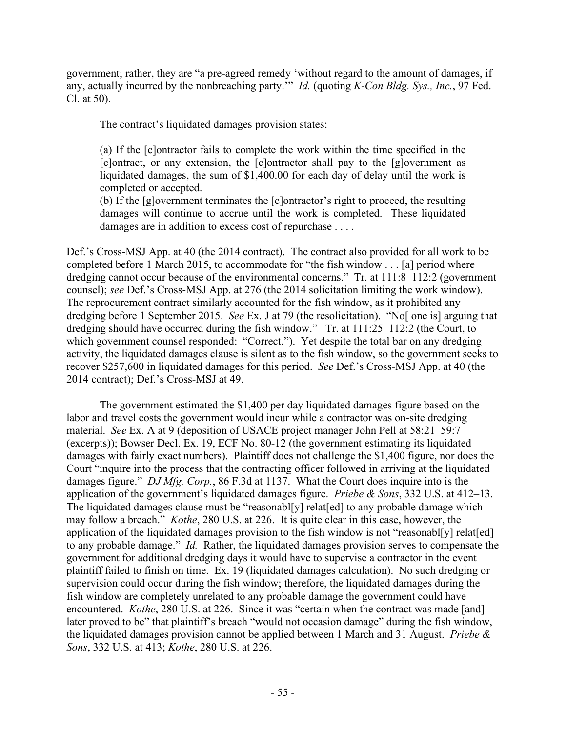government; rather, they are "a pre-agreed remedy 'without regard to the amount of damages, if any, actually incurred by the nonbreaching party.'" *Id.* (quoting *K-Con Bldg. Sys., Inc.*, 97 Fed. Cl. at 50).

The contract's liquidated damages provision states:

> (a) If the [c]ontractor fails to complete the work within the time specified in the [c]ontract, or any extension, the [c]ontractor shall pay to the [g]overnment as liquidated damages, the sum of $1,400.00 for each day of delay until the work is completed or accepted.
> (b) If the [g]overnment terminates the [c]ontractor's right to proceed, the resulting damages will continue to accrue until the work is completed. These liquidated damages are in addition to excess cost of repurchase . . . .

Def.'s Cross-MSJ App. at 40 (the 2014 contract). The contract also provided for all work to be completed before 1 March 2015, to accommodate for "the fish window . . . [a] period where dredging cannot occur because of the environmental concerns." Tr. at 111:8–112:2 (government counsel); *see* Def.'s Cross-MSJ App. at 276 (the 2014 solicitation limiting the work window). The reprocurement contract similarly accounted for the fish window, as it prohibited any dredging before 1 September 2015. *See* Ex. J at 79 (the resolicitation). "No[ one is] arguing that dredging should have occurred during the fish window." Tr. at 111:25–112:2 (the Court, to which government counsel responded: "Correct."). Yet despite the total bar on any dredging activity, the liquidated damages clause is silent as to the fish window, so the government seeks to recover $257,600 in liquidated damages for this period. *See* Def.'s Cross-MSJ App. at 40 (the 2014 contract); Def.'s Cross-MSJ at 49.

The government estimated the $1,400 per day liquidated damages figure based on the labor and travel costs the government would incur while a contractor was on-site dredging material. *See* Ex. A at 9 (deposition of USACE project manager John Pell at 58:21–59:7 (excerpts)); Bowser Decl. Ex. 19, ECF No. 80-12 (the government estimating its liquidated damages with fairly exact numbers). Plaintiff does not challenge the $1,400 figure, nor does the Court "inquire into the process that the contracting officer followed in arriving at the liquidated damages figure." *DJ Mfg. Corp.*, 86 F.3d at 1137. What the Court does inquire into is the application of the government's liquidated damages figure. *Priebe & Sons*, 332 U.S. at 412–13. The liquidated damages clause must be "reasonabl[y] relat[ed] to any probable damage which may follow a breach." *Kothe*, 280 U.S. at 226. It is quite clear in this case, however, the application of the liquidated damages provision to the fish window is not "reasonabl[y] relat[ed] to any probable damage." *Id.* Rather, the liquidated damages provision serves to compensate the government for additional dredging days it would have to supervise a contractor in the event plaintiff failed to finish on time. Ex. 19 (liquidated damages calculation). No such dredging or supervision could occur during the fish window; therefore, the liquidated damages during the fish window are completely unrelated to any probable damage the government could have encountered. *Kothe*, 280 U.S. at 226. Since it was "certain when the contract was made [and] later proved to be" that plaintiff's breach "would not occasion damage" during the fish window, the liquidated damages provision cannot be applied between 1 March and 31 August. *Priebe & Sons*, 332 U.S. at 413; *Kothe*, 280 U.S. at 226.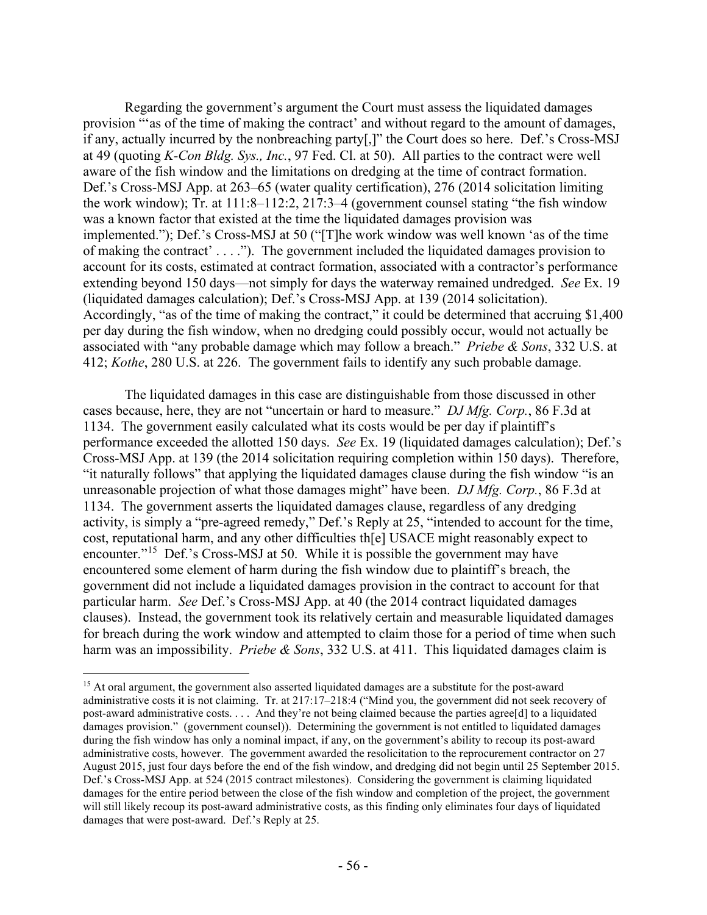Regarding the government's argument the Court must assess the liquidated damages provision "'as of the time of making the contract' and without regard to the amount of damages, if any, actually incurred by the nonbreaching party[,]" the Court does so here. Def.'s Cross-MSJ at 49 (quoting *K-Con Bldg. Sys., Inc.*, 97 Fed. Cl. at 50). All parties to the contract were well aware of the fish window and the limitations on dredging at the time of contract formation. Def.'s Cross-MSJ App. at 263–65 (water quality certification), 276 (2014 solicitation limiting the work window); Tr. at 111:8–112:2, 217:3–4 (government counsel stating "the fish window was a known factor that existed at the time the liquidated damages provision was implemented."); Def.'s Cross-MSJ at 50 ("[T]he work window was well known 'as of the time of making the contract' . . . ."). The government included the liquidated damages provision to account for its costs, estimated at contract formation, associated with a contractor's performance extending beyond 150 days—not simply for days the waterway remained undredged. *See* Ex. 19 (liquidated damages calculation); Def.'s Cross-MSJ App. at 139 (2014 solicitation). Accordingly, "as of the time of making the contract," it could be determined that accruing $1,400 per day during the fish window, when no dredging could possibly occur, would not actually be associated with "any probable damage which may follow a breach." *Priebe & Sons*, 332 U.S. at 412; *Kothe*, 280 U.S. at 226. The government fails to identify any such probable damage.

The liquidated damages in this case are distinguishable from those discussed in other cases because, here, they are not "uncertain or hard to measure." *DJ Mfg. Corp.*, 86 F.3d at 1134. The government easily calculated what its costs would be per day if plaintiff's performance exceeded the allotted 150 days. *See* Ex. 19 (liquidated damages calculation); Def.'s Cross-MSJ App. at 139 (the 2014 solicitation requiring completion within 150 days). Therefore, "it naturally follows" that applying the liquidated damages clause during the fish window "is an unreasonable projection of what those damages might" have been. *DJ Mfg. Corp.*, 86 F.3d at 1134. The government asserts the liquidated damages clause, regardless of any dredging activity, is simply a "pre-agreed remedy," Def.'s Reply at 25, "intended to account for the time, cost, reputational harm, and any other difficulties th[e] USACE might reasonably expect to encounter."[15] Def.'s Cross-MSJ at 50. While it is possible the government may have encountered some element of harm during the fish window due to plaintiff's breach, the government did not include a liquidated damages provision in the contract to account for that particular harm. *See* Def.'s Cross-MSJ App. at 40 (the 2014 contract liquidated damages clauses). Instead, the government took its relatively certain and measurable liquidated damages for breach during the work window and attempted to claim those for a period of time when such harm was an impossibility. *Priebe & Sons*, 332 U.S. at 411. This liquidated damages claim is

[15] At oral argument, the government also asserted liquidated damages are a substitute for the post-award administrative costs it is not claiming. Tr. at 217:17–218:4 ("Mind you, the government did not seek recovery of post-award administrative costs. . . . And they're not being claimed because the parties agree[d] to a liquidated damages provision." (government counsel)). Determining the government is not entitled to liquidated damages during the fish window has only a nominal impact, if any, on the government's ability to recoup its post-award administrative costs, however. The government awarded the resolicitation to the reprocurement contractor on 27 August 2015, just four days before the end of the fish window, and dredging did not begin until 25 September 2015. Def.'s Cross-MSJ App. at 524 (2015 contract milestones). Considering the government is claiming liquidated damages for the entire period between the close of the fish window and completion of the project, the government will still likely recoup its post-award administrative costs, as this finding only eliminates four days of liquidated damages that were post-award. Def.'s Reply at 25.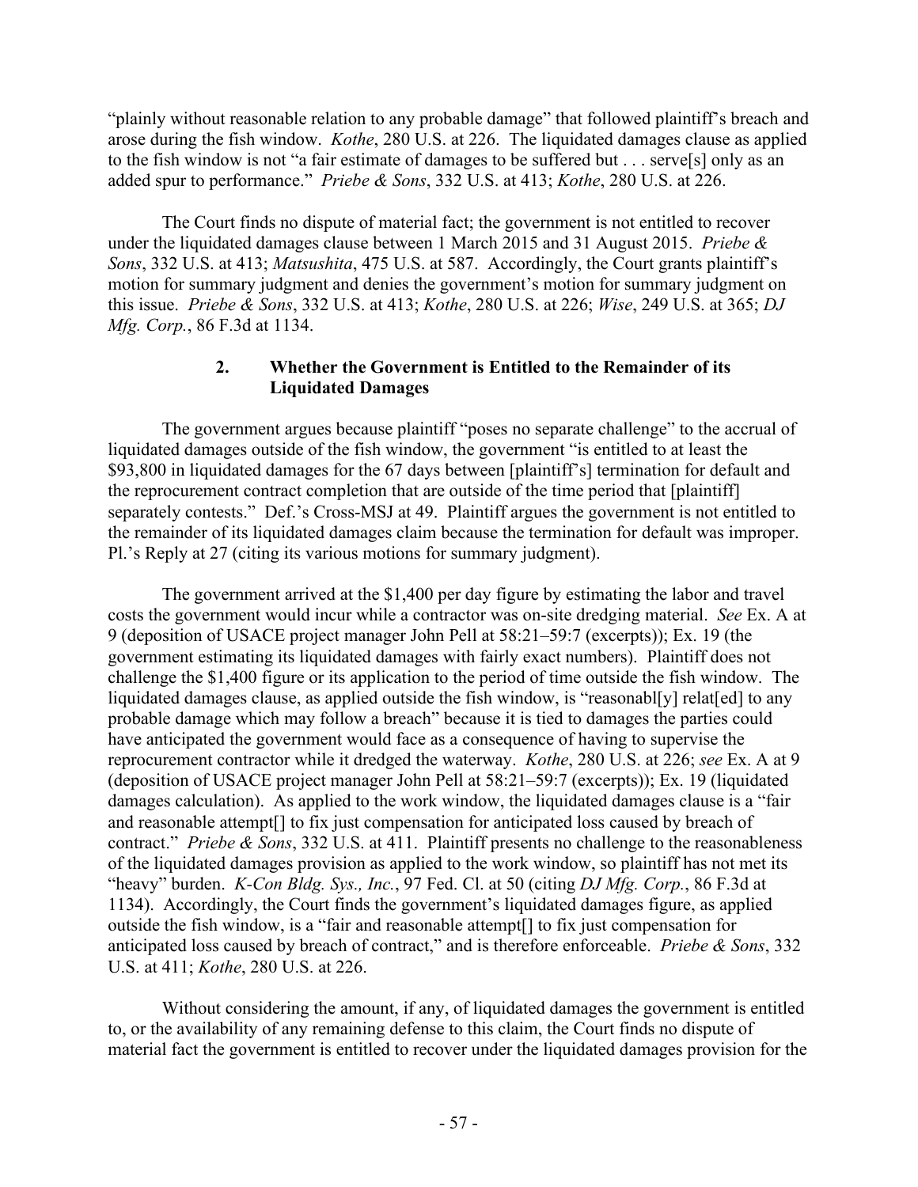"plainly without reasonable relation to any probable damage" that followed plaintiff's breach and arose during the fish window. *Kothe*, 280 U.S. at 226. The liquidated damages clause as applied to the fish window is not "a fair estimate of damages to be suffered but . . . serve[s] only as an added spur to performance." *Priebe & Sons*, 332 U.S. at 413; *Kothe*, 280 U.S. at 226.

The Court finds no dispute of material fact; the government is not entitled to recover under the liquidated damages clause between 1 March 2015 and 31 August 2015. *Priebe & Sons*, 332 U.S. at 413; *Matsushita*, 475 U.S. at 587. Accordingly, the Court grants plaintiff's motion for summary judgment and denies the government's motion for summary judgment on this issue. *Priebe & Sons*, 332 U.S. at 413; *Kothe*, 280 U.S. at 226; *Wise*, 249 U.S. at 365; *DJ Mfg. Corp.*, 86 F.3d at 1134.

### 2. Whether the Government is Entitled to the Remainder of its Liquidated Damages

The government argues because plaintiff "poses no separate challenge" to the accrual of liquidated damages outside of the fish window, the government "is entitled to at least the $93,800 in liquidated damages for the 67 days between [plaintiff's] termination for default and the reprocurement contract completion that are outside of the time period that [plaintiff] separately contests." Def.'s Cross-MSJ at 49. Plaintiff argues the government is not entitled to the remainder of its liquidated damages claim because the termination for default was improper. Pl.'s Reply at 27 (citing its various motions for summary judgment).

The government arrived at the $1,400 per day figure by estimating the labor and travel costs the government would incur while a contractor was on-site dredging material. *See* Ex. A at 9 (deposition of USACE project manager John Pell at 58:21–59:7 (excerpts)); Ex. 19 (the government estimating its liquidated damages with fairly exact numbers). Plaintiff does not challenge the $1,400 figure or its application to the period of time outside the fish window. The liquidated damages clause, as applied outside the fish window, is "reasonabl[y] relat[ed] to any probable damage which may follow a breach" because it is tied to damages the parties could have anticipated the government would face as a consequence of having to supervise the reprocurement contractor while it dredged the waterway. *Kothe*, 280 U.S. at 226; *see* Ex. A at 9 (deposition of USACE project manager John Pell at 58:21–59:7 (excerpts)); Ex. 19 (liquidated damages calculation). As applied to the work window, the liquidated damages clause is a "fair and reasonable attempt[] to fix just compensation for anticipated loss caused by breach of contract." *Priebe & Sons*, 332 U.S. at 411. Plaintiff presents no challenge to the reasonableness of the liquidated damages provision as applied to the work window, so plaintiff has not met its "heavy" burden. *K-Con Bldg. Sys., Inc.*, 97 Fed. Cl. at 50 (citing *DJ Mfg. Corp.*, 86 F.3d at 1134). Accordingly, the Court finds the government's liquidated damages figure, as applied outside the fish window, is a "fair and reasonable attempt[] to fix just compensation for anticipated loss caused by breach of contract," and is therefore enforceable. *Priebe & Sons*, 332 U.S. at 411; *Kothe*, 280 U.S. at 226.

Without considering the amount, if any, of liquidated damages the government is entitled to, or the availability of any remaining defense to this claim, the Court finds no dispute of material fact the government is entitled to recover under the liquidated damages provision for the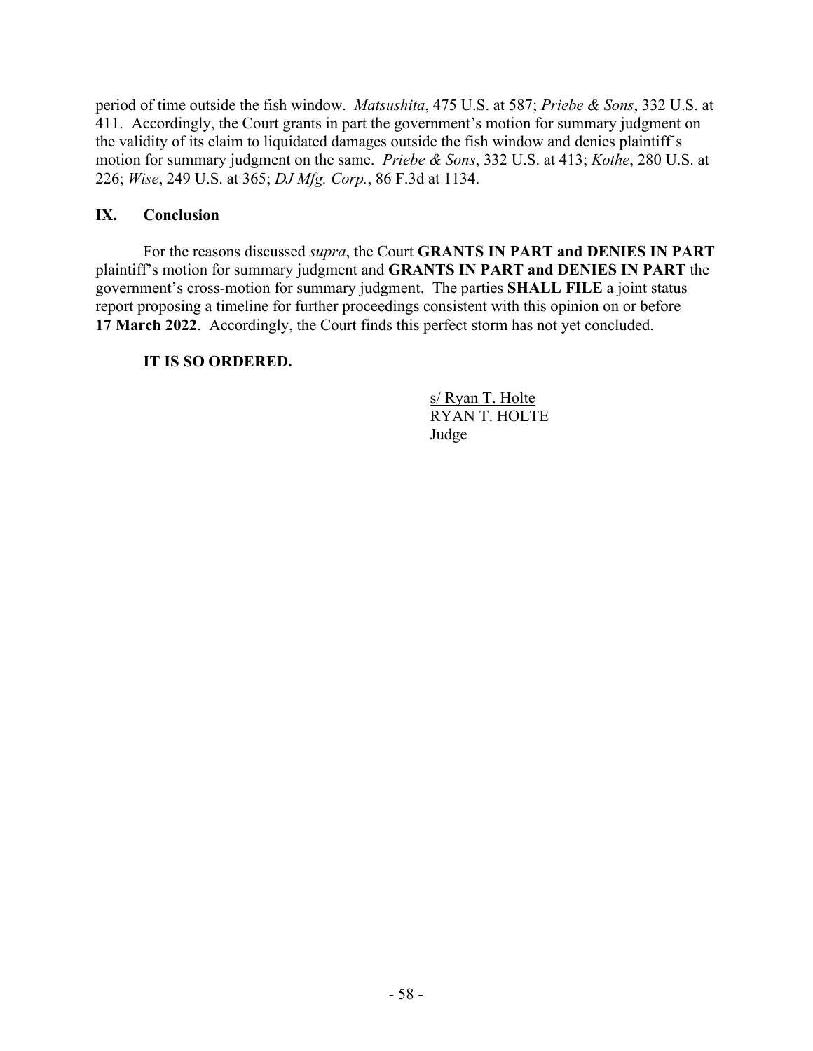period of time outside the fish window. *Matsushita*, 475 U.S. at 587; *Priebe & Sons*, 332 U.S. at 411. Accordingly, the Court grants in part the government's motion for summary judgment on the validity of its claim to liquidated damages outside the fish window and denies plaintiff's motion for summary judgment on the same. *Priebe & Sons*, 332 U.S. at 413; *Kothe*, 280 U.S. at 226; *Wise*, 249 U.S. at 365; *DJ Mfg. Corp.*, 86 F.3d at 1134.

## IX. Conclusion

For the reasons discussed *supra*, the Court **GRANTS IN PART and DENIES IN PART** plaintiff's motion for summary judgment and **GRANTS IN PART and DENIES IN PART** the government's cross-motion for summary judgment. The parties **SHALL FILE** a joint status report proposing a timeline for further proceedings consistent with this opinion on or before **17 March 2022**. Accordingly, the Court finds this perfect storm has not yet concluded.

**IT IS SO ORDERED.**

s/ Ryan T. Holte
RYAN T. HOLTE
Judge